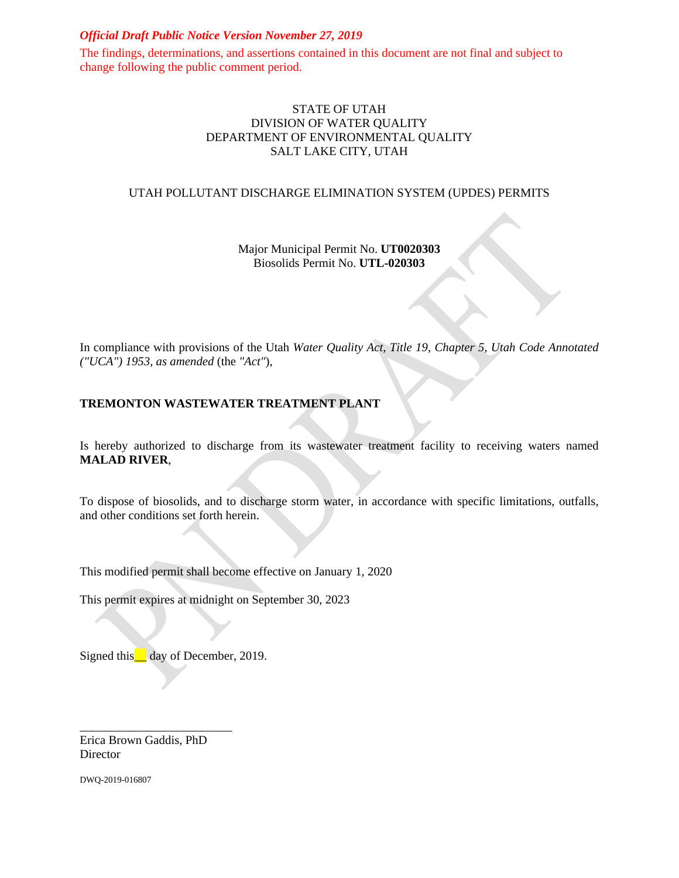***Official Draft Public Notice Version November 27, 2019***

The findings, determinations, and assertions contained in this document are not final and subject to change following the public comment period.

STATE OF UTAH
DIVISION OF WATER QUALITY
DEPARTMENT OF ENVIRONMENTAL QUALITY
SALT LAKE CITY, UTAH

UTAH POLLUTANT DISCHARGE ELIMINATION SYSTEM (UPDES) PERMITS

Major Municipal Permit No. **UT0020303**
Biosolids Permit No. **UTL-020303**

In compliance with provisions of the Utah *Water Quality Act, Title 19, Chapter 5, Utah Code Annotated ("UCA") 1953, as amended* (the *"Act"*),

**TREMONTON WASTEWATER TREATMENT PLANT**

Is hereby authorized to discharge from its wastewater treatment facility to receiving waters named **MALAD RIVER**,

To dispose of biosolids, and to discharge storm water, in accordance with specific limitations, outfalls, and other conditions set forth herein.

This modified permit shall become effective on January 1, 2020

This permit expires at midnight on September 30, 2023

Signed this__ day of December, 2019.

_________________________
Erica Brown Gaddis, PhD
Director

DWQ-2019-016807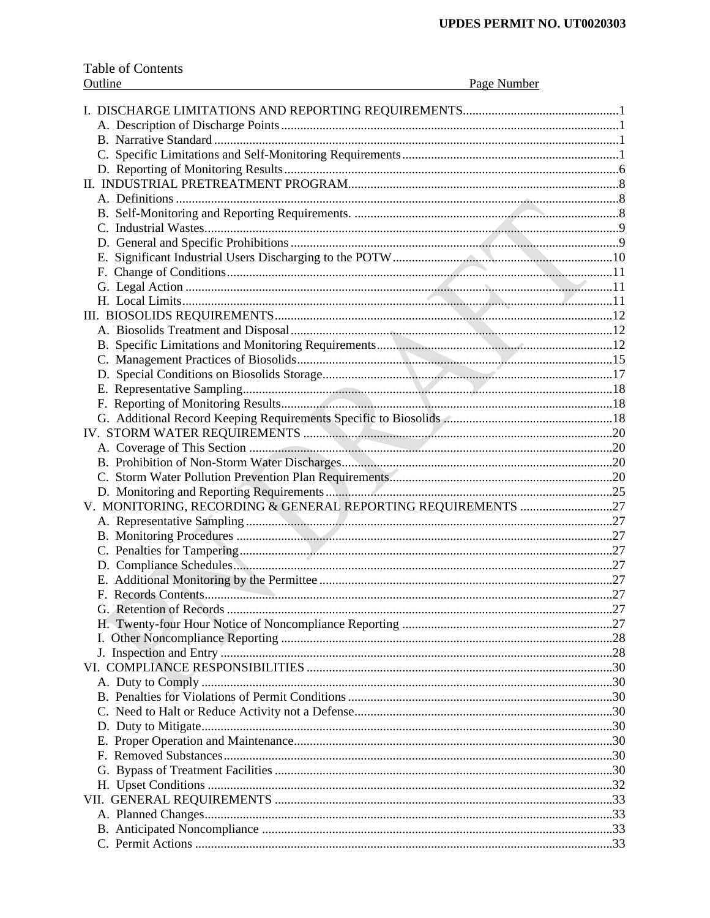Table of Contents

| Outline | Page Number |
| --- | --- |
| I. DISCHARGE LIMITATIONS AND REPORTING REQUIREMENTS | 1 |
| A. Description of Discharge Points | 1 |
| B. Narrative Standard | 1 |
| C. Specific Limitations and Self-Monitoring Requirements | 1 |
| D. Reporting of Monitoring Results | 6 |
| II. INDUSTRIAL PRETREATMENT PROGRAM | 8 |
| A. Definitions | 8 |
| B. Self-Monitoring and Reporting Requirements. | 8 |
| C. Industrial Wastes | 9 |
| D. General and Specific Prohibitions | 9 |
| E. Significant Industrial Users Discharging to the POTW | 10 |
| F. Change of Conditions | 11 |
| G. Legal Action | 11 |
| H. Local Limits | 11 |
| III. BIOSOLIDS REQUIREMENTS | 12 |
| A. Biosolids Treatment and Disposal | 12 |
| B. Specific Limitations and Monitoring Requirements | 12 |
| C. Management Practices of Biosolids | 15 |
| D. Special Conditions on Biosolids Storage | 17 |
| E. Representative Sampling | 18 |
| F. Reporting of Monitoring Results | 18 |
| G. Additional Record Keeping Requirements Specific to Biosolids | 18 |
| IV. STORM WATER REQUIREMENTS | 20 |
| A. Coverage of This Section | 20 |
| B. Prohibition of Non-Storm Water Discharges | 20 |
| C. Storm Water Pollution Prevention Plan Requirements | 20 |
| D. Monitoring and Reporting Requirements | 25 |
| V. MONITORING, RECORDING & GENERAL REPORTING REQUIREMENTS | 27 |
| A. Representative Sampling | 27 |
| B. Monitoring Procedures | 27 |
| C. Penalties for Tampering | 27 |
| D. Compliance Schedules | 27 |
| E. Additional Monitoring by the Permittee | 27 |
| F. Records Contents | 27 |
| G. Retention of Records | 27 |
| H. Twenty-four Hour Notice of Noncompliance Reporting | 27 |
| I. Other Noncompliance Reporting | 28 |
| J. Inspection and Entry | 28 |
| VI. COMPLIANCE RESPONSIBILITIES | 30 |
| A. Duty to Comply | 30 |
| B. Penalties for Violations of Permit Conditions | 30 |
| C. Need to Halt or Reduce Activity not a Defense | 30 |
| D. Duty to Mitigate | 30 |
| E. Proper Operation and Maintenance | 30 |
| F. Removed Substances | 30 |
| G. Bypass of Treatment Facilities | 30 |
| H. Upset Conditions | 32 |
| VII. GENERAL REQUIREMENTS | 33 |
| A. Planned Changes | 33 |
| B. Anticipated Noncompliance | 33 |
| C. Permit Actions | 33 |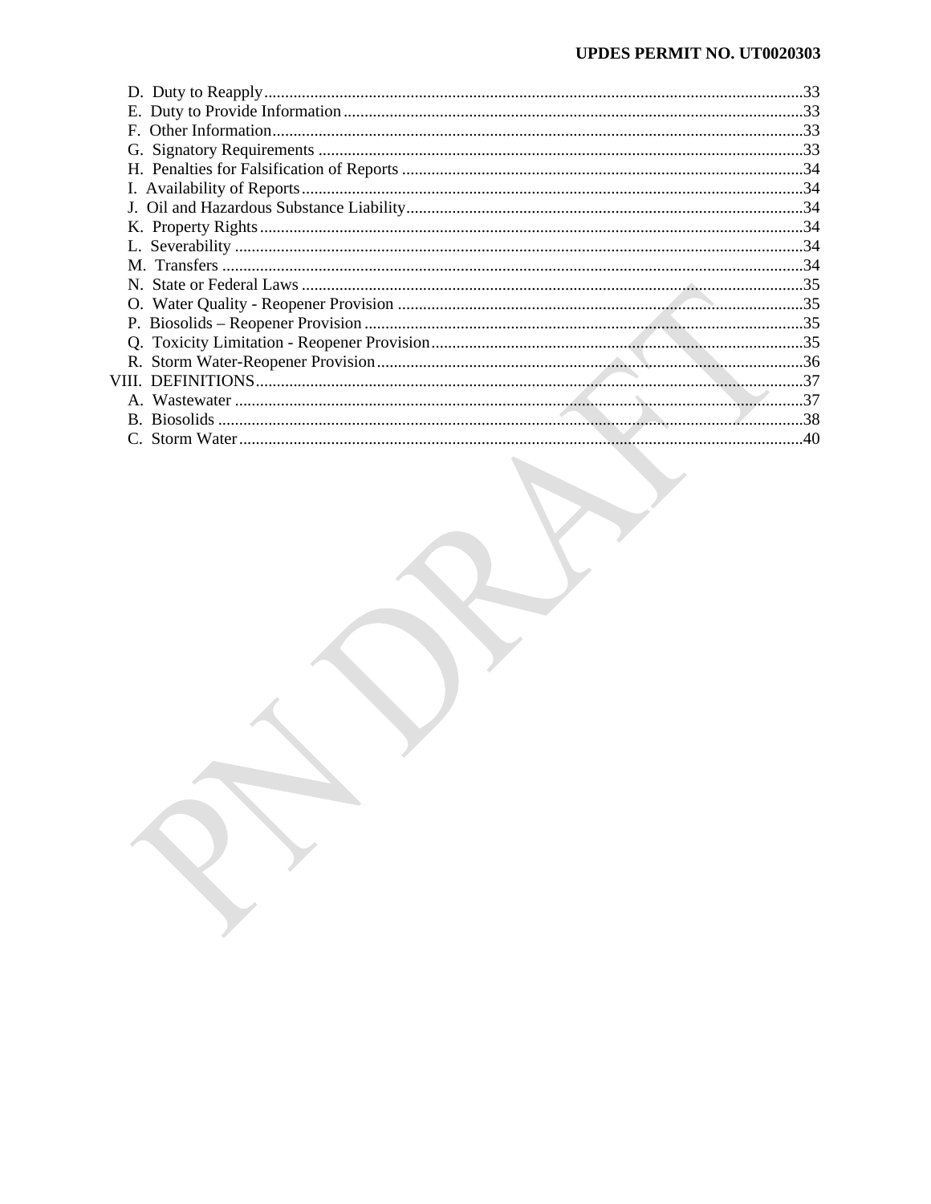D. Duty to Reapply....33
E. Duty to Provide Information....33
F. Other Information....33
G. Signatory Requirements....33
H. Penalties for Falsification of Reports....34
I. Availability of Reports....34
J. Oil and Hazardous Substance Liability....34
K. Property Rights....34
L. Severability....34
M. Transfers....34
N. State or Federal Laws....35
O. Water Quality - Reopener Provision....35
P. Biosolids – Reopener Provision....35
Q. Toxicity Limitation - Reopener Provision....35
R. Storm Water-Reopener Provision....36

VIII. DEFINITIONS....37
A. Wastewater....37
B. Biosolids....38
C. Storm Water....40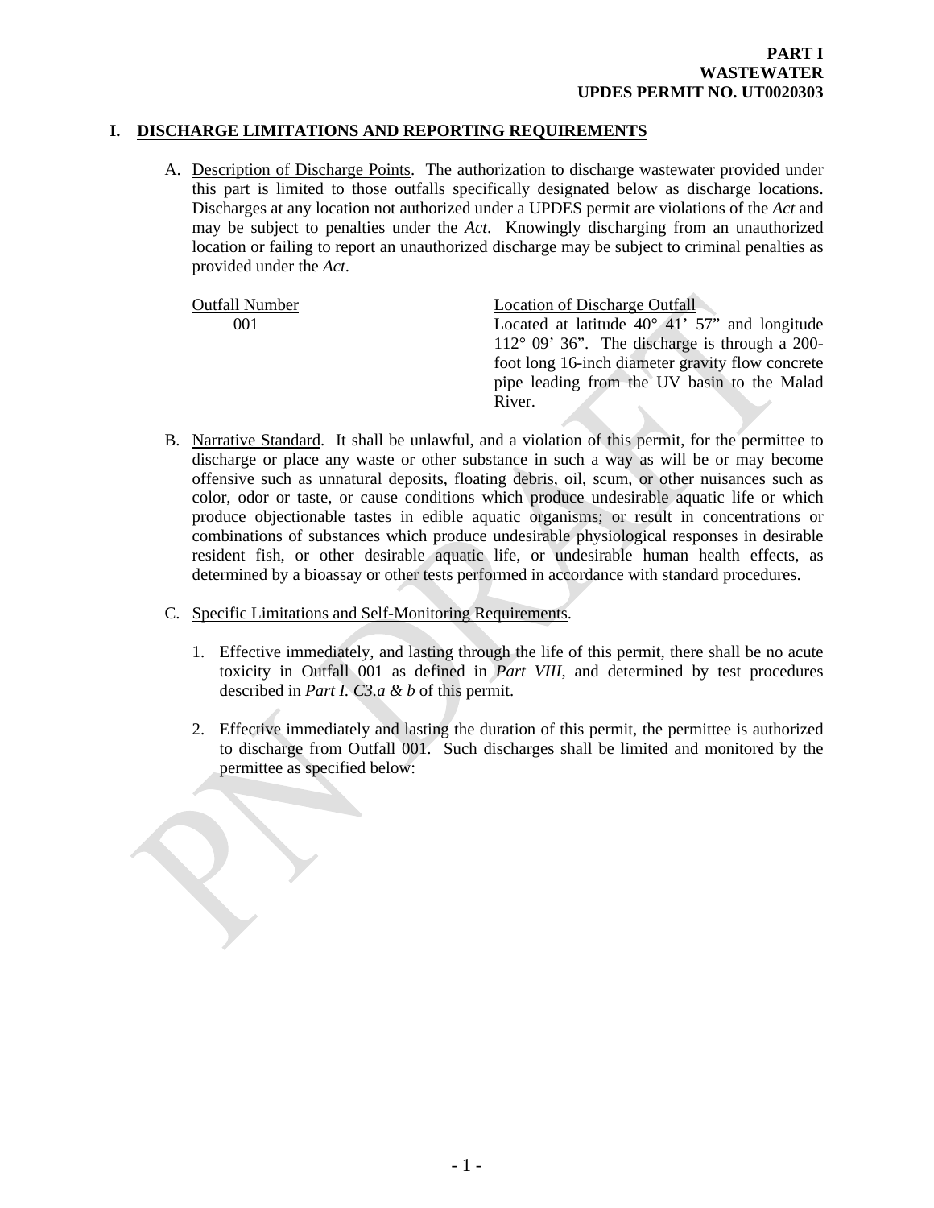**PART I**
**WASTEWATER**
**UPDES PERMIT NO. UT0020303**

# I. DISCHARGE LIMITATIONS AND REPORTING REQUIREMENTS

A. Description of Discharge Points. The authorization to discharge wastewater provided under this part is limited to those outfalls specifically designated below as discharge locations. Discharges at any location not authorized under a UPDES permit are violations of the *Act* and may be subject to penalties under the *Act*. Knowingly discharging from an unauthorized location or failing to report an unauthorized discharge may be subject to criminal penalties as provided under the *Act*.

| Outfall Number | Location of Discharge Outfall |
|---|---|
| 001 | Located at latitude 40° 41' 57" and longitude 112° 09' 36". The discharge is through a 200-foot long 16-inch diameter gravity flow concrete pipe leading from the UV basin to the Malad River. |

B. Narrative Standard. It shall be unlawful, and a violation of this permit, for the permittee to discharge or place any waste or other substance in such a way as will be or may become offensive such as unnatural deposits, floating debris, oil, scum, or other nuisances such as color, odor or taste, or cause conditions which produce undesirable aquatic life or which produce objectionable tastes in edible aquatic organisms; or result in concentrations or combinations of substances which produce undesirable physiological responses in desirable resident fish, or other desirable aquatic life, or undesirable human health effects, as determined by a bioassay or other tests performed in accordance with standard procedures.

C. Specific Limitations and Self-Monitoring Requirements.

1. Effective immediately, and lasting through the life of this permit, there shall be no acute toxicity in Outfall 001 as defined in *Part VIII*, and determined by test procedures described in *Part I. C3.a & b* of this permit.

2. Effective immediately and lasting the duration of this permit, the permittee is authorized to discharge from Outfall 001. Such discharges shall be limited and monitored by the permittee as specified below: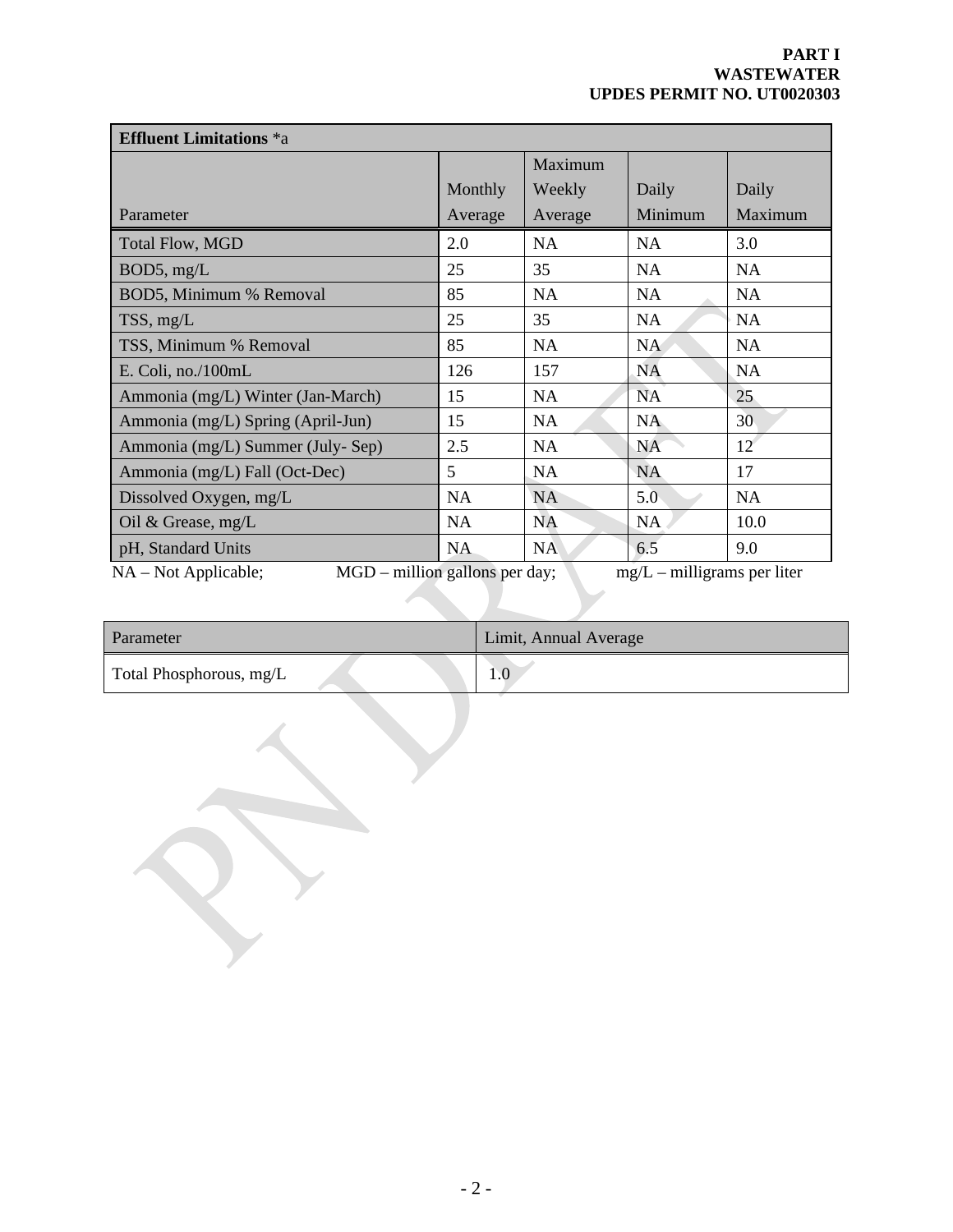| Effluent Limitations *a | | | | |
|---|---|---|---|---|
| Parameter | Monthly Average | Maximum Weekly Average | Daily Minimum | Daily Maximum |
| Total Flow, MGD | 2.0 | NA | NA | 3.0 |
| BOD5, mg/L | 25 | 35 | NA | NA |
| BOD5, Minimum % Removal | 85 | NA | NA | NA |
| TSS, mg/L | 25 | 35 | NA | NA |
| TSS, Minimum % Removal | 85 | NA | NA | NA |
| E. Coli, no./100mL | 126 | 157 | NA | NA |
| Ammonia (mg/L) Winter (Jan-March) | 15 | NA | NA | 25 |
| Ammonia (mg/L) Spring (April-Jun) | 15 | NA | NA | 30 |
| Ammonia (mg/L) Summer (July- Sep) | 2.5 | NA | NA | 12 |
| Ammonia (mg/L) Fall (Oct-Dec) | 5 | NA | NA | 17 |
| Dissolved Oxygen, mg/L | NA | NA | 5.0 | NA |
| Oil & Grease, mg/L | NA | NA | NA | 10.0 |
| pH, Standard Units | NA | NA | 6.5 | 9.0 |

NA – Not Applicable; MGD – million gallons per day; mg/L – milligrams per liter

| Parameter | Limit, Annual Average |
|---|---|
| Total Phosphorous, mg/L | 1.0 |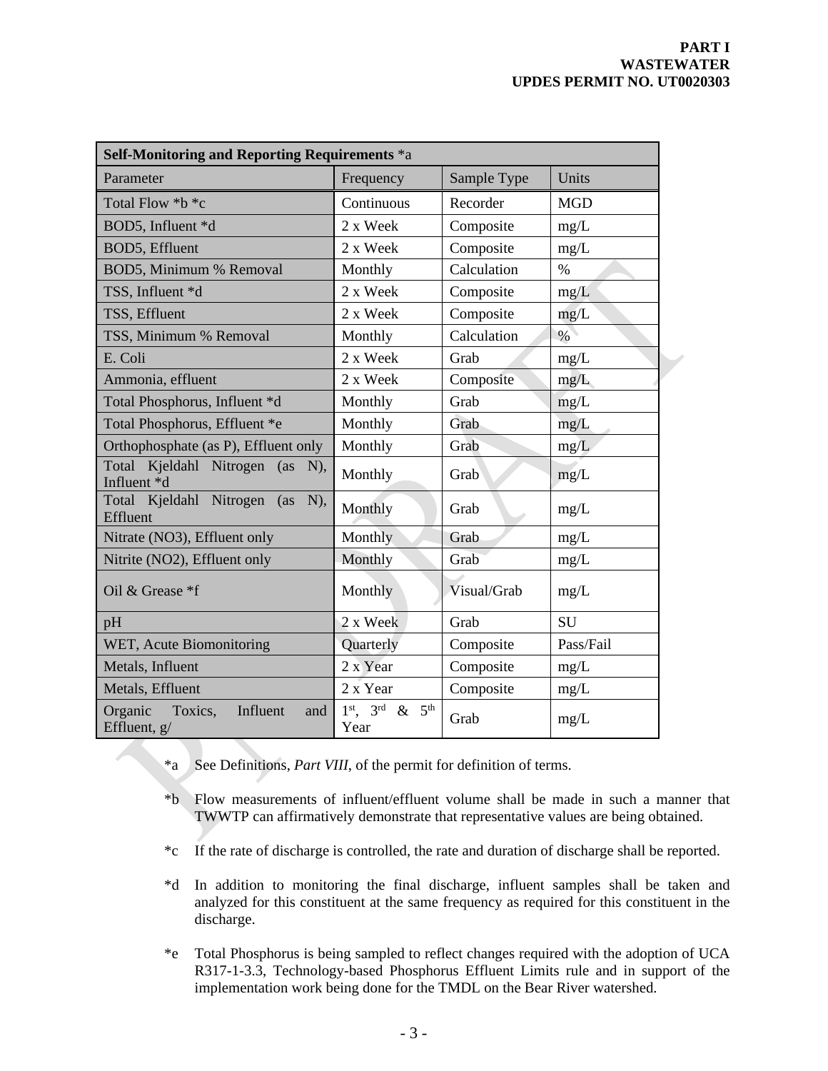| Self-Monitoring and Reporting Requirements *a | | | |
|---|---|---|---|
| Parameter | Frequency | Sample Type | Units |
| Total Flow *b *c | Continuous | Recorder | MGD |
| BOD5, Influent *d | 2 x Week | Composite | mg/L |
| BOD5, Effluent | 2 x Week | Composite | mg/L |
| BOD5, Minimum % Removal | Monthly | Calculation | % |
| TSS, Influent *d | 2 x Week | Composite | mg/L |
| TSS, Effluent | 2 x Week | Composite | mg/L |
| TSS, Minimum % Removal | Monthly | Calculation | % |
| E. Coli | 2 x Week | Grab | mg/L |
| Ammonia, effluent | 2 x Week | Composite | mg/L |
| Total Phosphorus, Influent *d | Monthly | Grab | mg/L |
| Total Phosphorus, Effluent *e | Monthly | Grab | mg/L |
| Orthophosphate (as P), Effluent only | Monthly | Grab | mg/L |
| Total Kjeldahl Nitrogen (as N), Influent *d | Monthly | Grab | mg/L |
| Total Kjeldahl Nitrogen (as N), Effluent | Monthly | Grab | mg/L |
| Nitrate (NO3), Effluent only | Monthly | Grab | mg/L |
| Nitrite (NO2), Effluent only | Monthly | Grab | mg/L |
| Oil & Grease *f | Monthly | Visual/Grab | mg/L |
| pH | 2 x Week | Grab | SU |
| WET, Acute Biomonitoring | Quarterly | Composite | Pass/Fail |
| Metals, Influent | 2 x Year | Composite | mg/L |
| Metals, Effluent | 2 x Year | Composite | mg/L |
| Organic Toxics, Influent and Effluent, g/ | 1st, 3rd & 5th Year | Grab | mg/L |

*a See Definitions, *Part VIII*, of the permit for definition of terms.

*b Flow measurements of influent/effluent volume shall be made in such a manner that TWWTP can affirmatively demonstrate that representative values are being obtained.

*c If the rate of discharge is controlled, the rate and duration of discharge shall be reported.

*d In addition to monitoring the final discharge, influent samples shall be taken and analyzed for this constituent at the same frequency as required for this constituent in the discharge.

*e Total Phosphorus is being sampled to reflect changes required with the adoption of UCA R317-1-3.3, Technology-based Phosphorus Effluent Limits rule and in support of the implementation work being done for the TMDL on the Bear River watershed.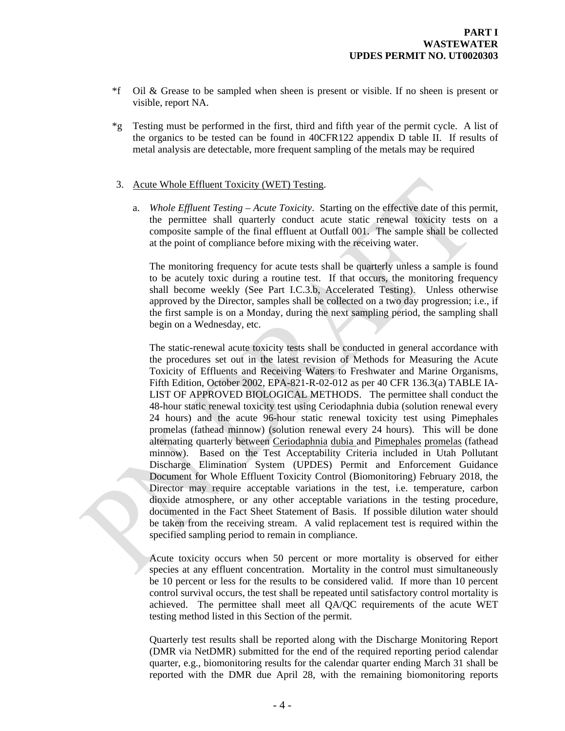*f Oil & Grease to be sampled when sheen is present or visible. If no sheen is present or visible, report NA.

*g Testing must be performed in the first, third and fifth year of the permit cycle. A list of the organics to be tested can be found in 40CFR122 appendix D table II. If results of metal analysis are detectable, more frequent sampling of the metals may be required

3. Acute Whole Effluent Toxicity (WET) Testing.

   a. *Whole Effluent Testing – Acute Toxicity*. Starting on the effective date of this permit, the permittee shall quarterly conduct acute static renewal toxicity tests on a composite sample of the final effluent at Outfall 001. The sample shall be collected at the point of compliance before mixing with the receiving water.

   The monitoring frequency for acute tests shall be quarterly unless a sample is found to be acutely toxic during a routine test. If that occurs, the monitoring frequency shall become weekly (See Part I.C.3.b, Accelerated Testing). Unless otherwise approved by the Director, samples shall be collected on a two day progression; i.e., if the first sample is on a Monday, during the next sampling period, the sampling shall begin on a Wednesday, etc.

   The static-renewal acute toxicity tests shall be conducted in general accordance with the procedures set out in the latest revision of Methods for Measuring the Acute Toxicity of Effluents and Receiving Waters to Freshwater and Marine Organisms, Fifth Edition, October 2002, EPA-821-R-02-012 as per 40 CFR 136.3(a) TABLE IA-LIST OF APPROVED BIOLOGICAL METHODS. The permittee shall conduct the 48-hour static renewal toxicity test using Ceriodaphnia dubia (solution renewal every 24 hours) and the acute 96-hour static renewal toxicity test using Pimephales promelas (fathead minnow) (solution renewal every 24 hours). This will be done alternating quarterly between Ceriodaphnia dubia and Pimephales promelas (fathead minnow). Based on the Test Acceptability Criteria included in Utah Pollutant Discharge Elimination System (UPDES) Permit and Enforcement Guidance Document for Whole Effluent Toxicity Control (Biomonitoring) February 2018, the Director may require acceptable variations in the test, i.e. temperature, carbon dioxide atmosphere, or any other acceptable variations in the testing procedure, documented in the Fact Sheet Statement of Basis. If possible dilution water should be taken from the receiving stream. A valid replacement test is required within the specified sampling period to remain in compliance.

   Acute toxicity occurs when 50 percent or more mortality is observed for either species at any effluent concentration. Mortality in the control must simultaneously be 10 percent or less for the results to be considered valid. If more than 10 percent control survival occurs, the test shall be repeated until satisfactory control mortality is achieved. The permittee shall meet all QA/QC requirements of the acute WET testing method listed in this Section of the permit.

   Quarterly test results shall be reported along with the Discharge Monitoring Report (DMR via NetDMR) submitted for the end of the required reporting period calendar quarter, e.g., biomonitoring results for the calendar quarter ending March 31 shall be reported with the DMR due April 28, with the remaining biomonitoring reports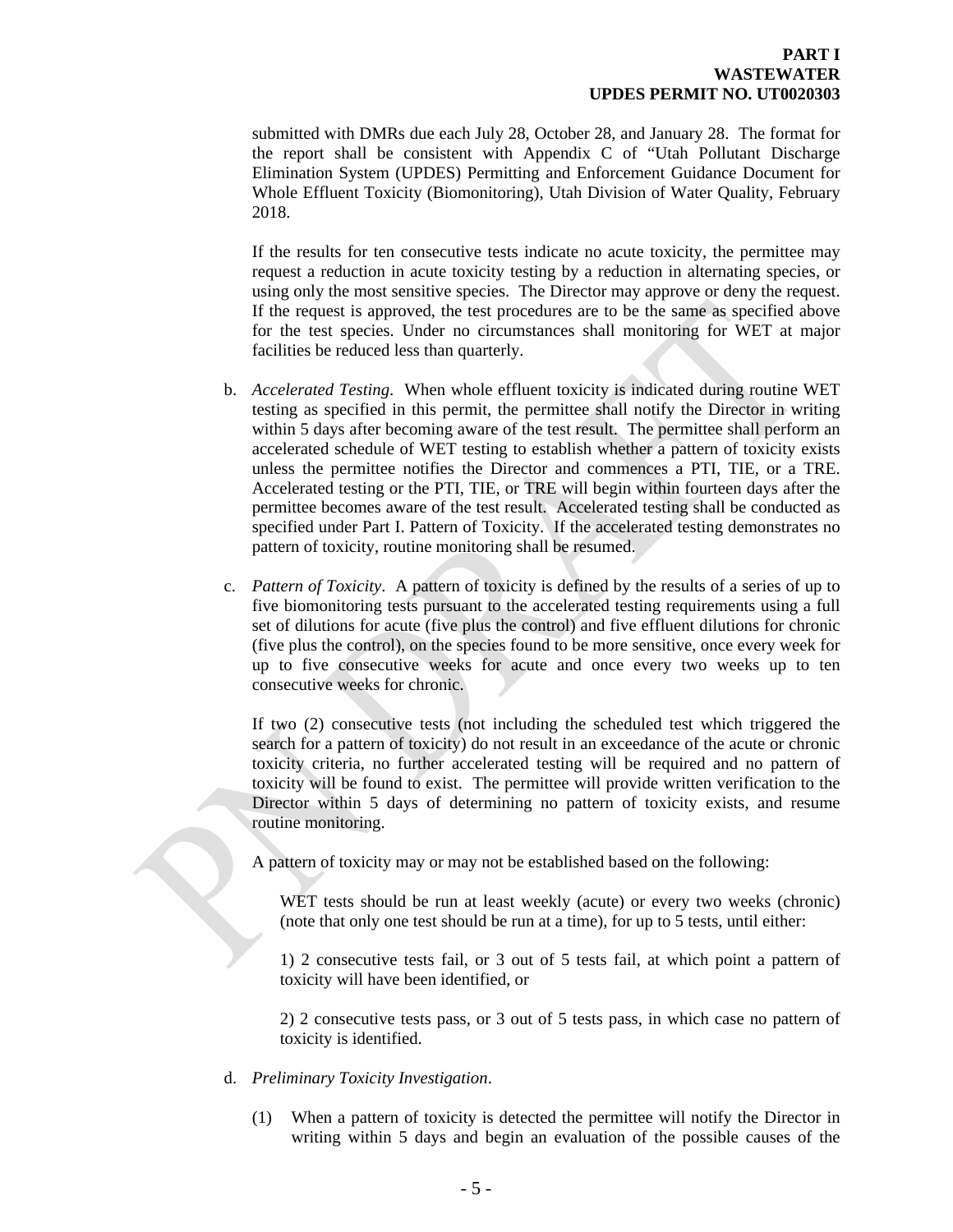submitted with DMRs due each July 28, October 28, and January 28. The format for the report shall be consistent with Appendix C of "Utah Pollutant Discharge Elimination System (UPDES) Permitting and Enforcement Guidance Document for Whole Effluent Toxicity (Biomonitoring), Utah Division of Water Quality, February 2018.

If the results for ten consecutive tests indicate no acute toxicity, the permittee may request a reduction in acute toxicity testing by a reduction in alternating species, or using only the most sensitive species. The Director may approve or deny the request. If the request is approved, the test procedures are to be the same as specified above for the test species. Under no circumstances shall monitoring for WET at major facilities be reduced less than quarterly.

b. *Accelerated Testing.* When whole effluent toxicity is indicated during routine WET testing as specified in this permit, the permittee shall notify the Director in writing within 5 days after becoming aware of the test result. The permittee shall perform an accelerated schedule of WET testing to establish whether a pattern of toxicity exists unless the permittee notifies the Director and commences a PTI, TIE, or a TRE. Accelerated testing or the PTI, TIE, or TRE will begin within fourteen days after the permittee becomes aware of the test result. Accelerated testing shall be conducted as specified under Part I. Pattern of Toxicity. If the accelerated testing demonstrates no pattern of toxicity, routine monitoring shall be resumed.

c. *Pattern of Toxicity*. A pattern of toxicity is defined by the results of a series of up to five biomonitoring tests pursuant to the accelerated testing requirements using a full set of dilutions for acute (five plus the control) and five effluent dilutions for chronic (five plus the control), on the species found to be more sensitive, once every week for up to five consecutive weeks for acute and once every two weeks up to ten consecutive weeks for chronic.

If two (2) consecutive tests (not including the scheduled test which triggered the search for a pattern of toxicity) do not result in an exceedance of the acute or chronic toxicity criteria, no further accelerated testing will be required and no pattern of toxicity will be found to exist. The permittee will provide written verification to the Director within 5 days of determining no pattern of toxicity exists, and resume routine monitoring.

A pattern of toxicity may or may not be established based on the following:

WET tests should be run at least weekly (acute) or every two weeks (chronic) (note that only one test should be run at a time), for up to 5 tests, until either:

1) 2 consecutive tests fail, or 3 out of 5 tests fail, at which point a pattern of toxicity will have been identified, or

2) 2 consecutive tests pass, or 3 out of 5 tests pass, in which case no pattern of toxicity is identified.

d. *Preliminary Toxicity Investigation*.

(1) When a pattern of toxicity is detected the permittee will notify the Director in writing within 5 days and begin an evaluation of the possible causes of the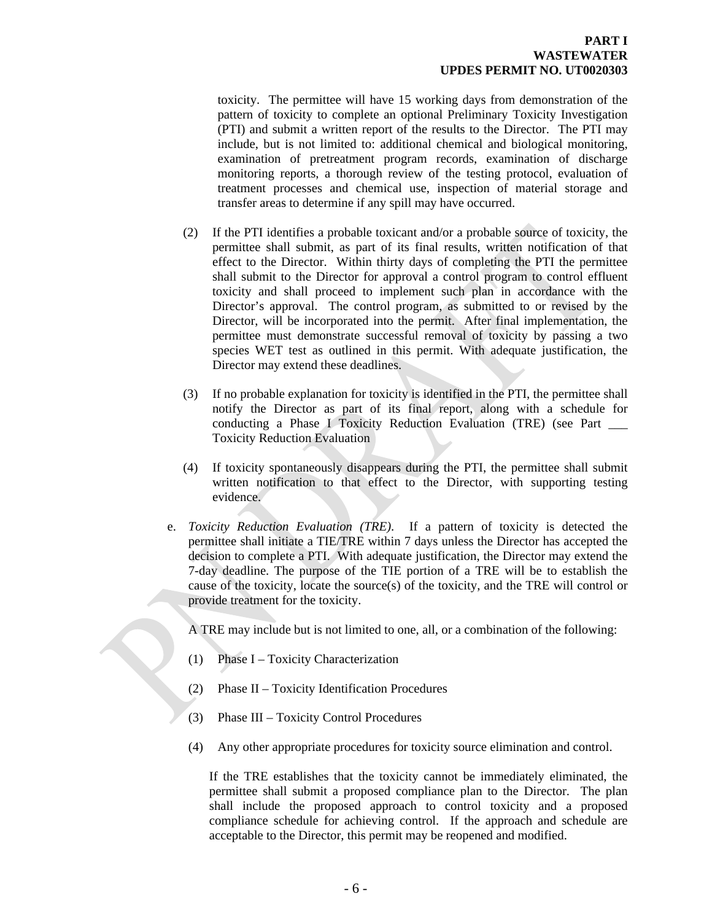toxicity. The permittee will have 15 working days from demonstration of the pattern of toxicity to complete an optional Preliminary Toxicity Investigation (PTI) and submit a written report of the results to the Director. The PTI may include, but is not limited to: additional chemical and biological monitoring, examination of pretreatment program records, examination of discharge monitoring reports, a thorough review of the testing protocol, evaluation of treatment processes and chemical use, inspection of material storage and transfer areas to determine if any spill may have occurred.

(2) If the PTI identifies a probable toxicant and/or a probable source of toxicity, the permittee shall submit, as part of its final results, written notification of that effect to the Director. Within thirty days of completing the PTI the permittee shall submit to the Director for approval a control program to control effluent toxicity and shall proceed to implement such plan in accordance with the Director's approval. The control program, as submitted to or revised by the Director, will be incorporated into the permit. After final implementation, the permittee must demonstrate successful removal of toxicity by passing a two species WET test as outlined in this permit. With adequate justification, the Director may extend these deadlines.

(3) If no probable explanation for toxicity is identified in the PTI, the permittee shall notify the Director as part of its final report, along with a schedule for conducting a Phase I Toxicity Reduction Evaluation (TRE) (see Part ___ Toxicity Reduction Evaluation

(4) If toxicity spontaneously disappears during the PTI, the permittee shall submit written notification to that effect to the Director, with supporting testing evidence.

e. *Toxicity Reduction Evaluation (TRE)*. If a pattern of toxicity is detected the permittee shall initiate a TIE/TRE within 7 days unless the Director has accepted the decision to complete a PTI. With adequate justification, the Director may extend the 7-day deadline. The purpose of the TIE portion of a TRE will be to establish the cause of the toxicity, locate the source(s) of the toxicity, and the TRE will control or provide treatment for the toxicity.

A TRE may include but is not limited to one, all, or a combination of the following:

(1) Phase I – Toxicity Characterization

(2) Phase II – Toxicity Identification Procedures

(3) Phase III – Toxicity Control Procedures

(4) Any other appropriate procedures for toxicity source elimination and control.

If the TRE establishes that the toxicity cannot be immediately eliminated, the permittee shall submit a proposed compliance plan to the Director. The plan shall include the proposed approach to control toxicity and a proposed compliance schedule for achieving control. If the approach and schedule are acceptable to the Director, this permit may be reopened and modified.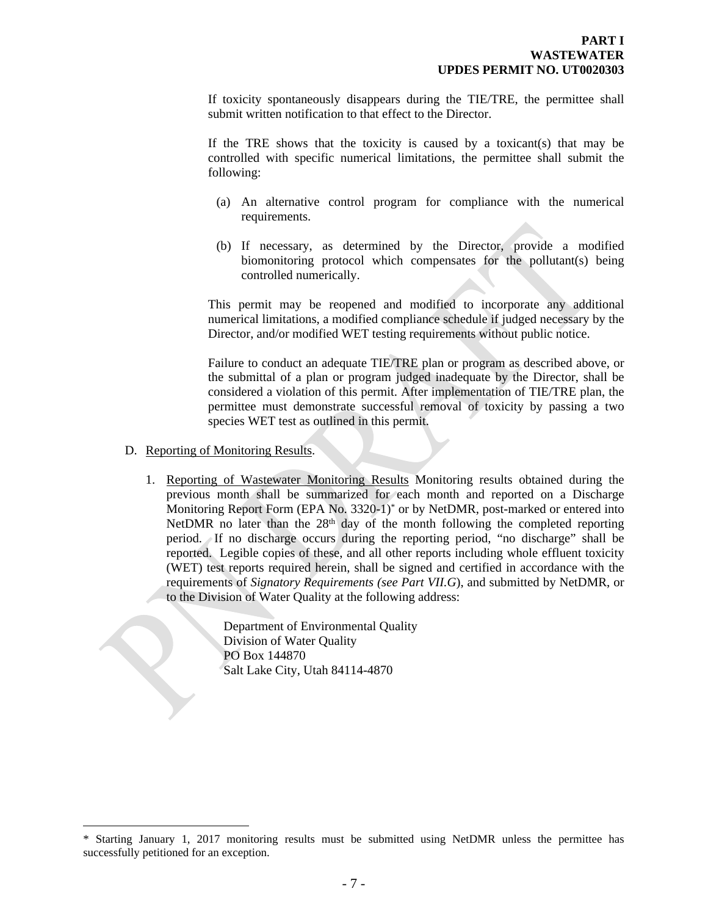If toxicity spontaneously disappears during the TIE/TRE, the permittee shall submit written notification to that effect to the Director.

If the TRE shows that the toxicity is caused by a toxicant(s) that may be controlled with specific numerical limitations, the permittee shall submit the following:

(a) An alternative control program for compliance with the numerical requirements.

(b) If necessary, as determined by the Director, provide a modified biomonitoring protocol which compensates for the pollutant(s) being controlled numerically.

This permit may be reopened and modified to incorporate any additional numerical limitations, a modified compliance schedule if judged necessary by the Director, and/or modified WET testing requirements without public notice.

Failure to conduct an adequate TIE/TRE plan or program as described above, or the submittal of a plan or program judged inadequate by the Director, shall be considered a violation of this permit. After implementation of TIE/TRE plan, the permittee must demonstrate successful removal of toxicity by passing a two species WET test as outlined in this permit.

D. Reporting of Monitoring Results.

1. Reporting of Wastewater Monitoring Results Monitoring results obtained during the previous month shall be summarized for each month and reported on a Discharge Monitoring Report Form (EPA No. 3320-1)* or by NetDMR, post-marked or entered into NetDMR no later than the 28th day of the month following the completed reporting period. If no discharge occurs during the reporting period, "no discharge" shall be reported. Legible copies of these, and all other reports including whole effluent toxicity (WET) test reports required herein, shall be signed and certified in accordance with the requirements of *Signatory Requirements (see Part VII.G)*, and submitted by NetDMR, or to the Division of Water Quality at the following address:

   Department of Environmental Quality
   Division of Water Quality
   PO Box 144870
   Salt Lake City, Utah 84114-4870

* Starting January 1, 2017 monitoring results must be submitted using NetDMR unless the permittee has successfully petitioned for an exception.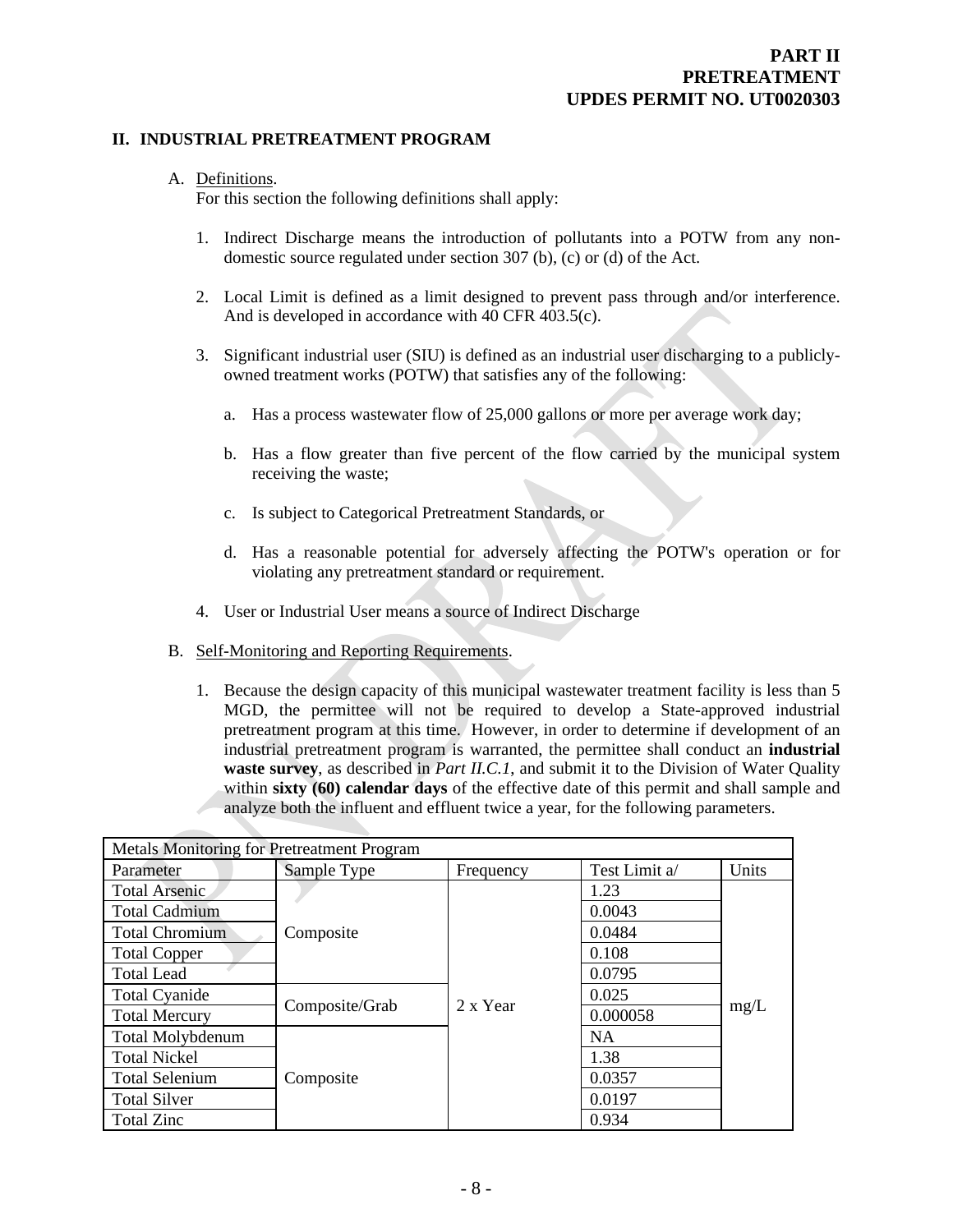## II. INDUSTRIAL PRETREATMENT PROGRAM

A. Definitions.
For this section the following definitions shall apply:

1. Indirect Discharge means the introduction of pollutants into a POTW from any non-domestic source regulated under section 307 (b), (c) or (d) of the Act.

2. Local Limit is defined as a limit designed to prevent pass through and/or interference. And is developed in accordance with 40 CFR 403.5(c).

3. Significant industrial user (SIU) is defined as an industrial user discharging to a publicly-owned treatment works (POTW) that satisfies any of the following:

   a. Has a process wastewater flow of 25,000 gallons or more per average work day;

   b. Has a flow greater than five percent of the flow carried by the municipal system receiving the waste;

   c. Is subject to Categorical Pretreatment Standards, or

   d. Has a reasonable potential for adversely affecting the POTW's operation or for violating any pretreatment standard or requirement.

4. User or Industrial User means a source of Indirect Discharge

B. Self-Monitoring and Reporting Requirements.

1. Because the design capacity of this municipal wastewater treatment facility is less than 5 MGD, the permittee will not be required to develop a State-approved industrial pretreatment program at this time. However, in order to determine if development of an industrial pretreatment program is warranted, the permittee shall conduct an **industrial waste survey**, as described in *Part II.C.1*, and submit it to the Division of Water Quality within **sixty (60) calendar days** of the effective date of this permit and shall sample and analyze both the influent and effluent twice a year, for the following parameters.

| Metals Monitoring for Pretreatment Program | | | | |
|---|---|---|---|---|
| Parameter | Sample Type | Frequency | Test Limit a/ | Units |
| Total Arsenic | Composite | 2 x Year | 1.23 | mg/L |
| Total Cadmium | | | 0.0043 | |
| Total Chromium | | | 0.0484 | |
| Total Copper | | | 0.108 | |
| Total Lead | | | 0.0795 | |
| Total Cyanide | Composite/Grab | | 0.025 | |
| Total Mercury | | | 0.000058 | |
| Total Molybdenum | Composite | | NA | |
| Total Nickel | | | 1.38 | |
| Total Selenium | | | 0.0357 | |
| Total Silver | | | 0.0197 | |
| Total Zinc | | | 0.934 | |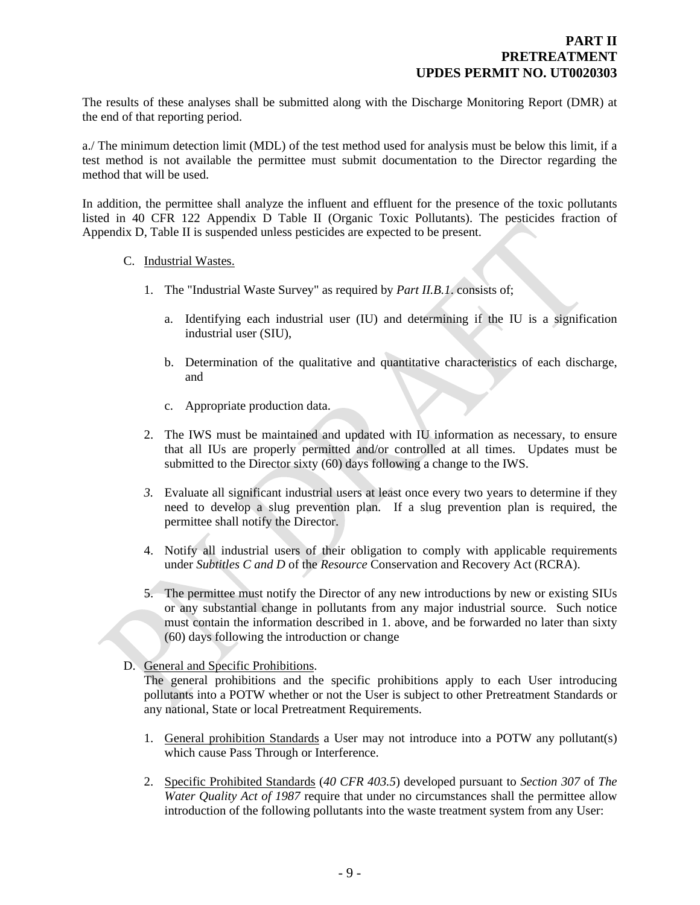The results of these analyses shall be submitted along with the Discharge Monitoring Report (DMR) at the end of that reporting period.

a./ The minimum detection limit (MDL) of the test method used for analysis must be below this limit, if a test method is not available the permittee must submit documentation to the Director regarding the method that will be used.

In addition, the permittee shall analyze the influent and effluent for the presence of the toxic pollutants listed in 40 CFR 122 Appendix D Table II (Organic Toxic Pollutants). The pesticides fraction of Appendix D, Table II is suspended unless pesticides are expected to be present.

C. Industrial Wastes.

1. The "Industrial Waste Survey" as required by *Part II.B.1*. consists of;

   a. Identifying each industrial user (IU) and determining if the IU is a signification industrial user (SIU),

   b. Determination of the qualitative and quantitative characteristics of each discharge, and

   c. Appropriate production data.

2. The IWS must be maintained and updated with IU information as necessary, to ensure that all IUs are properly permitted and/or controlled at all times. Updates must be submitted to the Director sixty (60) days following a change to the IWS.

3. Evaluate all significant industrial users at least once every two years to determine if they need to develop a slug prevention plan. If a slug prevention plan is required, the permittee shall notify the Director.

4. Notify all industrial users of their obligation to comply with applicable requirements under *Subtitles C and D* of the *Resource* Conservation and Recovery Act (RCRA).

5. The permittee must notify the Director of any new introductions by new or existing SIUs or any substantial change in pollutants from any major industrial source. Such notice must contain the information described in 1. above, and be forwarded no later than sixty (60) days following the introduction or change

D. General and Specific Prohibitions.
The general prohibitions and the specific prohibitions apply to each User introducing pollutants into a POTW whether or not the User is subject to other Pretreatment Standards or any national, State or local Pretreatment Requirements.

1. General prohibition Standards a User may not introduce into a POTW any pollutant(s) which cause Pass Through or Interference.

2. Specific Prohibited Standards (*40 CFR 403.5*) developed pursuant to *Section 307* of *The Water Quality Act of 1987* require that under no circumstances shall the permittee allow introduction of the following pollutants into the waste treatment system from any User: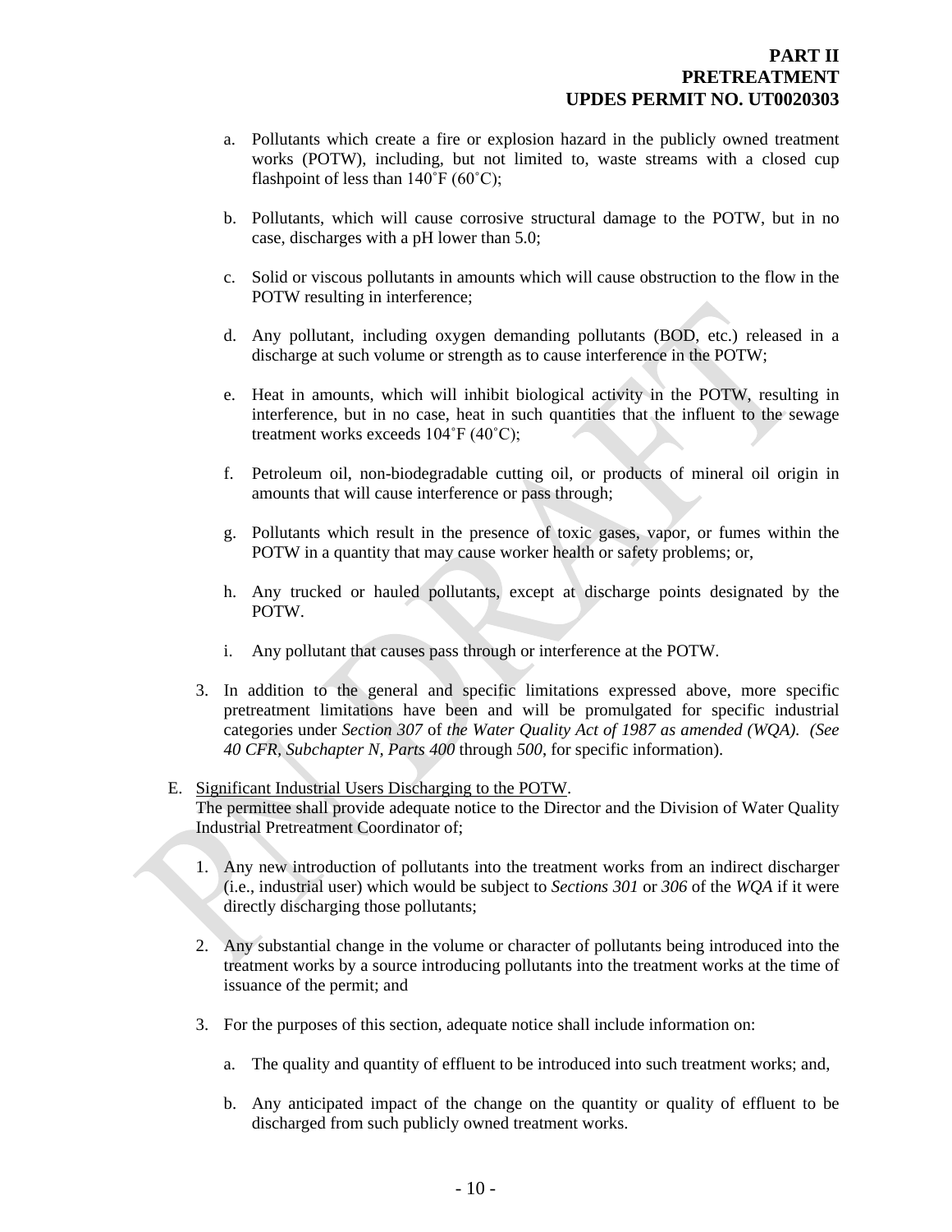a. Pollutants which create a fire or explosion hazard in the publicly owned treatment works (POTW), including, but not limited to, waste streams with a closed cup flashpoint of less than 140˚F (60˚C);

b. Pollutants, which will cause corrosive structural damage to the POTW, but in no case, discharges with a pH lower than 5.0;

c. Solid or viscous pollutants in amounts which will cause obstruction to the flow in the POTW resulting in interference;

d. Any pollutant, including oxygen demanding pollutants (BOD, etc.) released in a discharge at such volume or strength as to cause interference in the POTW;

e. Heat in amounts, which will inhibit biological activity in the POTW, resulting in interference, but in no case, heat in such quantities that the influent to the sewage treatment works exceeds 104˚F (40˚C);

f. Petroleum oil, non-biodegradable cutting oil, or products of mineral oil origin in amounts that will cause interference or pass through;

g. Pollutants which result in the presence of toxic gases, vapor, or fumes within the POTW in a quantity that may cause worker health or safety problems; or,

h. Any trucked or hauled pollutants, except at discharge points designated by the POTW.

i. Any pollutant that causes pass through or interference at the POTW.

3. In addition to the general and specific limitations expressed above, more specific pretreatment limitations have been and will be promulgated for specific industrial categories under *Section 307* of *the Water Quality Act of 1987 as amended (WQA). (See 40 CFR, Subchapter N, Parts 400* through *500*, for specific information).

E. Significant Industrial Users Discharging to the POTW.
The permittee shall provide adequate notice to the Director and the Division of Water Quality Industrial Pretreatment Coordinator of;

1. Any new introduction of pollutants into the treatment works from an indirect discharger (i.e., industrial user) which would be subject to *Sections 301* or *306* of the *WQA* if it were directly discharging those pollutants;

2. Any substantial change in the volume or character of pollutants being introduced into the treatment works by a source introducing pollutants into the treatment works at the time of issuance of the permit; and

3. For the purposes of this section, adequate notice shall include information on:

   a. The quality and quantity of effluent to be introduced into such treatment works; and,

   b. Any anticipated impact of the change on the quantity or quality of effluent to be discharged from such publicly owned treatment works.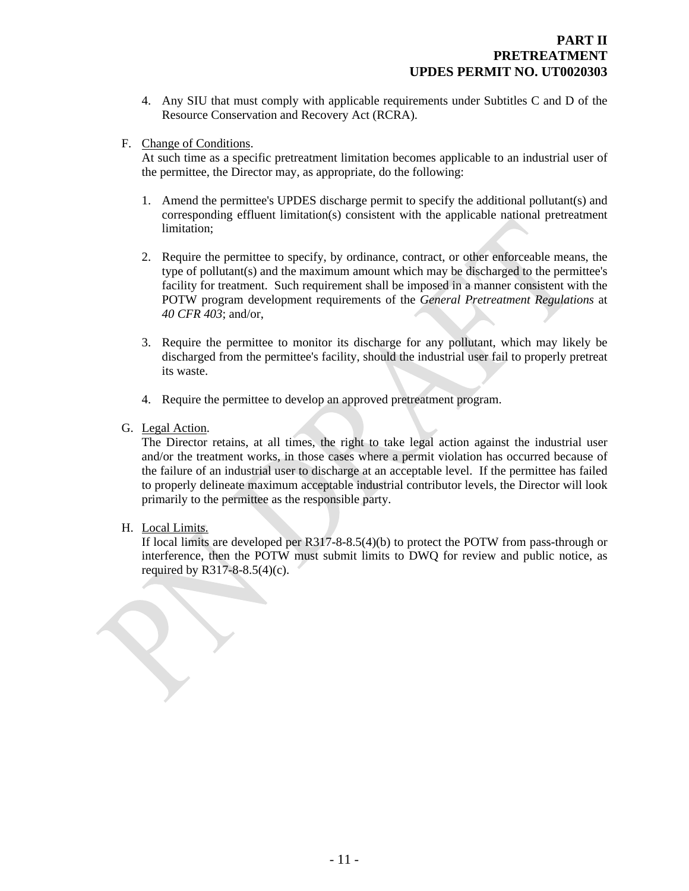4. Any SIU that must comply with applicable requirements under Subtitles C and D of the Resource Conservation and Recovery Act (RCRA).

F. Change of Conditions.
At such time as a specific pretreatment limitation becomes applicable to an industrial user of the permittee, the Director may, as appropriate, do the following:

1. Amend the permittee's UPDES discharge permit to specify the additional pollutant(s) and corresponding effluent limitation(s) consistent with the applicable national pretreatment limitation;

2. Require the permittee to specify, by ordinance, contract, or other enforceable means, the type of pollutant(s) and the maximum amount which may be discharged to the permittee's facility for treatment. Such requirement shall be imposed in a manner consistent with the POTW program development requirements of the *General Pretreatment Regulations* at *40 CFR 403*; and/or,

3. Require the permittee to monitor its discharge for any pollutant, which may likely be discharged from the permittee's facility, should the industrial user fail to properly pretreat its waste.

4. Require the permittee to develop an approved pretreatment program.

G. Legal Action.
The Director retains, at all times, the right to take legal action against the industrial user and/or the treatment works, in those cases where a permit violation has occurred because of the failure of an industrial user to discharge at an acceptable level. If the permittee has failed to properly delineate maximum acceptable industrial contributor levels, the Director will look primarily to the permittee as the responsible party.

H. Local Limits.
If local limits are developed per R317-8-8.5(4)(b) to protect the POTW from pass-through or interference, then the POTW must submit limits to DWQ for review and public notice, as required by R317-8-8.5(4)(c).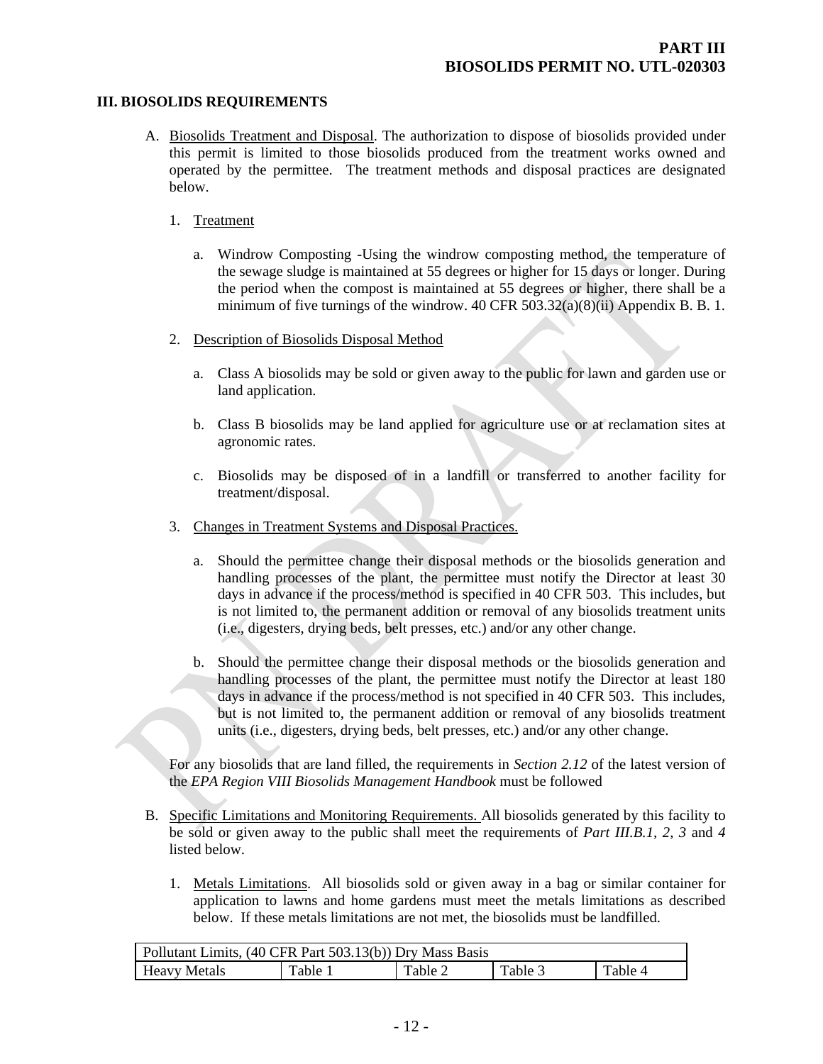**PART III**
**BIOSOLIDS PERMIT NO. UTL-020303**

## III. BIOSOLIDS REQUIREMENTS

A. Biosolids Treatment and Disposal. The authorization to dispose of biosolids provided under this permit is limited to those biosolids produced from the treatment works owned and operated by the permittee. The treatment methods and disposal practices are designated below.

1. Treatment

   a. Windrow Composting -Using the windrow composting method, the temperature of the sewage sludge is maintained at 55 degrees or higher for 15 days or longer. During the period when the compost is maintained at 55 degrees or higher, there shall be a minimum of five turnings of the windrow. 40 CFR 503.32(a)(8)(ii) Appendix B. B. 1.

2. Description of Biosolids Disposal Method

   a. Class A biosolids may be sold or given away to the public for lawn and garden use or land application.

   b. Class B biosolids may be land applied for agriculture use or at reclamation sites at agronomic rates.

   c. Biosolids may be disposed of in a landfill or transferred to another facility for treatment/disposal.

3. Changes in Treatment Systems and Disposal Practices.

   a. Should the permittee change their disposal methods or the biosolids generation and handling processes of the plant, the permittee must notify the Director at least 30 days in advance if the process/method is specified in 40 CFR 503. This includes, but is not limited to, the permanent addition or removal of any biosolids treatment units (i.e., digesters, drying beds, belt presses, etc.) and/or any other change.

   b. Should the permittee change their disposal methods or the biosolids generation and handling processes of the plant, the permittee must notify the Director at least 180 days in advance if the process/method is not specified in 40 CFR 503. This includes, but is not limited to, the permanent addition or removal of any biosolids treatment units (i.e., digesters, drying beds, belt presses, etc.) and/or any other change.

   For any biosolids that are land filled, the requirements in *Section 2.12* of the latest version of the *EPA Region VIII Biosolids Management Handbook* must be followed

B. Specific Limitations and Monitoring Requirements. All biosolids generated by this facility to be sold or given away to the public shall meet the requirements of *Part III.B.1, 2, 3* and *4* listed below.

1. Metals Limitations. All biosolids sold or given away in a bag or similar container for application to lawns and home gardens must meet the metals limitations as described below. If these metals limitations are not met, the biosolids must be landfilled.

| Pollutant Limits, (40 CFR Part 503.13(b)) Dry Mass Basis | | | | |
|---|---|---|---|---|
| Heavy Metals | Table 1 | Table 2 | Table 3 | Table 4 |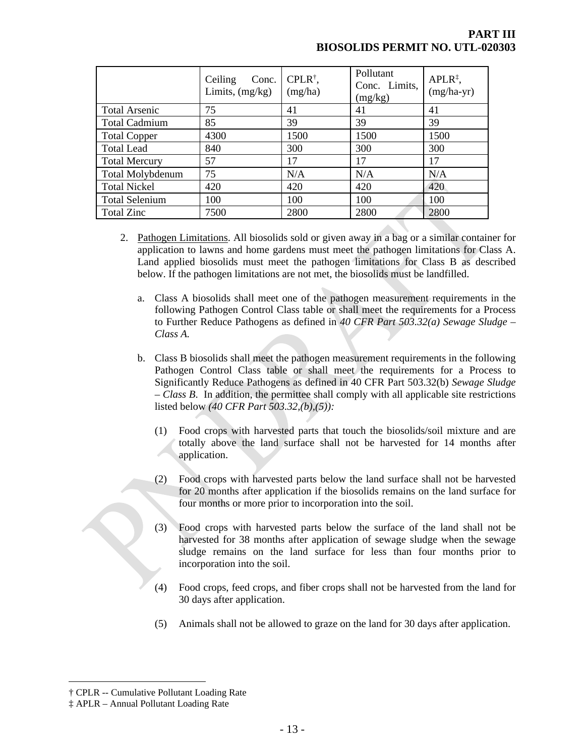| | Ceiling Conc. Limits, (mg/kg) | CPLR[†], (mg/ha) | Pollutant Conc. Limits, (mg/kg) | APLR[‡], (mg/ha-yr) |
|---|---|---|---|---|
| Total Arsenic | 75 | 41 | 41 | 41 |
| Total Cadmium | 85 | 39 | 39 | 39 |
| Total Copper | 4300 | 1500 | 1500 | 1500 |
| Total Lead | 840 | 300 | 300 | 300 |
| Total Mercury | 57 | 17 | 17 | 17 |
| Total Molybdenum | 75 | N/A | N/A | N/A |
| Total Nickel | 420 | 420 | 420 | 420 |
| Total Selenium | 100 | 100 | 100 | 100 |
| Total Zinc | 7500 | 2800 | 2800 | 2800 |

2. Pathogen Limitations. All biosolids sold or given away in a bag or a similar container for application to lawns and home gardens must meet the pathogen limitations for Class A. Land applied biosolids must meet the pathogen limitations for Class B as described below. If the pathogen limitations are not met, the biosolids must be landfilled.

   a. Class A biosolids shall meet one of the pathogen measurement requirements in the following Pathogen Control Class table or shall meet the requirements for a Process to Further Reduce Pathogens as defined in *40 CFR Part 503.32(a) Sewage Sludge – Class A.*

   b. Class B biosolids shall meet the pathogen measurement requirements in the following Pathogen Control Class table or shall meet the requirements for a Process to Significantly Reduce Pathogens as defined in 40 CFR Part 503.32(b) *Sewage Sludge – Class B*. In addition, the permittee shall comply with all applicable site restrictions listed below *(40 CFR Part 503.32,(b),(5)):*

      (1) Food crops with harvested parts that touch the biosolids/soil mixture and are totally above the land surface shall not be harvested for 14 months after application.

      (2) Food crops with harvested parts below the land surface shall not be harvested for 20 months after application if the biosolids remains on the land surface for four months or more prior to incorporation into the soil.

      (3) Food crops with harvested parts below the surface of the land shall not be harvested for 38 months after application of sewage sludge when the sewage sludge remains on the land surface for less than four months prior to incorporation into the soil.

      (4) Food crops, feed crops, and fiber crops shall not be harvested from the land for 30 days after application.

      (5) Animals shall not be allowed to graze on the land for 30 days after application.

† CPLR -- Cumulative Pollutant Loading Rate

‡ APLR – Annual Pollutant Loading Rate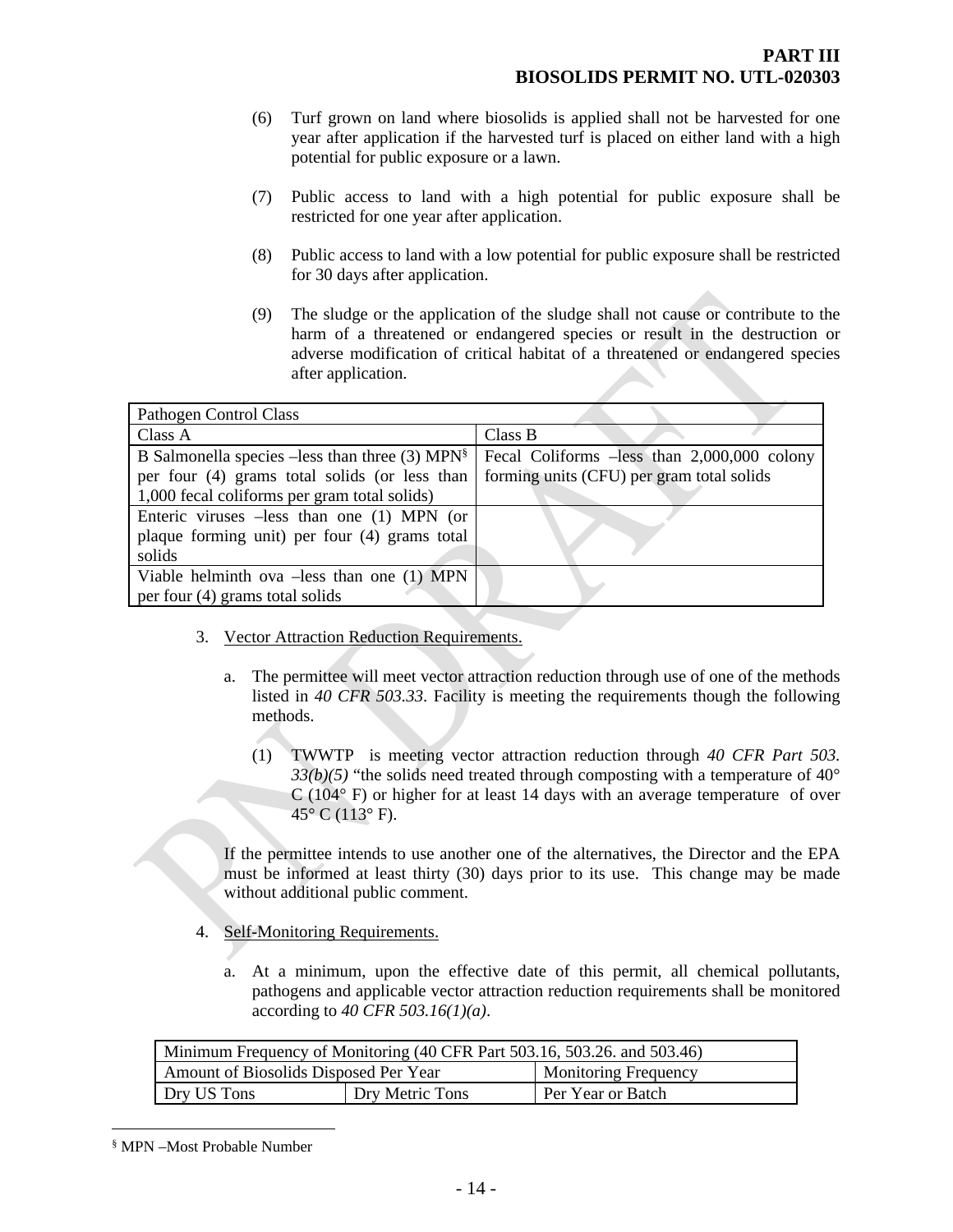(6) Turf grown on land where biosolids is applied shall not be harvested for one year after application if the harvested turf is placed on either land with a high potential for public exposure or a lawn.

(7) Public access to land with a high potential for public exposure shall be restricted for one year after application.

(8) Public access to land with a low potential for public exposure shall be restricted for 30 days after application.

(9) The sludge or the application of the sludge shall not cause or contribute to the harm of a threatened or endangered species or result in the destruction or adverse modification of critical habitat of a threatened or endangered species after application.

| Pathogen Control Class | |
|---|---|
| Class A | Class B |
| B Salmonella species –less than three (3) MPN[§] per four (4) grams total solids (or less than 1,000 fecal coliforms per gram total solids) | Fecal Coliforms –less than 2,000,000 colony forming units (CFU) per gram total solids |
| Enteric viruses –less than one (1) MPN (or plaque forming unit) per four (4) grams total solids | |
| Viable helminth ova –less than one (1) MPN per four (4) grams total solids | |

3. Vector Attraction Reduction Requirements.

   a. The permittee will meet vector attraction reduction through use of one of the methods listed in *40 CFR 503.33*. Facility is meeting the requirements though the following methods.

      (1) TWWTP is meeting vector attraction reduction through *40 CFR Part 503. 33(b)(5)* "the solids need treated through composting with a temperature of 40° C (104° F) or higher for at least 14 days with an average temperature of over 45° C (113° F).

   If the permittee intends to use another one of the alternatives, the Director and the EPA must be informed at least thirty (30) days prior to its use. This change may be made without additional public comment.

4. Self-Monitoring Requirements.

   a. At a minimum, upon the effective date of this permit, all chemical pollutants, pathogens and applicable vector attraction reduction requirements shall be monitored according to *40 CFR 503.16(1)(a)*.

| Minimum Frequency of Monitoring (40 CFR Part 503.16, 503.26. and 503.46) | | |
|---|---|---|
| Amount of Biosolids Disposed Per Year | | Monitoring Frequency |
| Dry US Tons | Dry Metric Tons | Per Year or Batch |

[§] MPN –Most Probable Number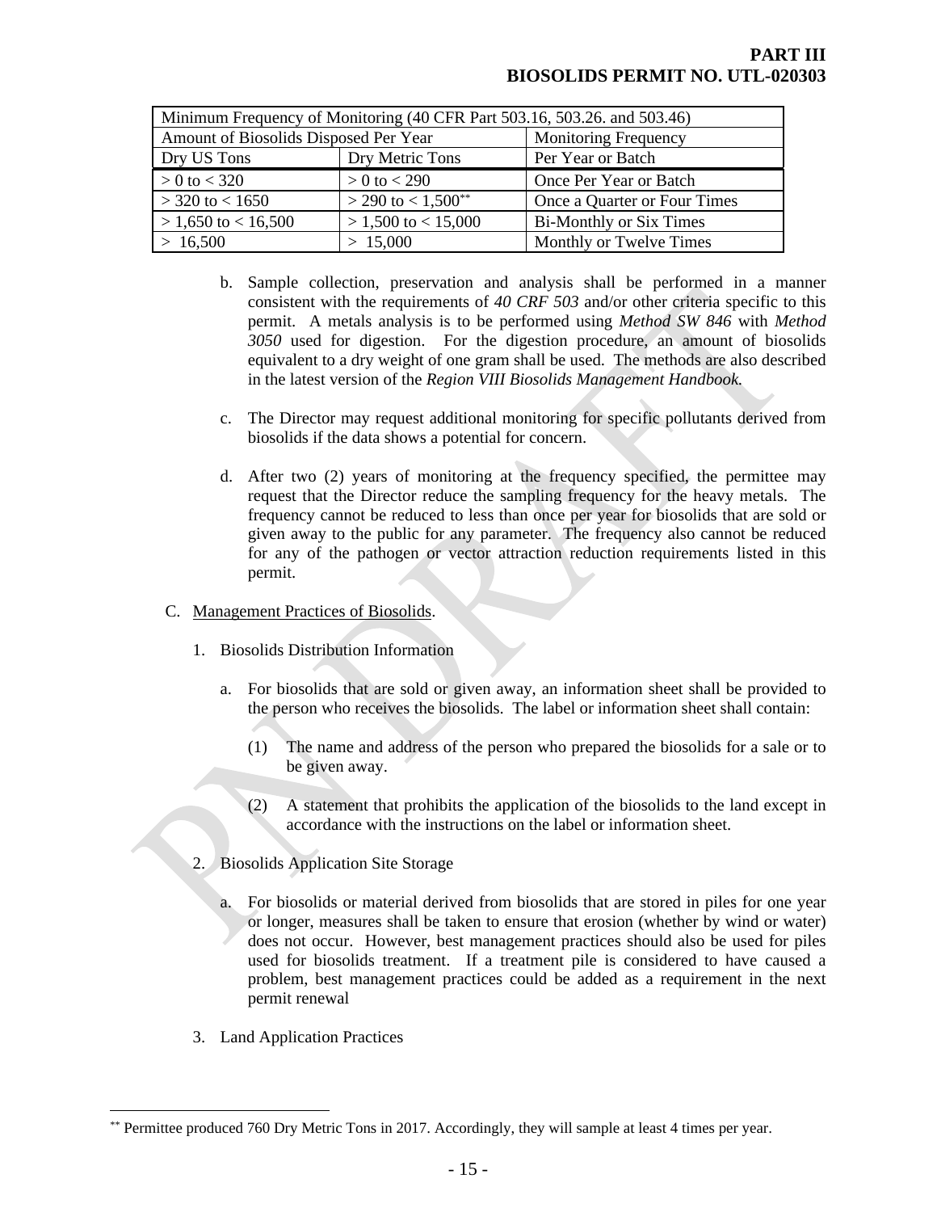| Minimum Frequency of Monitoring (40 CFR Part 503.16, 503.26. and 503.46) | | |
|---|---|---|
| Amount of Biosolids Disposed Per Year | | Monitoring Frequency |
| Dry US Tons | Dry Metric Tons | Per Year or Batch |
| > 0 to < 320 | > 0 to < 290 | Once Per Year or Batch |
| > 320 to < 1650 | > 290 to < 1,500[**] | Once a Quarter or Four Times |
| > 1,650 to < 16,500 | > 1,500 to < 15,000 | Bi-Monthly or Six Times |
| > 16,500 | > 15,000 | Monthly or Twelve Times |

b. Sample collection, preservation and analysis shall be performed in a manner consistent with the requirements of *40 CRF 503* and/or other criteria specific to this permit. A metals analysis is to be performed using *Method SW 846* with *Method 3050* used for digestion. For the digestion procedure, an amount of biosolids equivalent to a dry weight of one gram shall be used. The methods are also described in the latest version of the *Region VIII Biosolids Management Handbook.*

c. The Director may request additional monitoring for specific pollutants derived from biosolids if the data shows a potential for concern.

d. After two (2) years of monitoring at the frequency specified, the permittee may request that the Director reduce the sampling frequency for the heavy metals. The frequency cannot be reduced to less than once per year for biosolids that are sold or given away to the public for any parameter. The frequency also cannot be reduced for any of the pathogen or vector attraction reduction requirements listed in this permit.

C. Management Practices of Biosolids.

1. Biosolids Distribution Information

a. For biosolids that are sold or given away, an information sheet shall be provided to the person who receives the biosolids. The label or information sheet shall contain:

(1) The name and address of the person who prepared the biosolids for a sale or to be given away.

(2) A statement that prohibits the application of the biosolids to the land except in accordance with the instructions on the label or information sheet.

2. Biosolids Application Site Storage

a. For biosolids or material derived from biosolids that are stored in piles for one year or longer, measures shall be taken to ensure that erosion (whether by wind or water) does not occur. However, best management practices should also be used for piles used for biosolids treatment. If a treatment pile is considered to have caused a problem, best management practices could be added as a requirement in the next permit renewal

3. Land Application Practices

[**] Permittee produced 760 Dry Metric Tons in 2017. Accordingly, they will sample at least 4 times per year.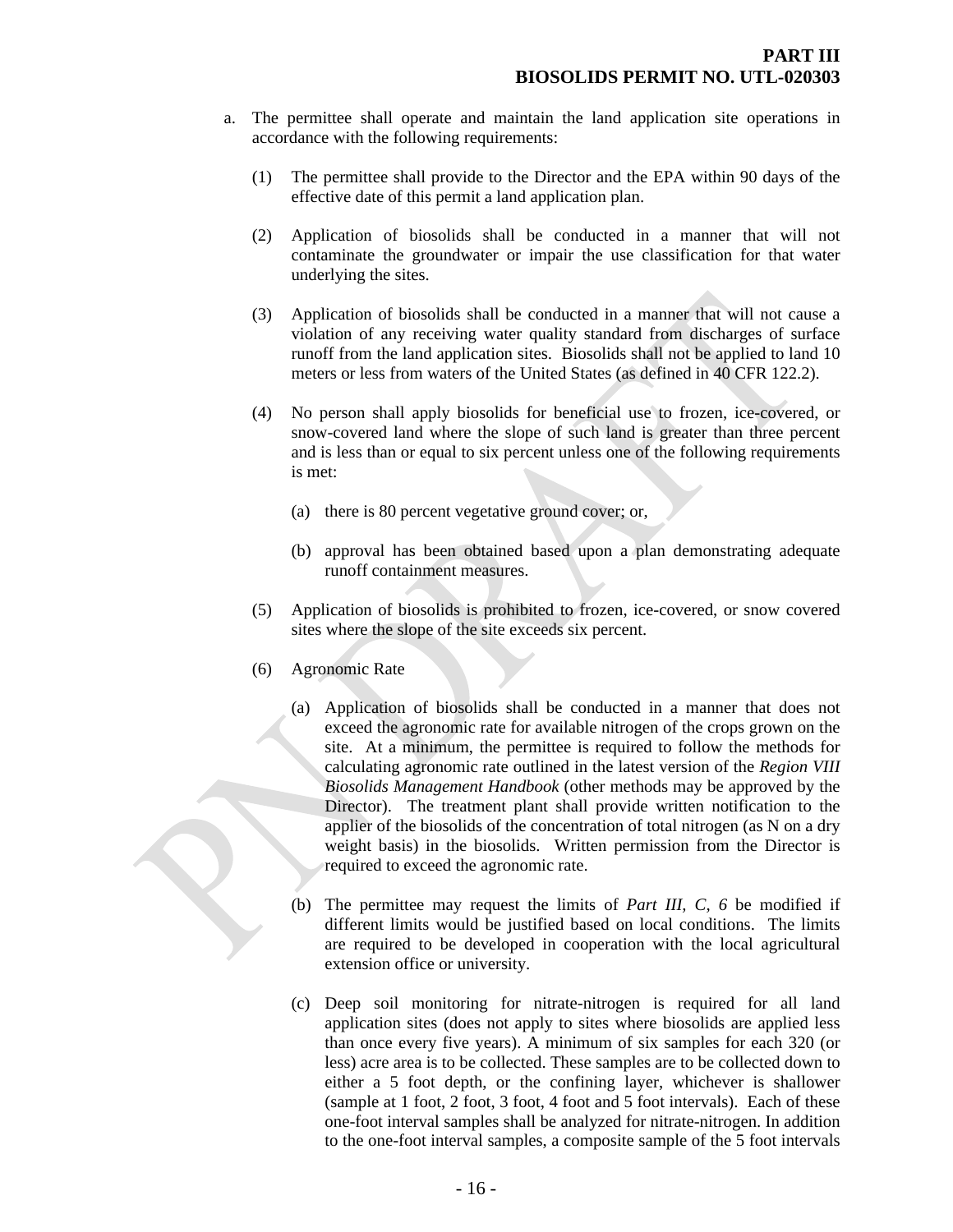a. The permittee shall operate and maintain the land application site operations in accordance with the following requirements:

   (1) The permittee shall provide to the Director and the EPA within 90 days of the effective date of this permit a land application plan.

   (2) Application of biosolids shall be conducted in a manner that will not contaminate the groundwater or impair the use classification for that water underlying the sites.

   (3) Application of biosolids shall be conducted in a manner that will not cause a violation of any receiving water quality standard from discharges of surface runoff from the land application sites. Biosolids shall not be applied to land 10 meters or less from waters of the United States (as defined in 40 CFR 122.2).

   (4) No person shall apply biosolids for beneficial use to frozen, ice-covered, or snow-covered land where the slope of such land is greater than three percent and is less than or equal to six percent unless one of the following requirements is met:

      (a) there is 80 percent vegetative ground cover; or,

      (b) approval has been obtained based upon a plan demonstrating adequate runoff containment measures.

   (5) Application of biosolids is prohibited to frozen, ice-covered, or snow covered sites where the slope of the site exceeds six percent.

   (6) Agronomic Rate

      (a) Application of biosolids shall be conducted in a manner that does not exceed the agronomic rate for available nitrogen of the crops grown on the site. At a minimum, the permittee is required to follow the methods for calculating agronomic rate outlined in the latest version of the *Region VIII Biosolids Management Handbook* (other methods may be approved by the Director). The treatment plant shall provide written notification to the applier of the biosolids of the concentration of total nitrogen (as N on a dry weight basis) in the biosolids. Written permission from the Director is required to exceed the agronomic rate.

      (b) The permittee may request the limits of *Part III, C, 6* be modified if different limits would be justified based on local conditions. The limits are required to be developed in cooperation with the local agricultural extension office or university.

      (c) Deep soil monitoring for nitrate-nitrogen is required for all land application sites (does not apply to sites where biosolids are applied less than once every five years). A minimum of six samples for each 320 (or less) acre area is to be collected. These samples are to be collected down to either a 5 foot depth, or the confining layer, whichever is shallower (sample at 1 foot, 2 foot, 3 foot, 4 foot and 5 foot intervals). Each of these one-foot interval samples shall be analyzed for nitrate-nitrogen. In addition to the one-foot interval samples, a composite sample of the 5 foot intervals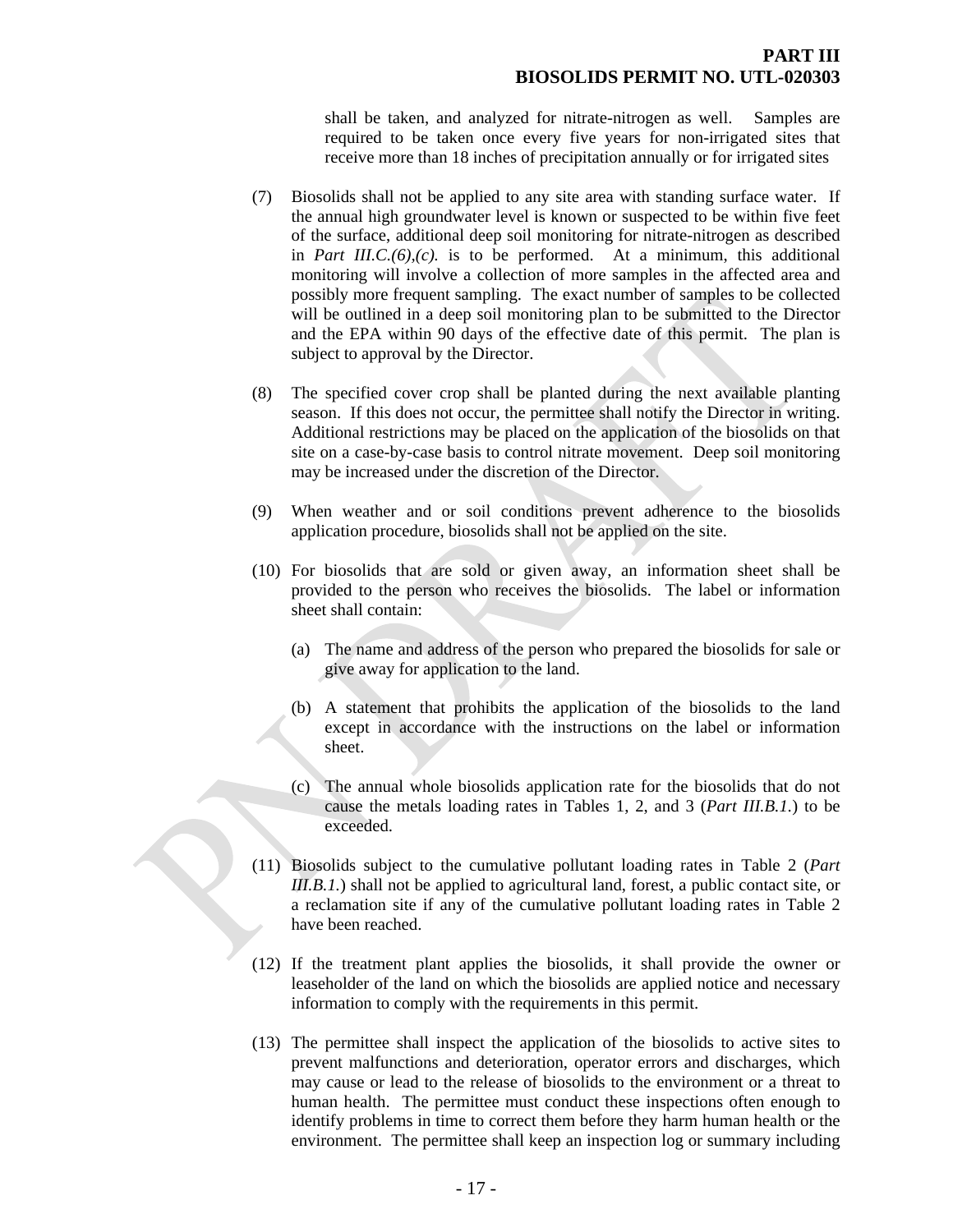shall be taken, and analyzed for nitrate-nitrogen as well. Samples are required to be taken once every five years for non-irrigated sites that receive more than 18 inches of precipitation annually or for irrigated sites

(7) Biosolids shall not be applied to any site area with standing surface water. If the annual high groundwater level is known or suspected to be within five feet of the surface, additional deep soil monitoring for nitrate-nitrogen as described in *Part III.C.(6),(c).* is to be performed. At a minimum, this additional monitoring will involve a collection of more samples in the affected area and possibly more frequent sampling. The exact number of samples to be collected will be outlined in a deep soil monitoring plan to be submitted to the Director and the EPA within 90 days of the effective date of this permit. The plan is subject to approval by the Director.

(8) The specified cover crop shall be planted during the next available planting season. If this does not occur, the permittee shall notify the Director in writing. Additional restrictions may be placed on the application of the biosolids on that site on a case-by-case basis to control nitrate movement. Deep soil monitoring may be increased under the discretion of the Director.

(9) When weather and or soil conditions prevent adherence to the biosolids application procedure, biosolids shall not be applied on the site.

(10) For biosolids that are sold or given away, an information sheet shall be provided to the person who receives the biosolids. The label or information sheet shall contain:

   (a) The name and address of the person who prepared the biosolids for sale or give away for application to the land.

   (b) A statement that prohibits the application of the biosolids to the land except in accordance with the instructions on the label or information sheet.

   (c) The annual whole biosolids application rate for the biosolids that do not cause the metals loading rates in Tables 1, 2, and 3 (*Part III.B.1.*) to be exceeded.

(11) Biosolids subject to the cumulative pollutant loading rates in Table 2 (*Part III.B.1.*) shall not be applied to agricultural land, forest, a public contact site, or a reclamation site if any of the cumulative pollutant loading rates in Table 2 have been reached.

(12) If the treatment plant applies the biosolids, it shall provide the owner or leaseholder of the land on which the biosolids are applied notice and necessary information to comply with the requirements in this permit.

(13) The permittee shall inspect the application of the biosolids to active sites to prevent malfunctions and deterioration, operator errors and discharges, which may cause or lead to the release of biosolids to the environment or a threat to human health. The permittee must conduct these inspections often enough to identify problems in time to correct them before they harm human health or the environment. The permittee shall keep an inspection log or summary including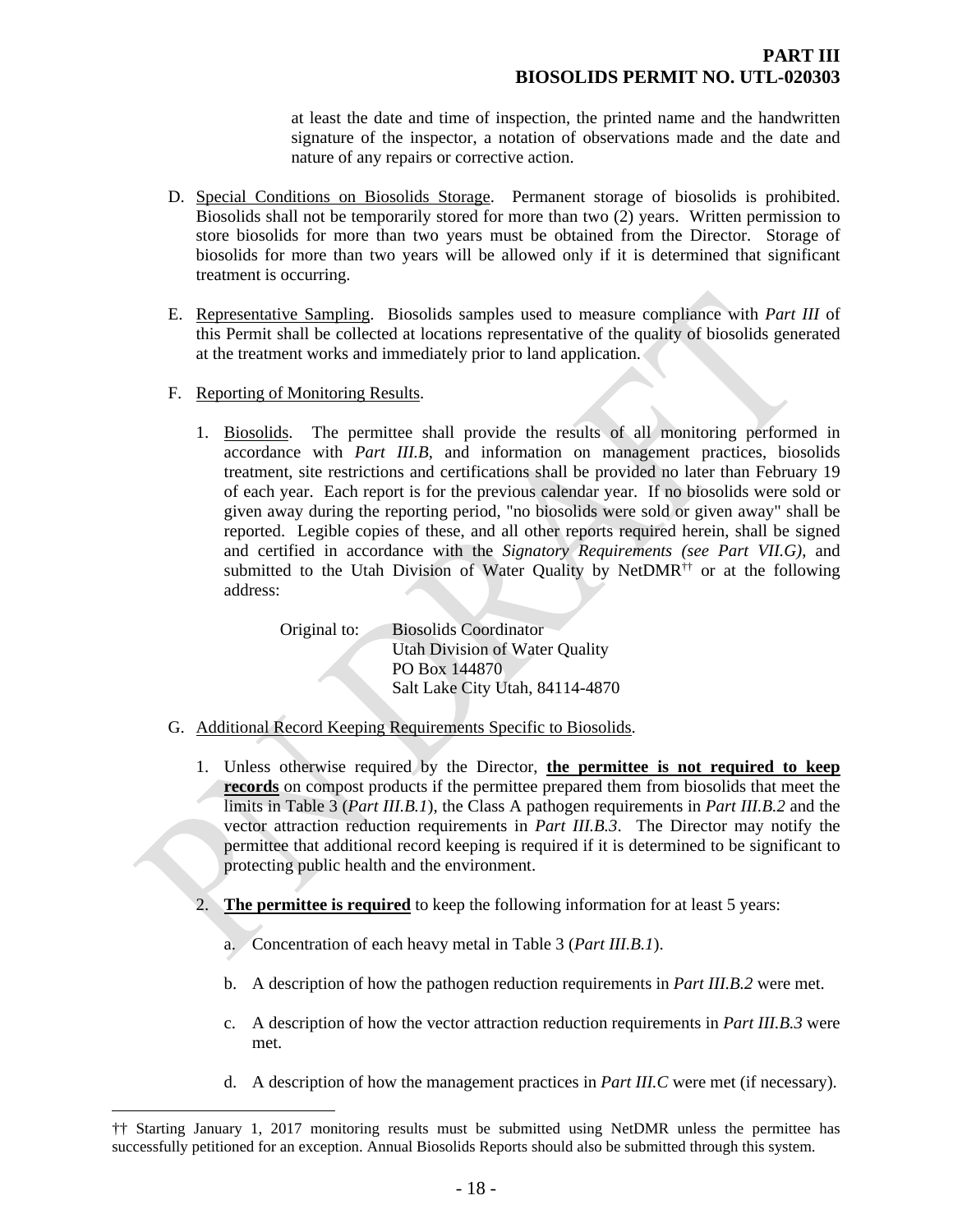at least the date and time of inspection, the printed name and the handwritten signature of the inspector, a notation of observations made and the date and nature of any repairs or corrective action.

D. Special Conditions on Biosolids Storage. Permanent storage of biosolids is prohibited. Biosolids shall not be temporarily stored for more than two (2) years. Written permission to store biosolids for more than two years must be obtained from the Director. Storage of biosolids for more than two years will be allowed only if it is determined that significant treatment is occurring.

E. Representative Sampling. Biosolids samples used to measure compliance with *Part III* of this Permit shall be collected at locations representative of the quality of biosolids generated at the treatment works and immediately prior to land application.

F. Reporting of Monitoring Results.

1. Biosolids. The permittee shall provide the results of all monitoring performed in accordance with *Part III.B*, and information on management practices, biosolids treatment, site restrictions and certifications shall be provided no later than February 19 of each year. Each report is for the previous calendar year. If no biosolids were sold or given away during the reporting period, "no biosolids were sold or given away" shall be reported. Legible copies of these, and all other reports required herein, shall be signed and certified in accordance with the *Signatory Requirements (see Part VII.G)*, and submitted to the Utah Division of Water Quality by NetDMR[††] or at the following address:

   Original to: Biosolids Coordinator
   Utah Division of Water Quality
   PO Box 144870
   Salt Lake City Utah, 84114-4870

G. Additional Record Keeping Requirements Specific to Biosolids.

1. Unless otherwise required by the Director, **the permittee is not required to keep records** on compost products if the permittee prepared them from biosolids that meet the limits in Table 3 (*Part III.B.1*), the Class A pathogen requirements in *Part III.B.2* and the vector attraction reduction requirements in *Part III.B.3*. The Director may notify the permittee that additional record keeping is required if it is determined to be significant to protecting public health and the environment.

2. **The permittee is required** to keep the following information for at least 5 years:

   a. Concentration of each heavy metal in Table 3 (*Part III.B.1*).

   b. A description of how the pathogen reduction requirements in *Part III.B.2* were met.

   c. A description of how the vector attraction reduction requirements in *Part III.B.3* were met.

   d. A description of how the management practices in *Part III.C* were met (if necessary).

---

†† Starting January 1, 2017 monitoring results must be submitted using NetDMR unless the permittee has successfully petitioned for an exception. Annual Biosolids Reports should also be submitted through this system.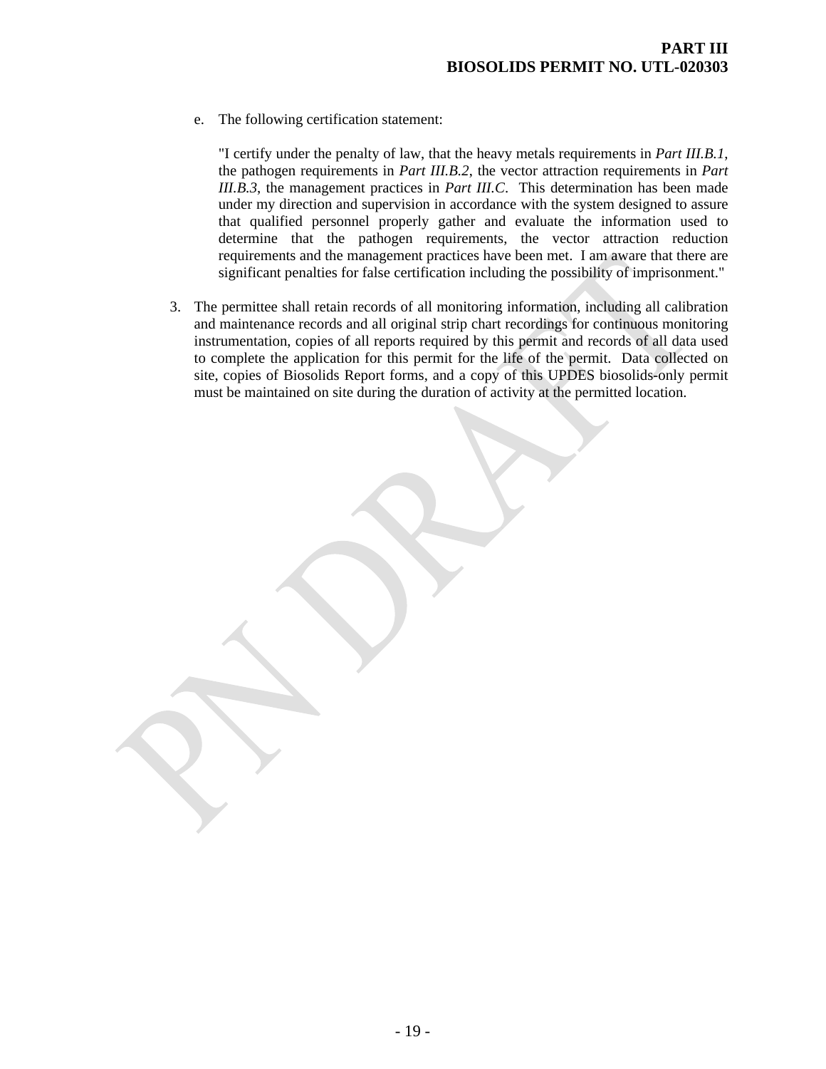e. The following certification statement:

   "I certify under the penalty of law, that the heavy metals requirements in *Part III.B.1*, the pathogen requirements in *Part III.B.2*, the vector attraction requirements in *Part III.B.3*, the management practices in *Part III.C*. This determination has been made under my direction and supervision in accordance with the system designed to assure that qualified personnel properly gather and evaluate the information used to determine that the pathogen requirements, the vector attraction reduction requirements and the management practices have been met. I am aware that there are significant penalties for false certification including the possibility of imprisonment."

3. The permittee shall retain records of all monitoring information, including all calibration and maintenance records and all original strip chart recordings for continuous monitoring instrumentation, copies of all reports required by this permit and records of all data used to complete the application for this permit for the life of the permit. Data collected on site, copies of Biosolids Report forms, and a copy of this UPDES biosolids-only permit must be maintained on site during the duration of activity at the permitted location.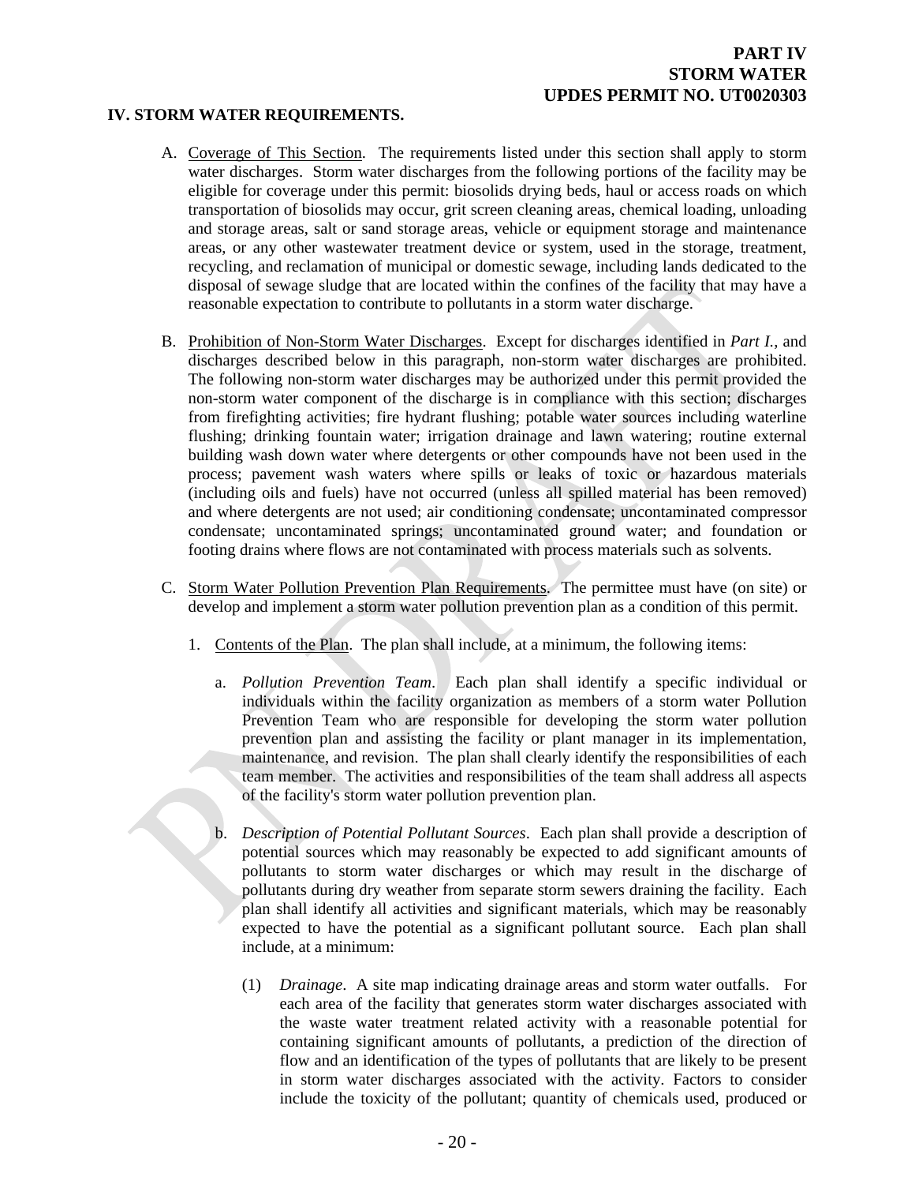## IV. STORM WATER REQUIREMENTS.

A. Coverage of This Section. The requirements listed under this section shall apply to storm water discharges. Storm water discharges from the following portions of the facility may be eligible for coverage under this permit: biosolids drying beds, haul or access roads on which transportation of biosolids may occur, grit screen cleaning areas, chemical loading, unloading and storage areas, salt or sand storage areas, vehicle or equipment storage and maintenance areas, or any other wastewater treatment device or system, used in the storage, treatment, recycling, and reclamation of municipal or domestic sewage, including lands dedicated to the disposal of sewage sludge that are located within the confines of the facility that may have a reasonable expectation to contribute to pollutants in a storm water discharge.

B. Prohibition of Non-Storm Water Discharges. Except for discharges identified in *Part I.*, and discharges described below in this paragraph, non-storm water discharges are prohibited. The following non-storm water discharges may be authorized under this permit provided the non-storm water component of the discharge is in compliance with this section; discharges from firefighting activities; fire hydrant flushing; potable water sources including waterline flushing; drinking fountain water; irrigation drainage and lawn watering; routine external building wash down water where detergents or other compounds have not been used in the process; pavement wash waters where spills or leaks of toxic or hazardous materials (including oils and fuels) have not occurred (unless all spilled material has been removed) and where detergents are not used; air conditioning condensate; uncontaminated compressor condensate; uncontaminated springs; uncontaminated ground water; and foundation or footing drains where flows are not contaminated with process materials such as solvents.

C. Storm Water Pollution Prevention Plan Requirements. The permittee must have (on site) or develop and implement a storm water pollution prevention plan as a condition of this permit.

1. Contents of the Plan. The plan shall include, at a minimum, the following items:

   a. *Pollution Prevention Team*. Each plan shall identify a specific individual or individuals within the facility organization as members of a storm water Pollution Prevention Team who are responsible for developing the storm water pollution prevention plan and assisting the facility or plant manager in its implementation, maintenance, and revision. The plan shall clearly identify the responsibilities of each team member. The activities and responsibilities of the team shall address all aspects of the facility's storm water pollution prevention plan.

   b. *Description of Potential Pollutant Sources*. Each plan shall provide a description of potential sources which may reasonably be expected to add significant amounts of pollutants to storm water discharges or which may result in the discharge of pollutants during dry weather from separate storm sewers draining the facility. Each plan shall identify all activities and significant materials, which may be reasonably expected to have the potential as a significant pollutant source. Each plan shall include, at a minimum:

      (1) *Drainage*. A site map indicating drainage areas and storm water outfalls. For each area of the facility that generates storm water discharges associated with the waste water treatment related activity with a reasonable potential for containing significant amounts of pollutants, a prediction of the direction of flow and an identification of the types of pollutants that are likely to be present in storm water discharges associated with the activity. Factors to consider include the toxicity of the pollutant; quantity of chemicals used, produced or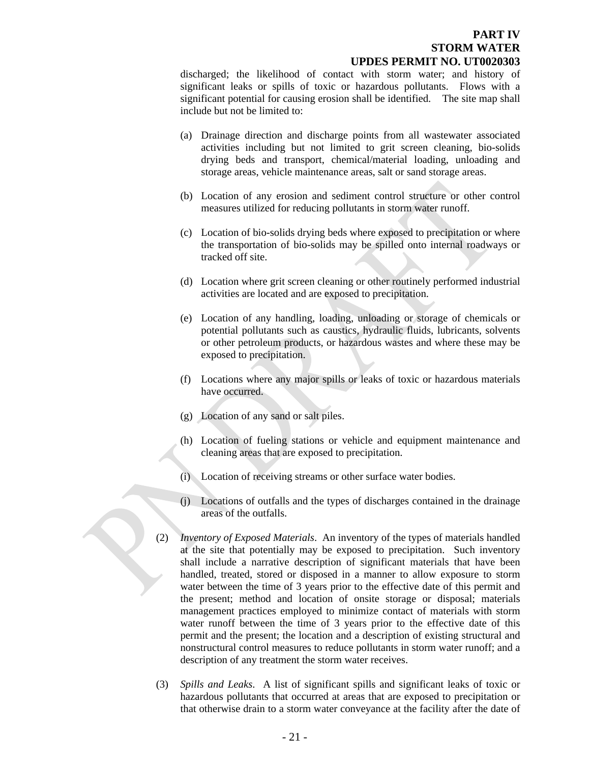discharged; the likelihood of contact with storm water; and history of significant leaks or spills of toxic or hazardous pollutants. Flows with a significant potential for causing erosion shall be identified. The site map shall include but not be limited to:

(a) Drainage direction and discharge points from all wastewater associated activities including but not limited to grit screen cleaning, bio-solids drying beds and transport, chemical/material loading, unloading and storage areas, vehicle maintenance areas, salt or sand storage areas.

(b) Location of any erosion and sediment control structure or other control measures utilized for reducing pollutants in storm water runoff.

(c) Location of bio-solids drying beds where exposed to precipitation or where the transportation of bio-solids may be spilled onto internal roadways or tracked off site.

(d) Location where grit screen cleaning or other routinely performed industrial activities are located and are exposed to precipitation.

(e) Location of any handling, loading, unloading or storage of chemicals or potential pollutants such as caustics, hydraulic fluids, lubricants, solvents or other petroleum products, or hazardous wastes and where these may be exposed to precipitation.

(f) Locations where any major spills or leaks of toxic or hazardous materials have occurred.

(g) Location of any sand or salt piles.

(h) Location of fueling stations or vehicle and equipment maintenance and cleaning areas that are exposed to precipitation.

(i) Location of receiving streams or other surface water bodies.

(j) Locations of outfalls and the types of discharges contained in the drainage areas of the outfalls.

(2) *Inventory of Exposed Materials*. An inventory of the types of materials handled at the site that potentially may be exposed to precipitation. Such inventory shall include a narrative description of significant materials that have been handled, treated, stored or disposed in a manner to allow exposure to storm water between the time of 3 years prior to the effective date of this permit and the present; method and location of onsite storage or disposal; materials management practices employed to minimize contact of materials with storm water runoff between the time of 3 years prior to the effective date of this permit and the present; the location and a description of existing structural and nonstructural control measures to reduce pollutants in storm water runoff; and a description of any treatment the storm water receives.

(3) *Spills and Leaks*. A list of significant spills and significant leaks of toxic or hazardous pollutants that occurred at areas that are exposed to precipitation or that otherwise drain to a storm water conveyance at the facility after the date of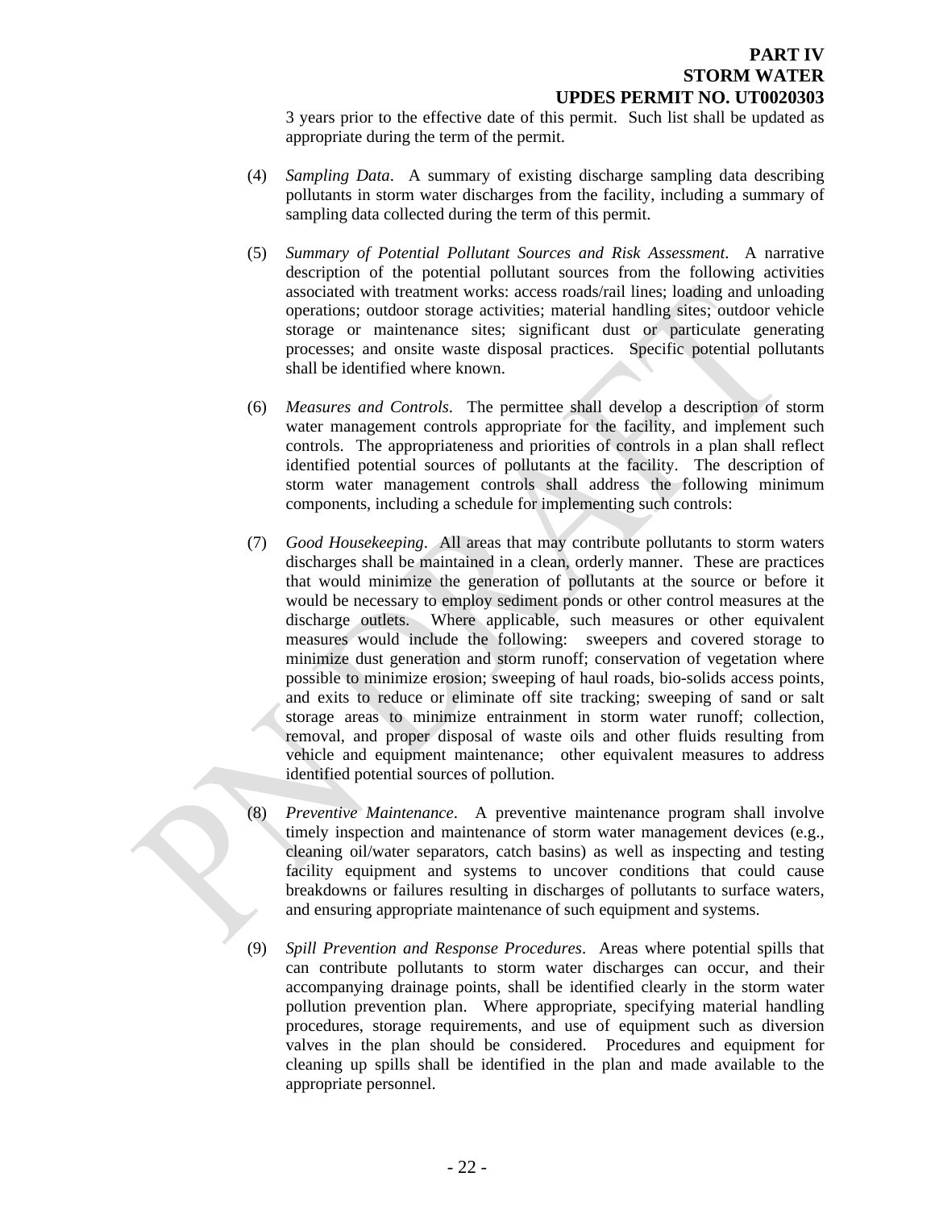3 years prior to the effective date of this permit. Such list shall be updated as appropriate during the term of the permit.

(4) *Sampling Data*. A summary of existing discharge sampling data describing pollutants in storm water discharges from the facility, including a summary of sampling data collected during the term of this permit.

(5) *Summary of Potential Pollutant Sources and Risk Assessment*. A narrative description of the potential pollutant sources from the following activities associated with treatment works: access roads/rail lines; loading and unloading operations; outdoor storage activities; material handling sites; outdoor vehicle storage or maintenance sites; significant dust or particulate generating processes; and onsite waste disposal practices. Specific potential pollutants shall be identified where known.

(6) *Measures and Controls*. The permittee shall develop a description of storm water management controls appropriate for the facility, and implement such controls. The appropriateness and priorities of controls in a plan shall reflect identified potential sources of pollutants at the facility. The description of storm water management controls shall address the following minimum components, including a schedule for implementing such controls:

(7) *Good Housekeeping*. All areas that may contribute pollutants to storm waters discharges shall be maintained in a clean, orderly manner. These are practices that would minimize the generation of pollutants at the source or before it would be necessary to employ sediment ponds or other control measures at the discharge outlets. Where applicable, such measures or other equivalent measures would include the following: sweepers and covered storage to minimize dust generation and storm runoff; conservation of vegetation where possible to minimize erosion; sweeping of haul roads, bio-solids access points, and exits to reduce or eliminate off site tracking; sweeping of sand or salt storage areas to minimize entrainment in storm water runoff; collection, removal, and proper disposal of waste oils and other fluids resulting from vehicle and equipment maintenance; other equivalent measures to address identified potential sources of pollution.

(8) *Preventive Maintenance*. A preventive maintenance program shall involve timely inspection and maintenance of storm water management devices (e.g., cleaning oil/water separators, catch basins) as well as inspecting and testing facility equipment and systems to uncover conditions that could cause breakdowns or failures resulting in discharges of pollutants to surface waters, and ensuring appropriate maintenance of such equipment and systems.

(9) *Spill Prevention and Response Procedures*. Areas where potential spills that can contribute pollutants to storm water discharges can occur, and their accompanying drainage points, shall be identified clearly in the storm water pollution prevention plan. Where appropriate, specifying material handling procedures, storage requirements, and use of equipment such as diversion valves in the plan should be considered. Procedures and equipment for cleaning up spills shall be identified in the plan and made available to the appropriate personnel.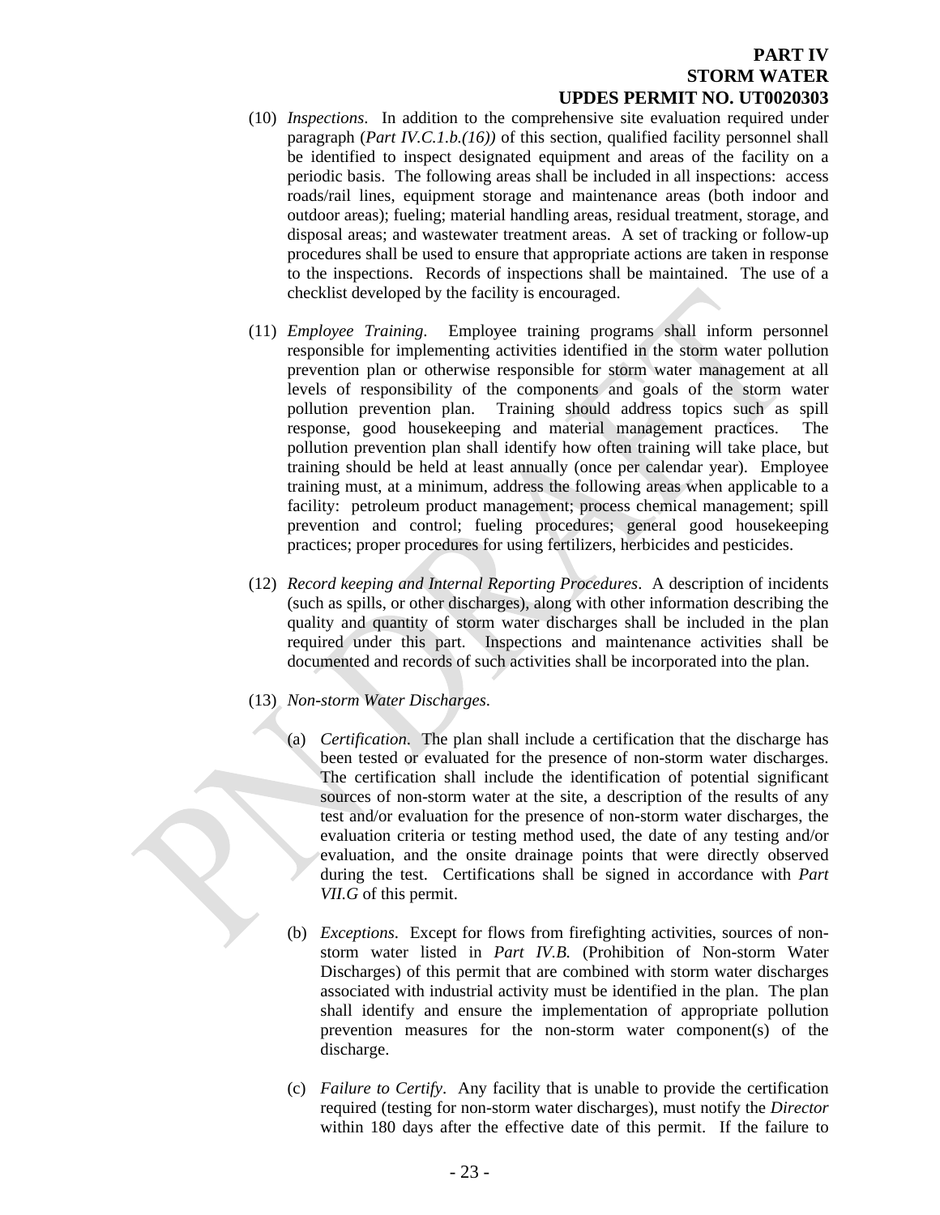(10) *Inspections*. In addition to the comprehensive site evaluation required under paragraph (*Part IV.C.1.b.(16))* of this section, qualified facility personnel shall be identified to inspect designated equipment and areas of the facility on a periodic basis. The following areas shall be included in all inspections: access roads/rail lines, equipment storage and maintenance areas (both indoor and outdoor areas); fueling; material handling areas, residual treatment, storage, and disposal areas; and wastewater treatment areas. A set of tracking or follow-up procedures shall be used to ensure that appropriate actions are taken in response to the inspections. Records of inspections shall be maintained. The use of a checklist developed by the facility is encouraged.

(11) *Employee Training*. Employee training programs shall inform personnel responsible for implementing activities identified in the storm water pollution prevention plan or otherwise responsible for storm water management at all levels of responsibility of the components and goals of the storm water pollution prevention plan. Training should address topics such as spill response, good housekeeping and material management practices. The pollution prevention plan shall identify how often training will take place, but training should be held at least annually (once per calendar year). Employee training must, at a minimum, address the following areas when applicable to a facility: petroleum product management; process chemical management; spill prevention and control; fueling procedures; general good housekeeping practices; proper procedures for using fertilizers, herbicides and pesticides.

(12) *Record keeping and Internal Reporting Procedures*. A description of incidents (such as spills, or other discharges), along with other information describing the quality and quantity of storm water discharges shall be included in the plan required under this part. Inspections and maintenance activities shall be documented and records of such activities shall be incorporated into the plan.

(13) *Non-storm Water Discharges*.

(a) *Certification.* The plan shall include a certification that the discharge has been tested or evaluated for the presence of non-storm water discharges. The certification shall include the identification of potential significant sources of non-storm water at the site, a description of the results of any test and/or evaluation for the presence of non-storm water discharges, the evaluation criteria or testing method used, the date of any testing and/or evaluation, and the onsite drainage points that were directly observed during the test. Certifications shall be signed in accordance with *Part VII.G* of this permit.

(b) *Exceptions*. Except for flows from firefighting activities, sources of non-storm water listed in *Part IV.B.* (Prohibition of Non-storm Water Discharges) of this permit that are combined with storm water discharges associated with industrial activity must be identified in the plan. The plan shall identify and ensure the implementation of appropriate pollution prevention measures for the non-storm water component(s) of the discharge.

(c) *Failure to Certify*. Any facility that is unable to provide the certification required (testing for non-storm water discharges), must notify the *Director* within 180 days after the effective date of this permit. If the failure to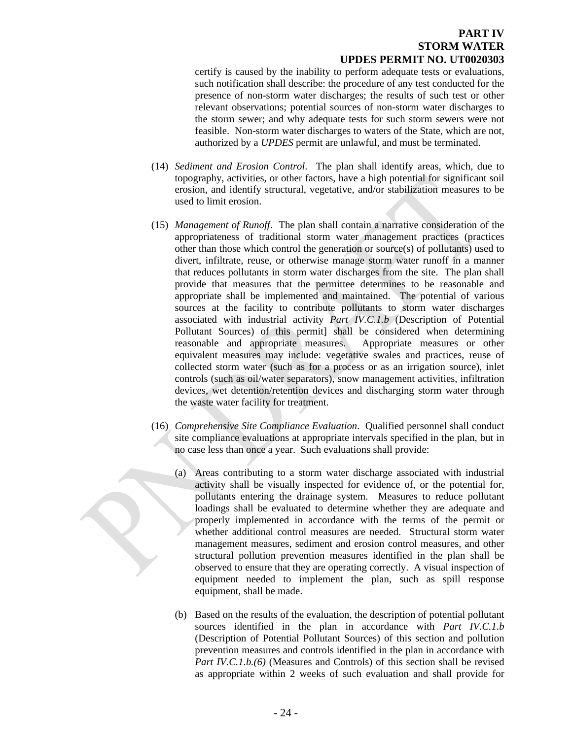certify is caused by the inability to perform adequate tests or evaluations, such notification shall describe: the procedure of any test conducted for the presence of non-storm water discharges; the results of such test or other relevant observations; potential sources of non-storm water discharges to the storm sewer; and why adequate tests for such storm sewers were not feasible. Non-storm water discharges to waters of the State, which are not, authorized by a *UPDES* permit are unlawful, and must be terminated.

(14) *Sediment and Erosion Control*. The plan shall identify areas, which, due to topography, activities, or other factors, have a high potential for significant soil erosion, and identify structural, vegetative, and/or stabilization measures to be used to limit erosion.

(15) *Management of Runoff*. The plan shall contain a narrative consideration of the appropriateness of traditional storm water management practices (practices other than those which control the generation or source(s) of pollutants) used to divert, infiltrate, reuse, or otherwise manage storm water runoff in a manner that reduces pollutants in storm water discharges from the site. The plan shall provide that measures that the permittee determines to be reasonable and appropriate shall be implemented and maintained. The potential of various sources at the facility to contribute pollutants to storm water discharges associated with industrial activity *Part IV.C.1.b* (Description of Potential Pollutant Sources) of this permit] shall be considered when determining reasonable and appropriate measures. Appropriate measures or other equivalent measures may include: vegetative swales and practices, reuse of collected storm water (such as for a process or as an irrigation source), inlet controls (such as oil/water separators), snow management activities, infiltration devices, wet detention/retention devices and discharging storm water through the waste water facility for treatment.

(16) *Comprehensive Site Compliance Evaluation*. Qualified personnel shall conduct site compliance evaluations at appropriate intervals specified in the plan, but in no case less than once a year. Such evaluations shall provide:

(a) Areas contributing to a storm water discharge associated with industrial activity shall be visually inspected for evidence of, or the potential for, pollutants entering the drainage system. Measures to reduce pollutant loadings shall be evaluated to determine whether they are adequate and properly implemented in accordance with the terms of the permit or whether additional control measures are needed. Structural storm water management measures, sediment and erosion control measures, and other structural pollution prevention measures identified in the plan shall be observed to ensure that they are operating correctly. A visual inspection of equipment needed to implement the plan, such as spill response equipment, shall be made.

(b) Based on the results of the evaluation, the description of potential pollutant sources identified in the plan in accordance with *Part IV.C.1.b* (Description of Potential Pollutant Sources) of this section and pollution prevention measures and controls identified in the plan in accordance with *Part IV.C.1.b.(6)* (Measures and Controls) of this section shall be revised as appropriate within 2 weeks of such evaluation and shall provide for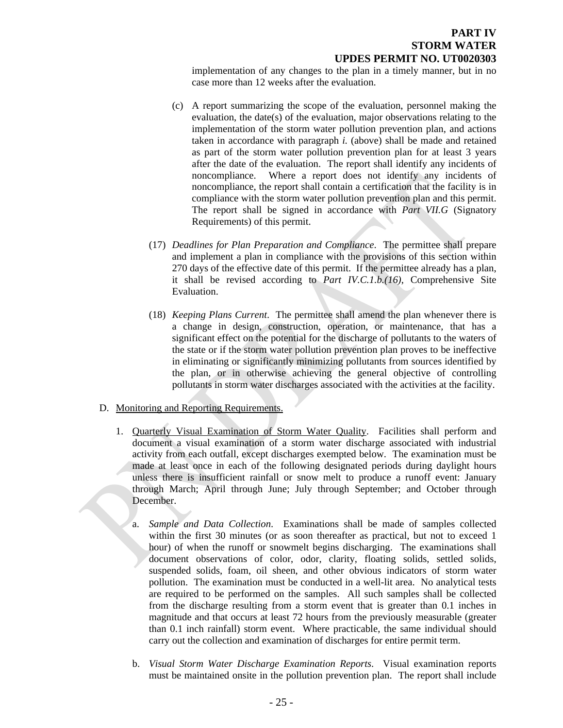implementation of any changes to the plan in a timely manner, but in no case more than 12 weeks after the evaluation.

(c) A report summarizing the scope of the evaluation, personnel making the evaluation, the date(s) of the evaluation, major observations relating to the implementation of the storm water pollution prevention plan, and actions taken in accordance with paragraph *i.* (above) shall be made and retained as part of the storm water pollution prevention plan for at least 3 years after the date of the evaluation. The report shall identify any incidents of noncompliance. Where a report does not identify any incidents of noncompliance, the report shall contain a certification that the facility is in compliance with the storm water pollution prevention plan and this permit. The report shall be signed in accordance with *Part VII.G* (Signatory Requirements) of this permit.

(17) *Deadlines for Plan Preparation and Compliance*. The permittee shall prepare and implement a plan in compliance with the provisions of this section within 270 days of the effective date of this permit. If the permittee already has a plan, it shall be revised according to *Part IV.C.1.b.(16)*, Comprehensive Site Evaluation.

(18) *Keeping Plans Current*. The permittee shall amend the plan whenever there is a change in design, construction, operation, or maintenance, that has a significant effect on the potential for the discharge of pollutants to the waters of the state or if the storm water pollution prevention plan proves to be ineffective in eliminating or significantly minimizing pollutants from sources identified by the plan, or in otherwise achieving the general objective of controlling pollutants in storm water discharges associated with the activities at the facility.

D. Monitoring and Reporting Requirements.

1. Quarterly Visual Examination of Storm Water Quality. Facilities shall perform and document a visual examination of a storm water discharge associated with industrial activity from each outfall, except discharges exempted below. The examination must be made at least once in each of the following designated periods during daylight hours unless there is insufficient rainfall or snow melt to produce a runoff event: January through March; April through June; July through September; and October through December.

   a. *Sample and Data Collection*. Examinations shall be made of samples collected within the first 30 minutes (or as soon thereafter as practical, but not to exceed 1 hour) of when the runoff or snowmelt begins discharging. The examinations shall document observations of color, odor, clarity, floating solids, settled solids, suspended solids, foam, oil sheen, and other obvious indicators of storm water pollution. The examination must be conducted in a well-lit area. No analytical tests are required to be performed on the samples. All such samples shall be collected from the discharge resulting from a storm event that is greater than 0.1 inches in magnitude and that occurs at least 72 hours from the previously measurable (greater than 0.1 inch rainfall) storm event. Where practicable, the same individual should carry out the collection and examination of discharges for entire permit term.

   b. *Visual Storm Water Discharge Examination Reports*. Visual examination reports must be maintained onsite in the pollution prevention plan. The report shall include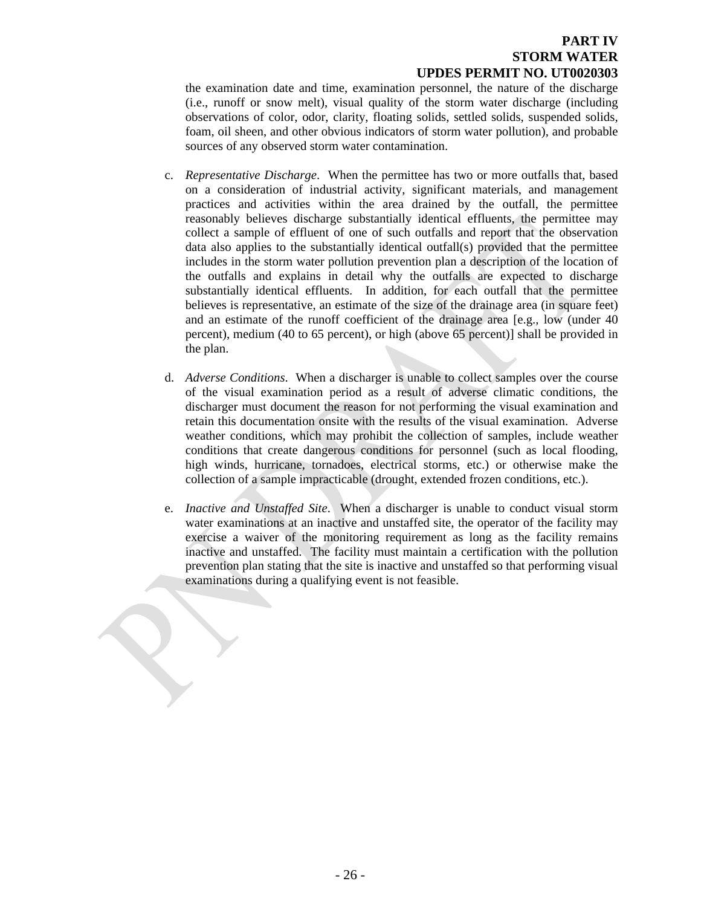the examination date and time, examination personnel, the nature of the discharge (i.e., runoff or snow melt), visual quality of the storm water discharge (including observations of color, odor, clarity, floating solids, settled solids, suspended solids, foam, oil sheen, and other obvious indicators of storm water pollution), and probable sources of any observed storm water contamination.

c. *Representative Discharge*. When the permittee has two or more outfalls that, based on a consideration of industrial activity, significant materials, and management practices and activities within the area drained by the outfall, the permittee reasonably believes discharge substantially identical effluents, the permittee may collect a sample of effluent of one of such outfalls and report that the observation data also applies to the substantially identical outfall(s) provided that the permittee includes in the storm water pollution prevention plan a description of the location of the outfalls and explains in detail why the outfalls are expected to discharge substantially identical effluents. In addition, for each outfall that the permittee believes is representative, an estimate of the size of the drainage area (in square feet) and an estimate of the runoff coefficient of the drainage area [e.g., low (under 40 percent), medium (40 to 65 percent), or high (above 65 percent)] shall be provided in the plan.

d. *Adverse Conditions*. When a discharger is unable to collect samples over the course of the visual examination period as a result of adverse climatic conditions, the discharger must document the reason for not performing the visual examination and retain this documentation onsite with the results of the visual examination. Adverse weather conditions, which may prohibit the collection of samples, include weather conditions that create dangerous conditions for personnel (such as local flooding, high winds, hurricane, tornadoes, electrical storms, etc.) or otherwise make the collection of a sample impracticable (drought, extended frozen conditions, etc.).

e. *Inactive and Unstaffed Site*. When a discharger is unable to conduct visual storm water examinations at an inactive and unstaffed site, the operator of the facility may exercise a waiver of the monitoring requirement as long as the facility remains inactive and unstaffed. The facility must maintain a certification with the pollution prevention plan stating that the site is inactive and unstaffed so that performing visual examinations during a qualifying event is not feasible.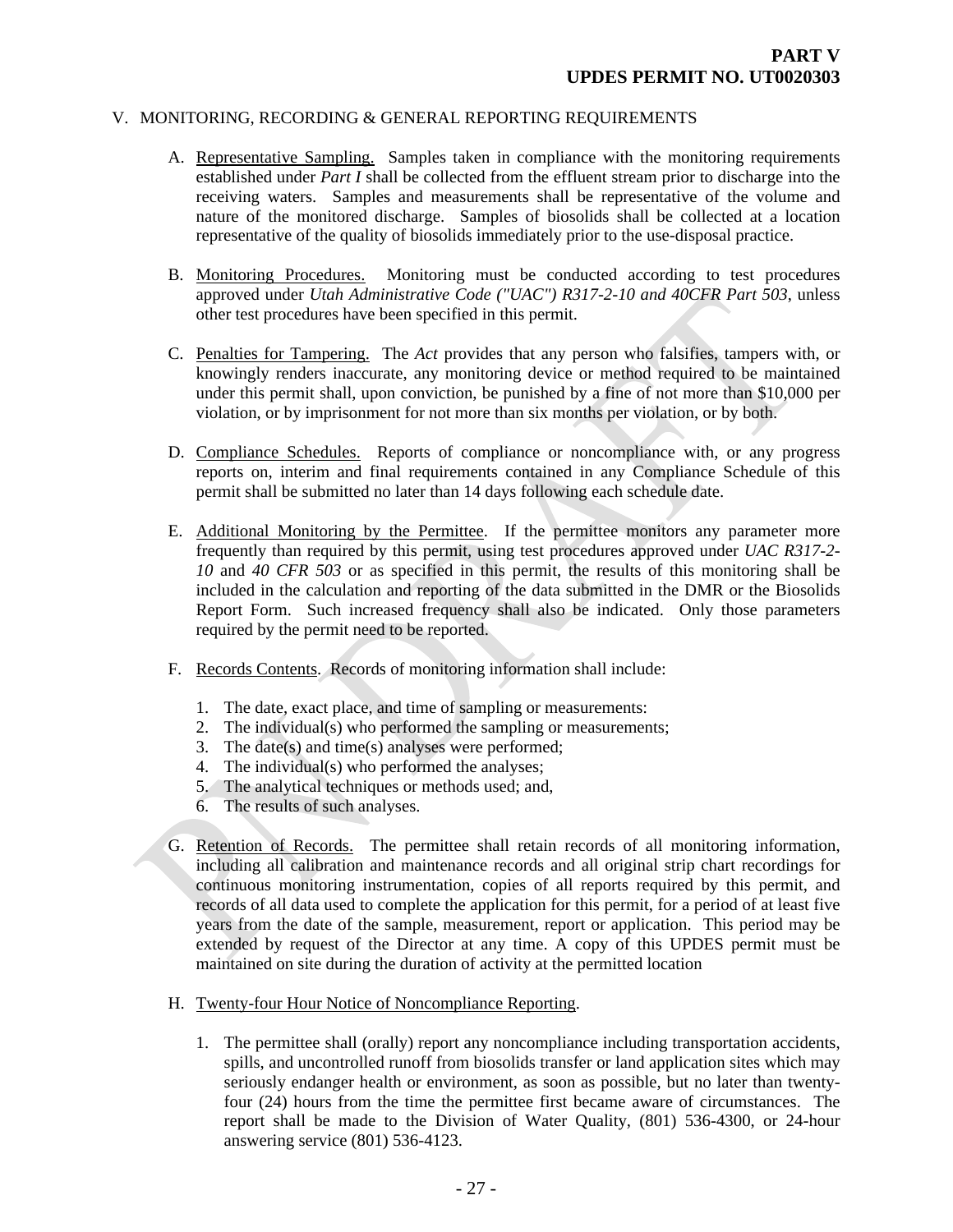## V. MONITORING, RECORDING & GENERAL REPORTING REQUIREMENTS

A. Representative Sampling. Samples taken in compliance with the monitoring requirements established under *Part I* shall be collected from the effluent stream prior to discharge into the receiving waters. Samples and measurements shall be representative of the volume and nature of the monitored discharge. Samples of biosolids shall be collected at a location representative of the quality of biosolids immediately prior to the use-disposal practice.

B. Monitoring Procedures. Monitoring must be conducted according to test procedures approved under *Utah Administrative Code ("UAC") R317-2-10 and 40CFR Part 503*, unless other test procedures have been specified in this permit.

C. Penalties for Tampering. The *Act* provides that any person who falsifies, tampers with, or knowingly renders inaccurate, any monitoring device or method required to be maintained under this permit shall, upon conviction, be punished by a fine of not more than $10,000 per violation, or by imprisonment for not more than six months per violation, or by both.

D. Compliance Schedules. Reports of compliance or noncompliance with, or any progress reports on, interim and final requirements contained in any Compliance Schedule of this permit shall be submitted no later than 14 days following each schedule date.

E. Additional Monitoring by the Permittee. If the permittee monitors any parameter more frequently than required by this permit, using test procedures approved under *UAC R317-2-10* and *40 CFR 503* or as specified in this permit, the results of this monitoring shall be included in the calculation and reporting of the data submitted in the DMR or the Biosolids Report Form. Such increased frequency shall also be indicated. Only those parameters required by the permit need to be reported.

F. Records Contents. Records of monitoring information shall include:

1. The date, exact place, and time of sampling or measurements:
2. The individual(s) who performed the sampling or measurements;
3. The date(s) and time(s) analyses were performed;
4. The individual(s) who performed the analyses;
5. The analytical techniques or methods used; and,
6. The results of such analyses.

G. Retention of Records. The permittee shall retain records of all monitoring information, including all calibration and maintenance records and all original strip chart recordings for continuous monitoring instrumentation, copies of all reports required by this permit, and records of all data used to complete the application for this permit, for a period of at least five years from the date of the sample, measurement, report or application. This period may be extended by request of the Director at any time. A copy of this UPDES permit must be maintained on site during the duration of activity at the permitted location

H. Twenty-four Hour Notice of Noncompliance Reporting.

1. The permittee shall (orally) report any noncompliance including transportation accidents, spills, and uncontrolled runoff from biosolids transfer or land application sites which may seriously endanger health or environment, as soon as possible, but no later than twenty-four (24) hours from the time the permittee first became aware of circumstances. The report shall be made to the Division of Water Quality, (801) 536-4300, or 24-hour answering service (801) 536-4123.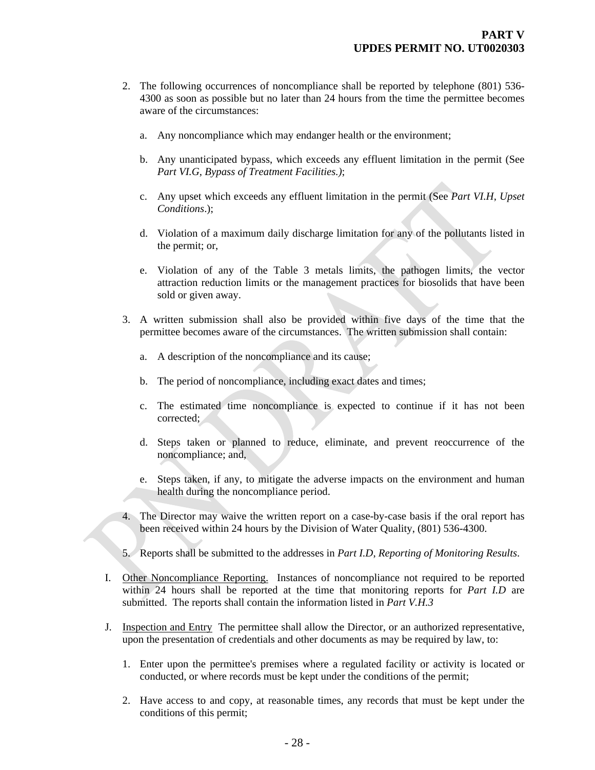2. The following occurrences of noncompliance shall be reported by telephone (801) 536-4300 as soon as possible but no later than 24 hours from the time the permittee becomes aware of the circumstances:

   a. Any noncompliance which may endanger health or the environment;

   b. Any unanticipated bypass, which exceeds any effluent limitation in the permit (See *Part VI.G, Bypass of Treatment Facilities.)*;

   c. Any upset which exceeds any effluent limitation in the permit (See *Part VI.H, Upset Conditions*.);

   d. Violation of a maximum daily discharge limitation for any of the pollutants listed in the permit; or,

   e. Violation of any of the Table 3 metals limits, the pathogen limits, the vector attraction reduction limits or the management practices for biosolids that have been sold or given away.

3. A written submission shall also be provided within five days of the time that the permittee becomes aware of the circumstances. The written submission shall contain:

   a. A description of the noncompliance and its cause;

   b. The period of noncompliance, including exact dates and times;

   c. The estimated time noncompliance is expected to continue if it has not been corrected;

   d. Steps taken or planned to reduce, eliminate, and prevent reoccurrence of the noncompliance; and,

   e. Steps taken, if any, to mitigate the adverse impacts on the environment and human health during the noncompliance period.

4. The Director may waive the written report on a case-by-case basis if the oral report has been received within 24 hours by the Division of Water Quality, (801) 536-4300.

5. Reports shall be submitted to the addresses in *Part I.D*, *Reporting of Monitoring Results*.

I. Other Noncompliance Reporting. Instances of noncompliance not required to be reported within 24 hours shall be reported at the time that monitoring reports for *Part I.D* are submitted. The reports shall contain the information listed in *Part V.H.3*

J. Inspection and Entry The permittee shall allow the Director, or an authorized representative, upon the presentation of credentials and other documents as may be required by law, to:

   1. Enter upon the permittee's premises where a regulated facility or activity is located or conducted, or where records must be kept under the conditions of the permit;

   2. Have access to and copy, at reasonable times, any records that must be kept under the conditions of this permit;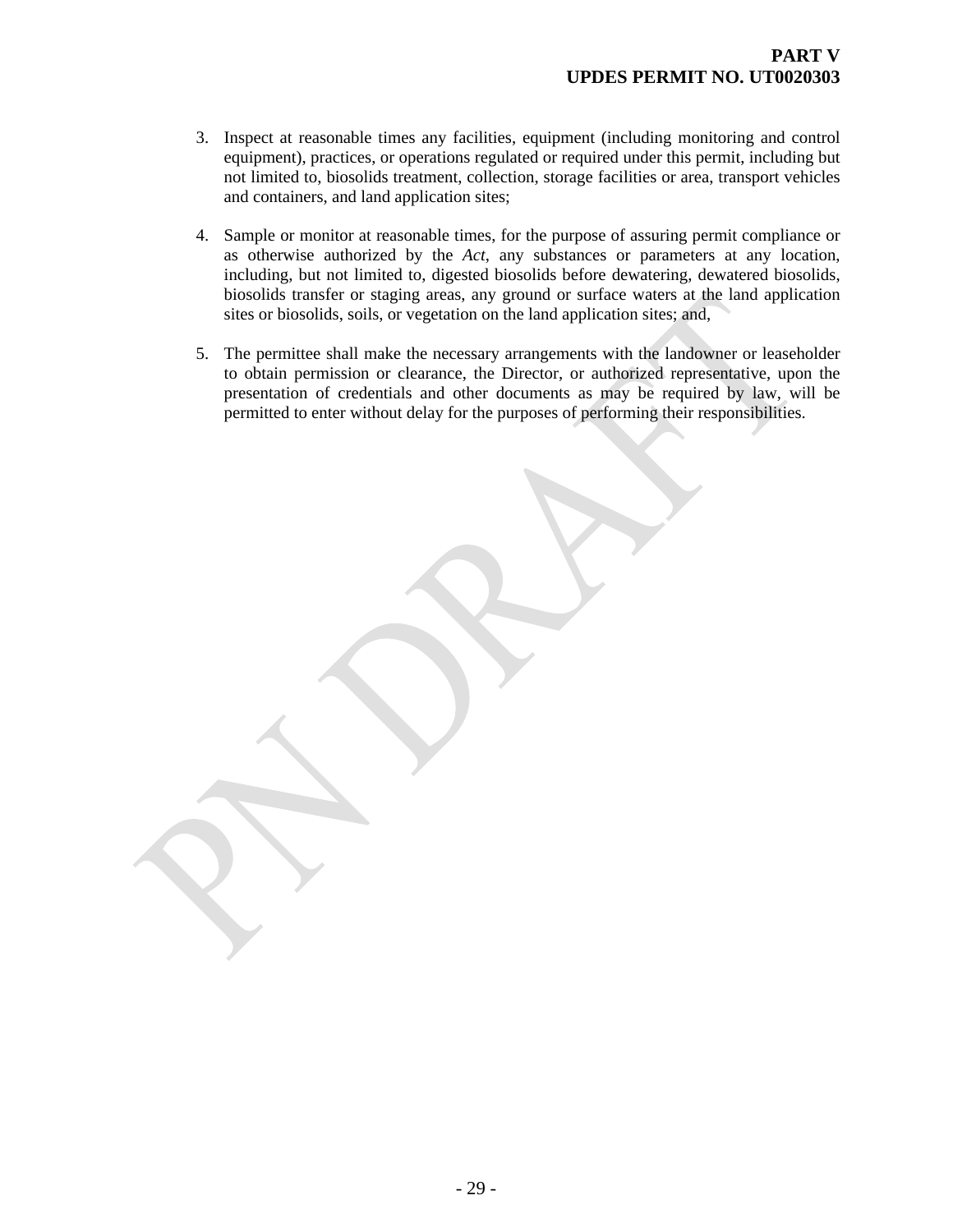3. Inspect at reasonable times any facilities, equipment (including monitoring and control equipment), practices, or operations regulated or required under this permit, including but not limited to, biosolids treatment, collection, storage facilities or area, transport vehicles and containers, and land application sites;

4. Sample or monitor at reasonable times, for the purpose of assuring permit compliance or as otherwise authorized by the *Act*, any substances or parameters at any location, including, but not limited to, digested biosolids before dewatering, dewatered biosolids, biosolids transfer or staging areas, any ground or surface waters at the land application sites or biosolids, soils, or vegetation on the land application sites; and,

5. The permittee shall make the necessary arrangements with the landowner or leaseholder to obtain permission or clearance, the Director, or authorized representative, upon the presentation of credentials and other documents as may be required by law, will be permitted to enter without delay for the purposes of performing their responsibilities.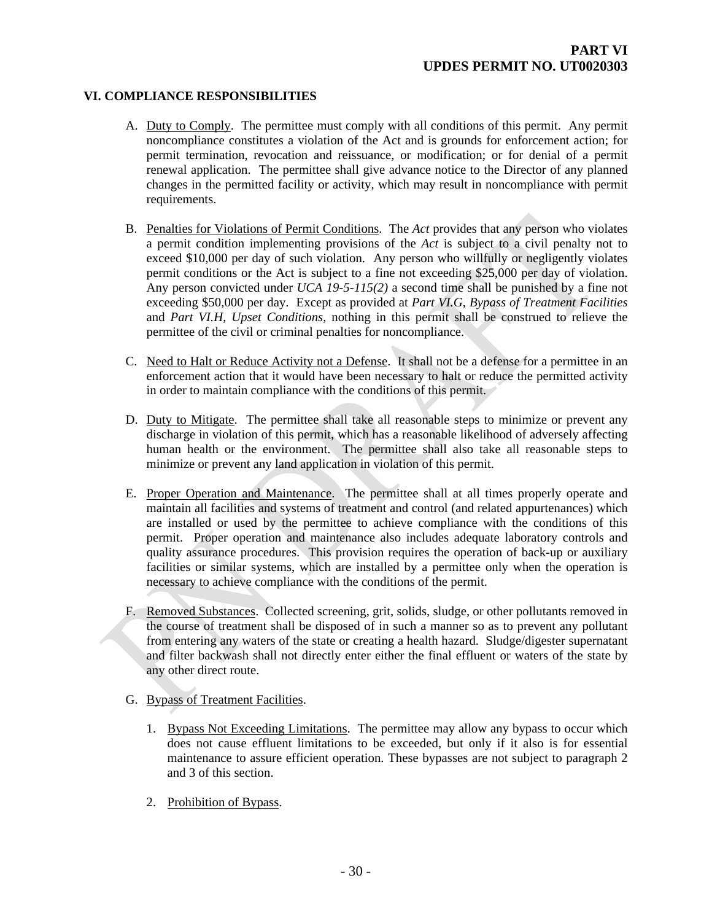**PART VI**
**UPDES PERMIT NO. UT0020303**

## VI. COMPLIANCE RESPONSIBILITIES

A. Duty to Comply. The permittee must comply with all conditions of this permit. Any permit noncompliance constitutes a violation of the Act and is grounds for enforcement action; for permit termination, revocation and reissuance, or modification; or for denial of a permit renewal application. The permittee shall give advance notice to the Director of any planned changes in the permitted facility or activity, which may result in noncompliance with permit requirements.

B. Penalties for Violations of Permit Conditions. The *Act* provides that any person who violates a permit condition implementing provisions of the *Act* is subject to a civil penalty not to exceed $10,000 per day of such violation. Any person who willfully or negligently violates permit conditions or the Act is subject to a fine not exceeding $25,000 per day of violation. Any person convicted under *UCA 19-5-115(2)* a second time shall be punished by a fine not exceeding $50,000 per day. Except as provided at *Part VI.G, Bypass of Treatment Facilities* and *Part VI.H, Upset Conditions*, nothing in this permit shall be construed to relieve the permittee of the civil or criminal penalties for noncompliance.

C. Need to Halt or Reduce Activity not a Defense. It shall not be a defense for a permittee in an enforcement action that it would have been necessary to halt or reduce the permitted activity in order to maintain compliance with the conditions of this permit.

D. Duty to Mitigate. The permittee shall take all reasonable steps to minimize or prevent any discharge in violation of this permit, which has a reasonable likelihood of adversely affecting human health or the environment. The permittee shall also take all reasonable steps to minimize or prevent any land application in violation of this permit.

E. Proper Operation and Maintenance. The permittee shall at all times properly operate and maintain all facilities and systems of treatment and control (and related appurtenances) which are installed or used by the permittee to achieve compliance with the conditions of this permit. Proper operation and maintenance also includes adequate laboratory controls and quality assurance procedures. This provision requires the operation of back-up or auxiliary facilities or similar systems, which are installed by a permittee only when the operation is necessary to achieve compliance with the conditions of the permit.

F. Removed Substances. Collected screening, grit, solids, sludge, or other pollutants removed in the course of treatment shall be disposed of in such a manner so as to prevent any pollutant from entering any waters of the state or creating a health hazard. Sludge/digester supernatant and filter backwash shall not directly enter either the final effluent or waters of the state by any other direct route.

G. Bypass of Treatment Facilities.

1. Bypass Not Exceeding Limitations. The permittee may allow any bypass to occur which does not cause effluent limitations to be exceeded, but only if it also is for essential maintenance to assure efficient operation. These bypasses are not subject to paragraph 2 and 3 of this section.

2. Prohibition of Bypass.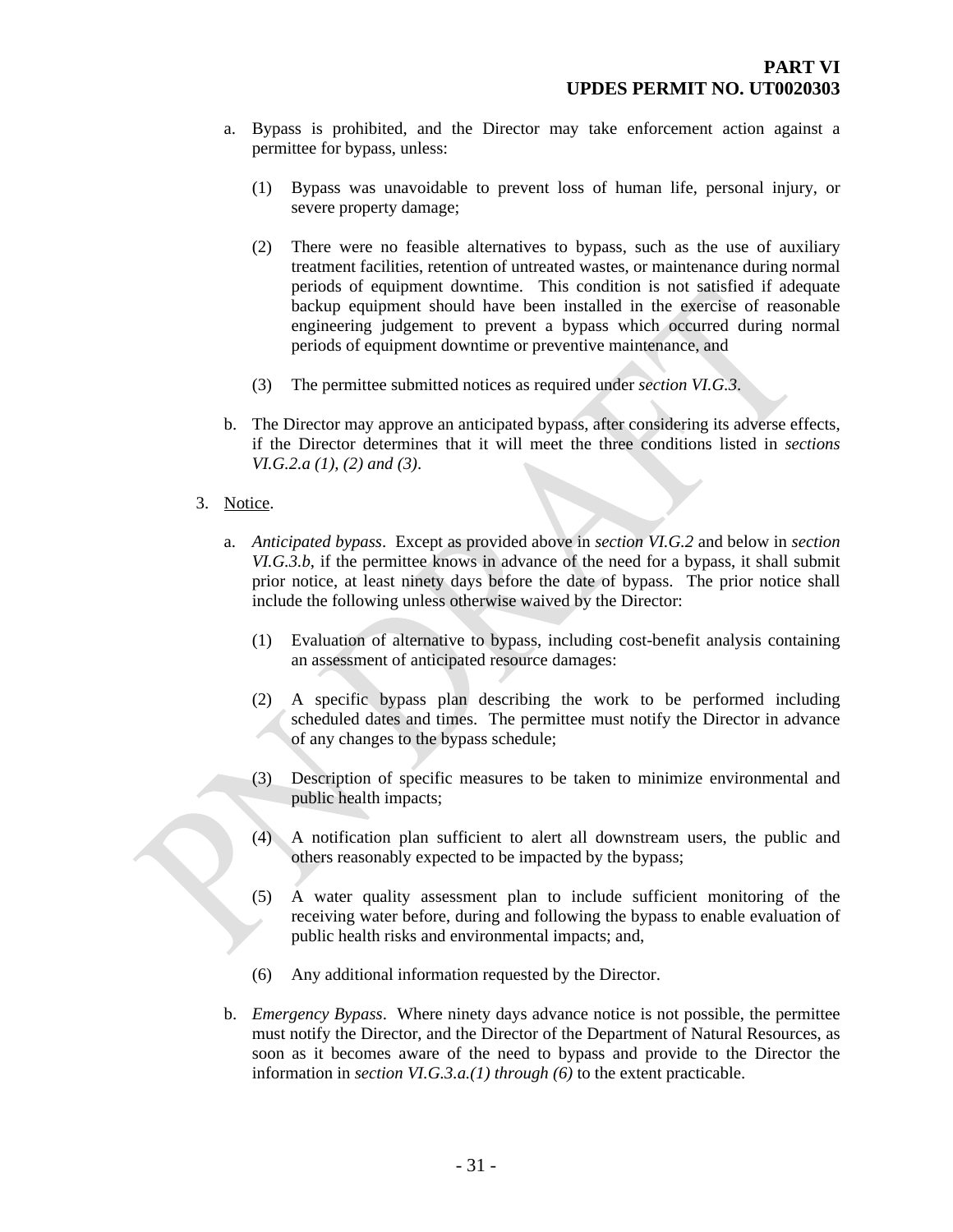a. Bypass is prohibited, and the Director may take enforcement action against a permittee for bypass, unless:

   (1) Bypass was unavoidable to prevent loss of human life, personal injury, or severe property damage;

   (2) There were no feasible alternatives to bypass, such as the use of auxiliary treatment facilities, retention of untreated wastes, or maintenance during normal periods of equipment downtime. This condition is not satisfied if adequate backup equipment should have been installed in the exercise of reasonable engineering judgement to prevent a bypass which occurred during normal periods of equipment downtime or preventive maintenance, and

   (3) The permittee submitted notices as required under *section VI.G.3*.

b. The Director may approve an anticipated bypass, after considering its adverse effects, if the Director determines that it will meet the three conditions listed in *sections VI.G.2.a (1), (2) and (3)*.

3. Notice.

   a. *Anticipated bypass*. Except as provided above in *section VI.G.2* and below in *section VI.G.3.b*, if the permittee knows in advance of the need for a bypass, it shall submit prior notice, at least ninety days before the date of bypass. The prior notice shall include the following unless otherwise waived by the Director:

      (1) Evaluation of alternative to bypass, including cost-benefit analysis containing an assessment of anticipated resource damages:

      (2) A specific bypass plan describing the work to be performed including scheduled dates and times. The permittee must notify the Director in advance of any changes to the bypass schedule;

      (3) Description of specific measures to be taken to minimize environmental and public health impacts;

      (4) A notification plan sufficient to alert all downstream users, the public and others reasonably expected to be impacted by the bypass;

      (5) A water quality assessment plan to include sufficient monitoring of the receiving water before, during and following the bypass to enable evaluation of public health risks and environmental impacts; and,

      (6) Any additional information requested by the Director.

   b. *Emergency Bypass*. Where ninety days advance notice is not possible, the permittee must notify the Director, and the Director of the Department of Natural Resources, as soon as it becomes aware of the need to bypass and provide to the Director the information in *section VI.G.3.a.(1) through (6)* to the extent practicable.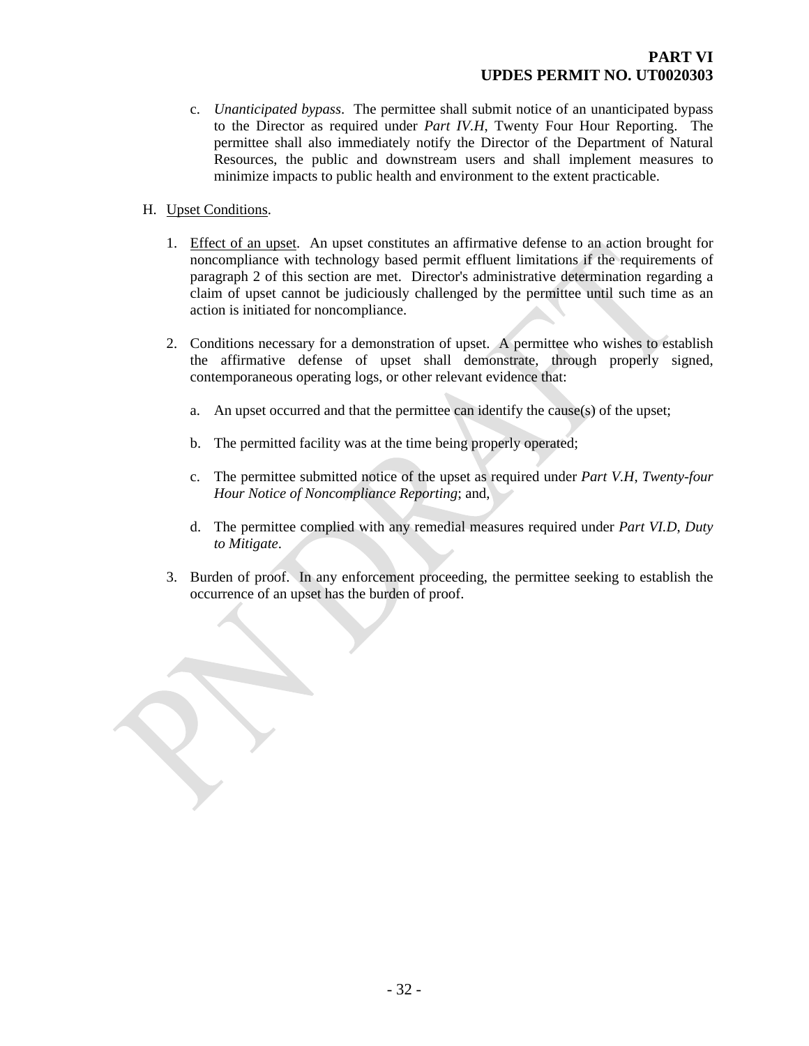c. *Unanticipated bypass*. The permittee shall submit notice of an unanticipated bypass to the Director as required under *Part IV.H*, Twenty Four Hour Reporting. The permittee shall also immediately notify the Director of the Department of Natural Resources, the public and downstream users and shall implement measures to minimize impacts to public health and environment to the extent practicable.

H. Upset Conditions.

1. Effect of an upset. An upset constitutes an affirmative defense to an action brought for noncompliance with technology based permit effluent limitations if the requirements of paragraph 2 of this section are met. Director's administrative determination regarding a claim of upset cannot be judiciously challenged by the permittee until such time as an action is initiated for noncompliance.

2. Conditions necessary for a demonstration of upset. A permittee who wishes to establish the affirmative defense of upset shall demonstrate, through properly signed, contemporaneous operating logs, or other relevant evidence that:

   a. An upset occurred and that the permittee can identify the cause(s) of the upset;

   b. The permitted facility was at the time being properly operated;

   c. The permittee submitted notice of the upset as required under *Part V.H*, *Twenty-four Hour Notice of Noncompliance Reporting*; and,

   d. The permittee complied with any remedial measures required under *Part VI.D*, *Duty to Mitigate*.

3. Burden of proof. In any enforcement proceeding, the permittee seeking to establish the occurrence of an upset has the burden of proof.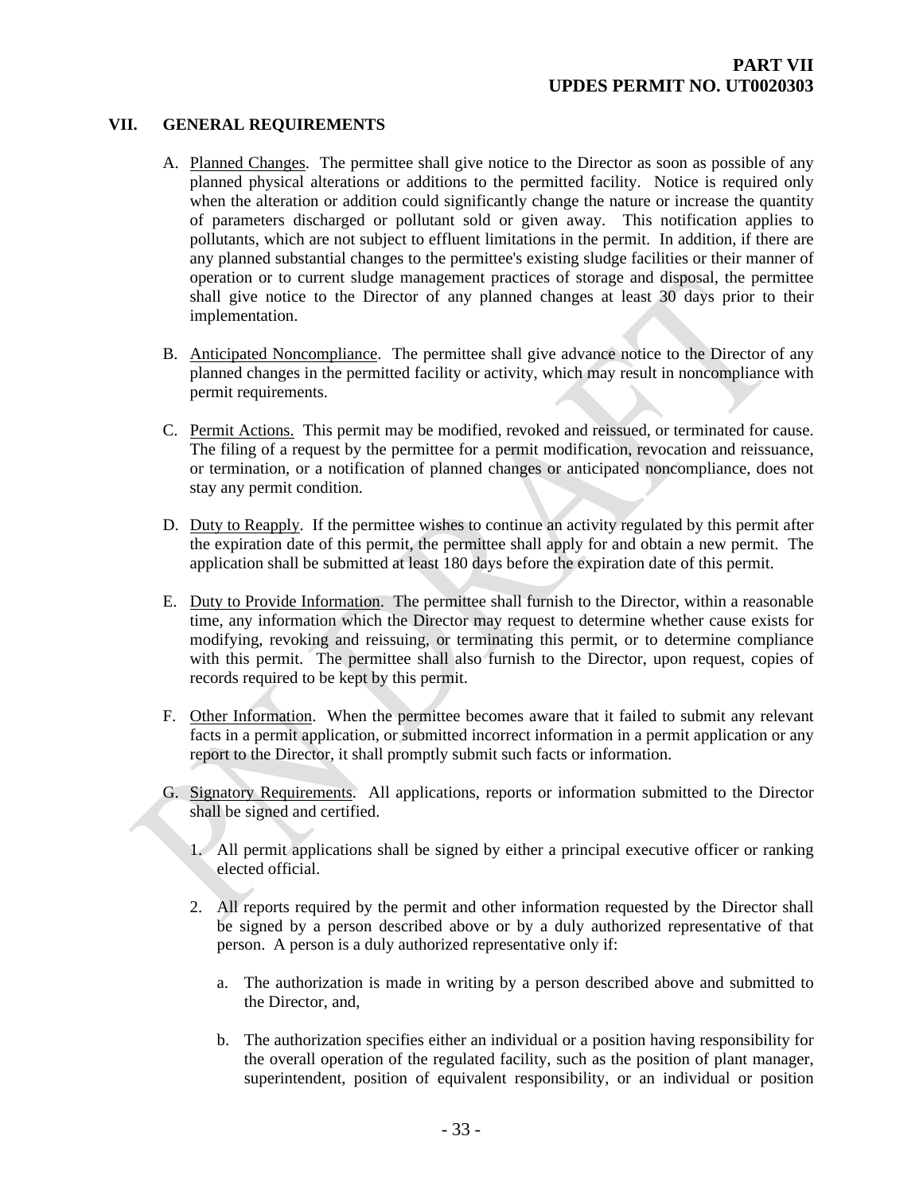## VII. GENERAL REQUIREMENTS

A. Planned Changes. The permittee shall give notice to the Director as soon as possible of any planned physical alterations or additions to the permitted facility. Notice is required only when the alteration or addition could significantly change the nature or increase the quantity of parameters discharged or pollutant sold or given away. This notification applies to pollutants, which are not subject to effluent limitations in the permit. In addition, if there are any planned substantial changes to the permittee's existing sludge facilities or their manner of operation or to current sludge management practices of storage and disposal, the permittee shall give notice to the Director of any planned changes at least 30 days prior to their implementation.

B. Anticipated Noncompliance. The permittee shall give advance notice to the Director of any planned changes in the permitted facility or activity, which may result in noncompliance with permit requirements.

C. Permit Actions. This permit may be modified, revoked and reissued, or terminated for cause. The filing of a request by the permittee for a permit modification, revocation and reissuance, or termination, or a notification of planned changes or anticipated noncompliance, does not stay any permit condition.

D. Duty to Reapply. If the permittee wishes to continue an activity regulated by this permit after the expiration date of this permit, the permittee shall apply for and obtain a new permit. The application shall be submitted at least 180 days before the expiration date of this permit.

E. Duty to Provide Information. The permittee shall furnish to the Director, within a reasonable time, any information which the Director may request to determine whether cause exists for modifying, revoking and reissuing, or terminating this permit, or to determine compliance with this permit. The permittee shall also furnish to the Director, upon request, copies of records required to be kept by this permit.

F. Other Information. When the permittee becomes aware that it failed to submit any relevant facts in a permit application, or submitted incorrect information in a permit application or any report to the Director, it shall promptly submit such facts or information.

G. Signatory Requirements. All applications, reports or information submitted to the Director shall be signed and certified.

1. All permit applications shall be signed by either a principal executive officer or ranking elected official.

2. All reports required by the permit and other information requested by the Director shall be signed by a person described above or by a duly authorized representative of that person. A person is a duly authorized representative only if:

   a. The authorization is made in writing by a person described above and submitted to the Director, and,

   b. The authorization specifies either an individual or a position having responsibility for the overall operation of the regulated facility, such as the position of plant manager, superintendent, position of equivalent responsibility, or an individual or position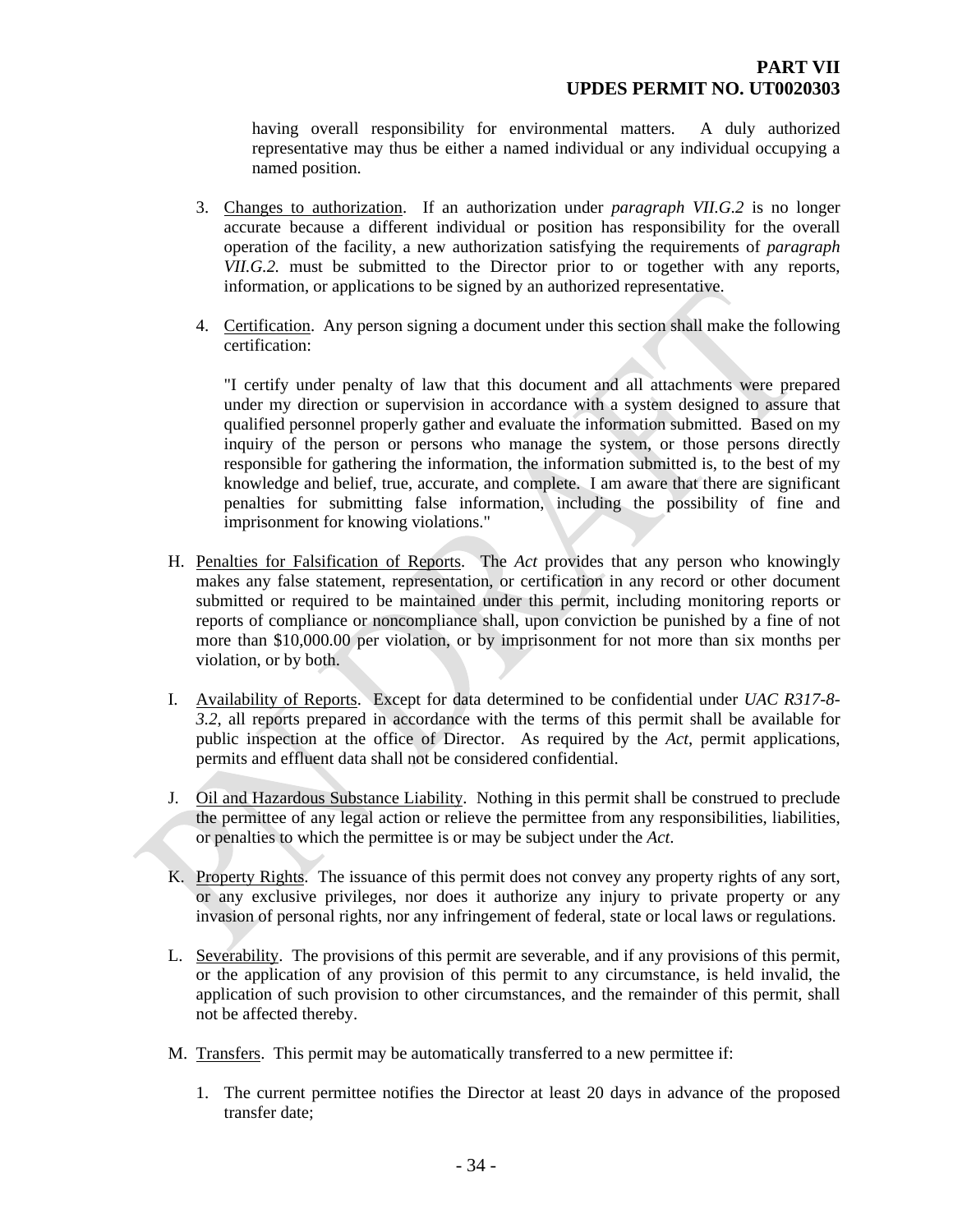having overall responsibility for environmental matters. A duly authorized representative may thus be either a named individual or any individual occupying a named position.

3. Changes to authorization. If an authorization under *paragraph VII.G.2* is no longer accurate because a different individual or position has responsibility for the overall operation of the facility, a new authorization satisfying the requirements of *paragraph VII.G.2.* must be submitted to the Director prior to or together with any reports, information, or applications to be signed by an authorized representative.

4. Certification. Any person signing a document under this section shall make the following certification:

   "I certify under penalty of law that this document and all attachments were prepared under my direction or supervision in accordance with a system designed to assure that qualified personnel properly gather and evaluate the information submitted. Based on my inquiry of the person or persons who manage the system, or those persons directly responsible for gathering the information, the information submitted is, to the best of my knowledge and belief, true, accurate, and complete. I am aware that there are significant penalties for submitting false information, including the possibility of fine and imprisonment for knowing violations."

H. Penalties for Falsification of Reports. The *Act* provides that any person who knowingly makes any false statement, representation, or certification in any record or other document submitted or required to be maintained under this permit, including monitoring reports or reports of compliance or noncompliance shall, upon conviction be punished by a fine of not more than $10,000.00 per violation, or by imprisonment for not more than six months per violation, or by both.

I. Availability of Reports. Except for data determined to be confidential under *UAC R317-8-3.2*, all reports prepared in accordance with the terms of this permit shall be available for public inspection at the office of Director. As required by the *Act*, permit applications, permits and effluent data shall not be considered confidential.

J. Oil and Hazardous Substance Liability. Nothing in this permit shall be construed to preclude the permittee of any legal action or relieve the permittee from any responsibilities, liabilities, or penalties to which the permittee is or may be subject under the *Act*.

K. Property Rights. The issuance of this permit does not convey any property rights of any sort, or any exclusive privileges, nor does it authorize any injury to private property or any invasion of personal rights, nor any infringement of federal, state or local laws or regulations.

L. Severability. The provisions of this permit are severable, and if any provisions of this permit, or the application of any provision of this permit to any circumstance, is held invalid, the application of such provision to other circumstances, and the remainder of this permit, shall not be affected thereby.

M. Transfers. This permit may be automatically transferred to a new permittee if:

1. The current permittee notifies the Director at least 20 days in advance of the proposed transfer date;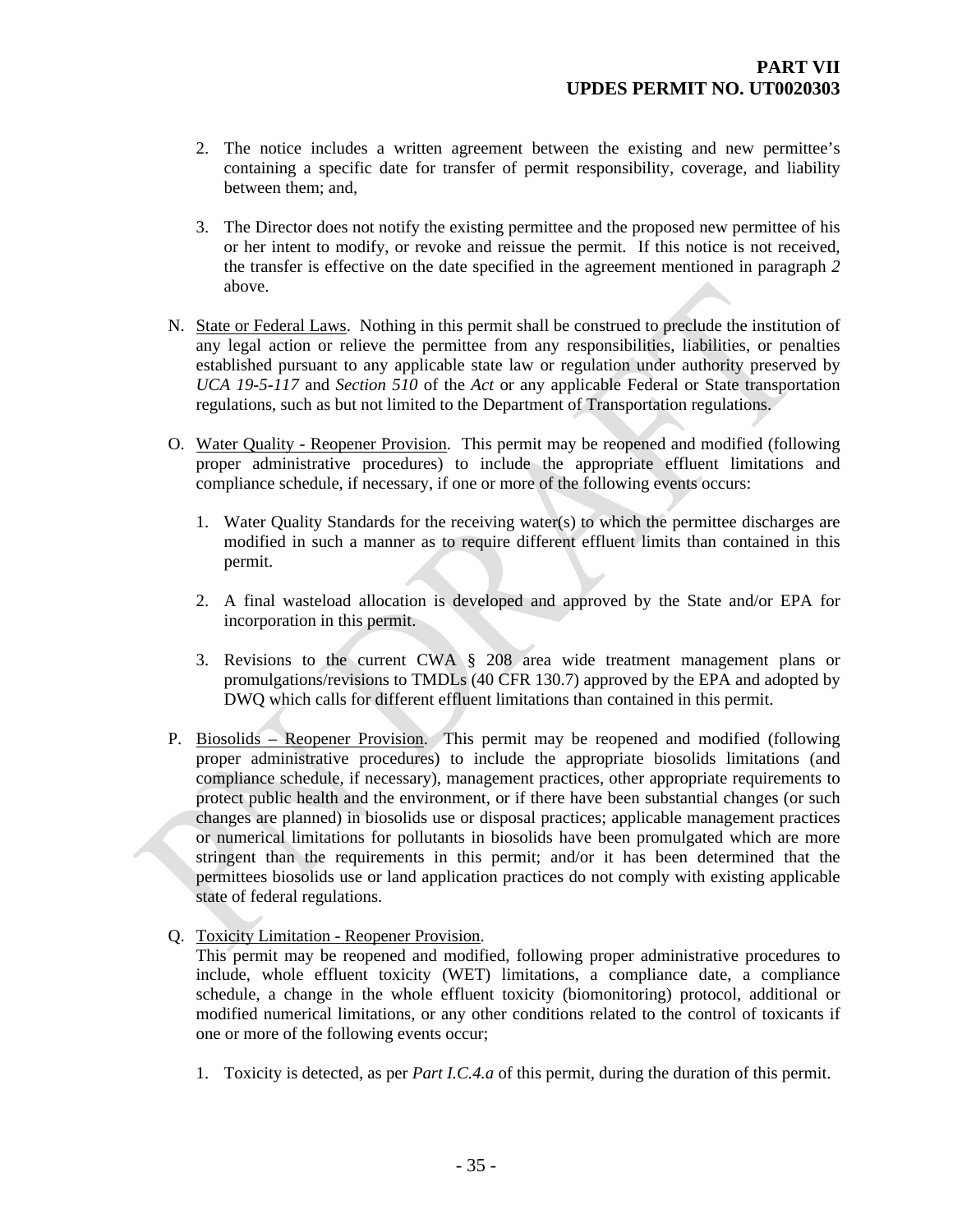2. The notice includes a written agreement between the existing and new permittee's containing a specific date for transfer of permit responsibility, coverage, and liability between them; and,

3. The Director does not notify the existing permittee and the proposed new permittee of his or her intent to modify, or revoke and reissue the permit. If this notice is not received, the transfer is effective on the date specified in the agreement mentioned in paragraph *2* above.

N. State or Federal Laws. Nothing in this permit shall be construed to preclude the institution of any legal action or relieve the permittee from any responsibilities, liabilities, or penalties established pursuant to any applicable state law or regulation under authority preserved by *UCA 19-5-117* and *Section 510* of the *Act* or any applicable Federal or State transportation regulations, such as but not limited to the Department of Transportation regulations.

O. Water Quality - Reopener Provision. This permit may be reopened and modified (following proper administrative procedures) to include the appropriate effluent limitations and compliance schedule, if necessary, if one or more of the following events occurs:

   1. Water Quality Standards for the receiving water(s) to which the permittee discharges are modified in such a manner as to require different effluent limits than contained in this permit.

   2. A final wasteload allocation is developed and approved by the State and/or EPA for incorporation in this permit.

   3. Revisions to the current CWA § 208 area wide treatment management plans or promulgations/revisions to TMDLs (40 CFR 130.7) approved by the EPA and adopted by DWQ which calls for different effluent limitations than contained in this permit.

P. Biosolids – Reopener Provision. This permit may be reopened and modified (following proper administrative procedures) to include the appropriate biosolids limitations (and compliance schedule, if necessary), management practices, other appropriate requirements to protect public health and the environment, or if there have been substantial changes (or such changes are planned) in biosolids use or disposal practices; applicable management practices or numerical limitations for pollutants in biosolids have been promulgated which are more stringent than the requirements in this permit; and/or it has been determined that the permittees biosolids use or land application practices do not comply with existing applicable state of federal regulations.

Q. Toxicity Limitation - Reopener Provision.
This permit may be reopened and modified, following proper administrative procedures to include, whole effluent toxicity (WET) limitations, a compliance date, a compliance schedule, a change in the whole effluent toxicity (biomonitoring) protocol, additional or modified numerical limitations, or any other conditions related to the control of toxicants if one or more of the following events occur;

   1. Toxicity is detected, as per *Part I.C.4.a* of this permit, during the duration of this permit.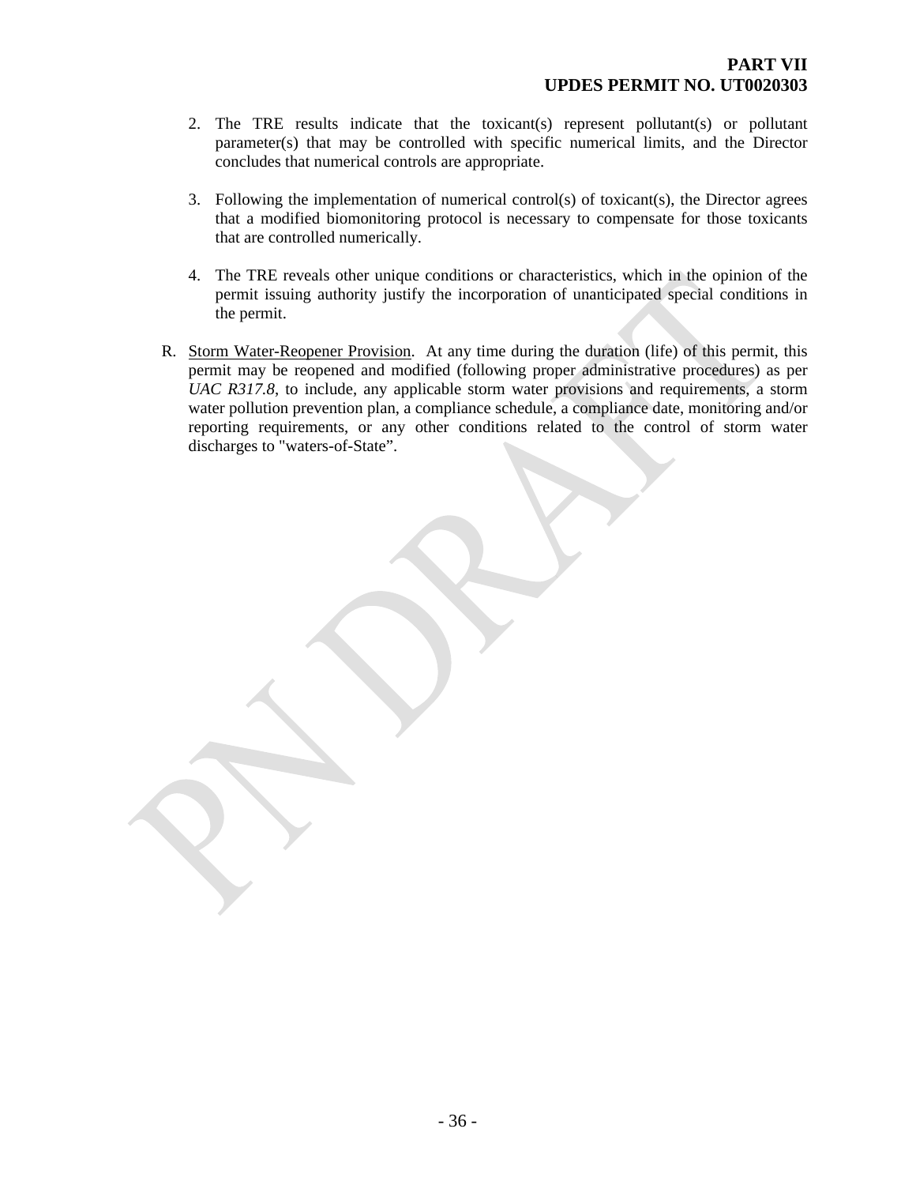2. The TRE results indicate that the toxicant(s) represent pollutant(s) or pollutant parameter(s) that may be controlled with specific numerical limits, and the Director concludes that numerical controls are appropriate.

3. Following the implementation of numerical control(s) of toxicant(s), the Director agrees that a modified biomonitoring protocol is necessary to compensate for those toxicants that are controlled numerically.

4. The TRE reveals other unique conditions or characteristics, which in the opinion of the permit issuing authority justify the incorporation of unanticipated special conditions in the permit.

R. Storm Water-Reopener Provision. At any time during the duration (life) of this permit, this permit may be reopened and modified (following proper administrative procedures) as per *UAC R317.8*, to include, any applicable storm water provisions and requirements, a storm water pollution prevention plan, a compliance schedule, a compliance date, monitoring and/or reporting requirements, or any other conditions related to the control of storm water discharges to "waters-of-State".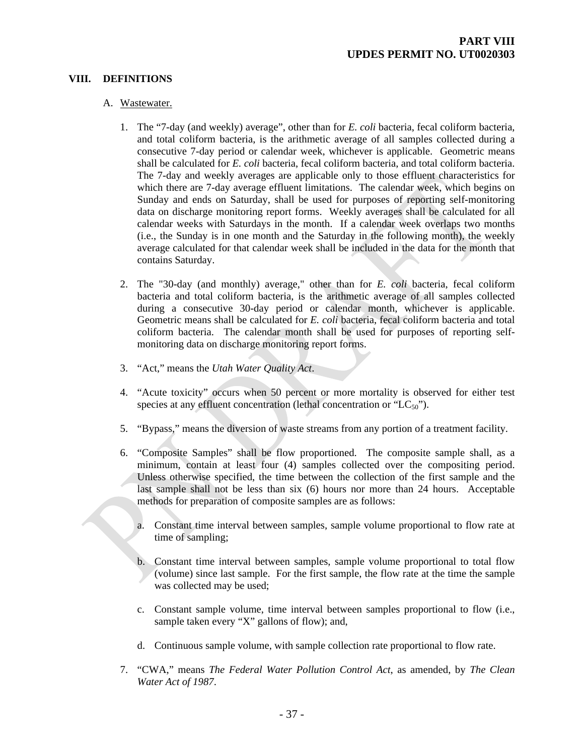## VIII. DEFINITIONS

A. Wastewater.

1. The "7-day (and weekly) average", other than for *E. coli* bacteria, fecal coliform bacteria, and total coliform bacteria, is the arithmetic average of all samples collected during a consecutive 7-day period or calendar week, whichever is applicable. Geometric means shall be calculated for *E. coli* bacteria, fecal coliform bacteria, and total coliform bacteria. The 7-day and weekly averages are applicable only to those effluent characteristics for which there are 7-day average effluent limitations. The calendar week, which begins on Sunday and ends on Saturday, shall be used for purposes of reporting self-monitoring data on discharge monitoring report forms. Weekly averages shall be calculated for all calendar weeks with Saturdays in the month. If a calendar week overlaps two months (i.e., the Sunday is in one month and the Saturday in the following month), the weekly average calculated for that calendar week shall be included in the data for the month that contains Saturday.

2. The "30-day (and monthly) average," other than for *E. coli* bacteria, fecal coliform bacteria and total coliform bacteria, is the arithmetic average of all samples collected during a consecutive 30-day period or calendar month, whichever is applicable. Geometric means shall be calculated for *E. coli* bacteria, fecal coliform bacteria and total coliform bacteria. The calendar month shall be used for purposes of reporting self-monitoring data on discharge monitoring report forms.

3. "Act," means the *Utah Water Quality Act*.

4. "Acute toxicity" occurs when 50 percent or more mortality is observed for either test species at any effluent concentration (lethal concentration or "$LC_{50}$").

5. "Bypass," means the diversion of waste streams from any portion of a treatment facility.

6. "Composite Samples" shall be flow proportioned. The composite sample shall, as a minimum, contain at least four (4) samples collected over the compositing period. Unless otherwise specified, the time between the collection of the first sample and the last sample shall not be less than six (6) hours nor more than 24 hours. Acceptable methods for preparation of composite samples are as follows:

   a. Constant time interval between samples, sample volume proportional to flow rate at time of sampling;

   b. Constant time interval between samples, sample volume proportional to total flow (volume) since last sample. For the first sample, the flow rate at the time the sample was collected may be used;

   c. Constant sample volume, time interval between samples proportional to flow (i.e., sample taken every "X" gallons of flow); and,

   d. Continuous sample volume, with sample collection rate proportional to flow rate.

7. "CWA," means *The Federal Water Pollution Control Act*, as amended, by *The Clean Water Act of 1987*.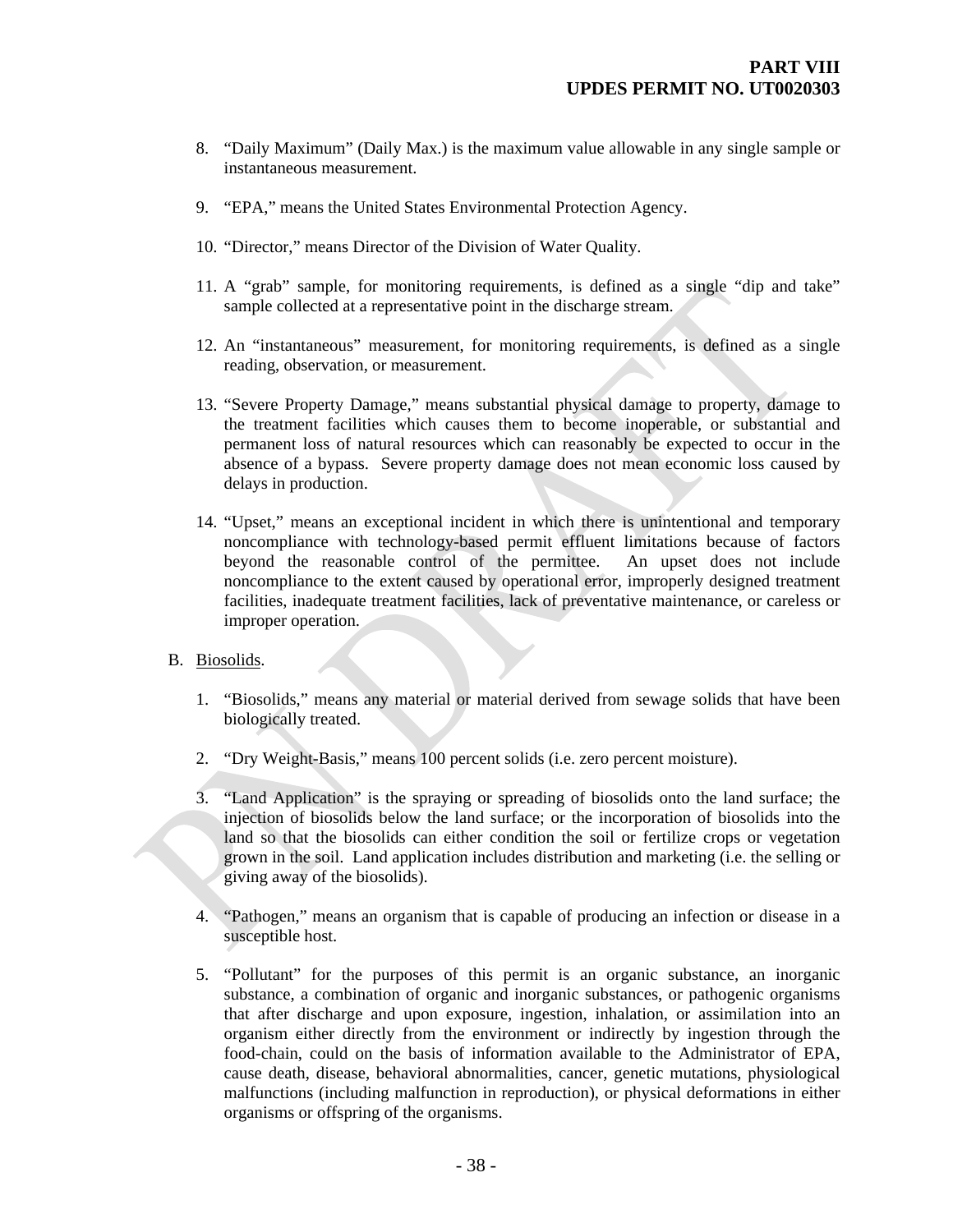8. "Daily Maximum" (Daily Max.) is the maximum value allowable in any single sample or instantaneous measurement.

9. "EPA," means the United States Environmental Protection Agency.

10. "Director," means Director of the Division of Water Quality.

11. A "grab" sample, for monitoring requirements, is defined as a single "dip and take" sample collected at a representative point in the discharge stream.

12. An "instantaneous" measurement, for monitoring requirements, is defined as a single reading, observation, or measurement.

13. "Severe Property Damage," means substantial physical damage to property, damage to the treatment facilities which causes them to become inoperable, or substantial and permanent loss of natural resources which can reasonably be expected to occur in the absence of a bypass. Severe property damage does not mean economic loss caused by delays in production.

14. "Upset," means an exceptional incident in which there is unintentional and temporary noncompliance with technology-based permit effluent limitations because of factors beyond the reasonable control of the permittee. An upset does not include noncompliance to the extent caused by operational error, improperly designed treatment facilities, inadequate treatment facilities, lack of preventative maintenance, or careless or improper operation.

B. Biosolids.

1. "Biosolids," means any material or material derived from sewage solids that have been biologically treated.

2. "Dry Weight-Basis," means 100 percent solids (i.e. zero percent moisture).

3. "Land Application" is the spraying or spreading of biosolids onto the land surface; the injection of biosolids below the land surface; or the incorporation of biosolids into the land so that the biosolids can either condition the soil or fertilize crops or vegetation grown in the soil. Land application includes distribution and marketing (i.e. the selling or giving away of the biosolids).

4. "Pathogen," means an organism that is capable of producing an infection or disease in a susceptible host.

5. "Pollutant" for the purposes of this permit is an organic substance, an inorganic substance, a combination of organic and inorganic substances, or pathogenic organisms that after discharge and upon exposure, ingestion, inhalation, or assimilation into an organism either directly from the environment or indirectly by ingestion through the food-chain, could on the basis of information available to the Administrator of EPA, cause death, disease, behavioral abnormalities, cancer, genetic mutations, physiological malfunctions (including malfunction in reproduction), or physical deformations in either organisms or offspring of the organisms.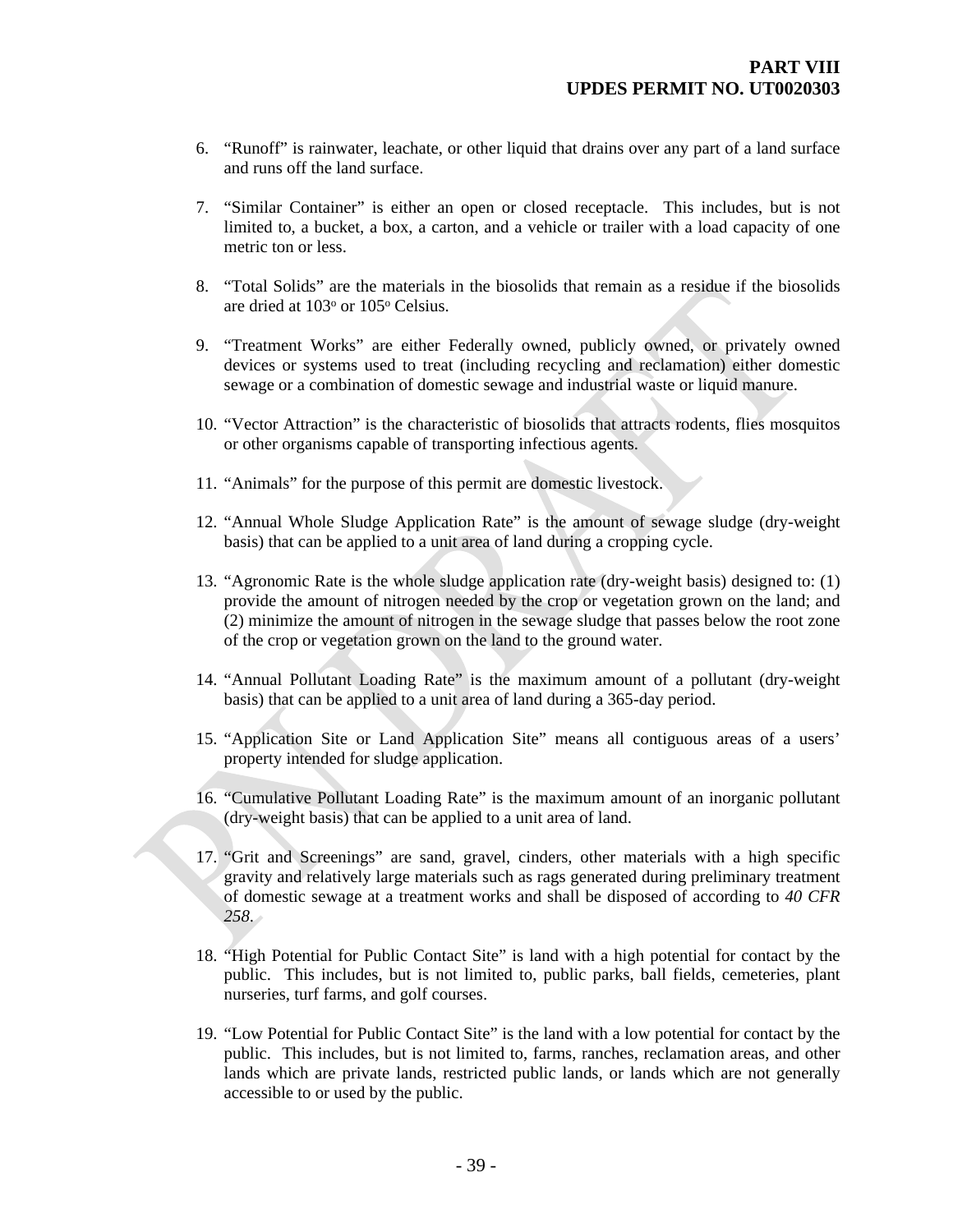6. "Runoff" is rainwater, leachate, or other liquid that drains over any part of a land surface and runs off the land surface.

7. "Similar Container" is either an open or closed receptacle. This includes, but is not limited to, a bucket, a box, a carton, and a vehicle or trailer with a load capacity of one metric ton or less.

8. "Total Solids" are the materials in the biosolids that remain as a residue if the biosolids are dried at $103^o$ or $105^o$ Celsius.

9. "Treatment Works" are either Federally owned, publicly owned, or privately owned devices or systems used to treat (including recycling and reclamation) either domestic sewage or a combination of domestic sewage and industrial waste or liquid manure.

10. "Vector Attraction" is the characteristic of biosolids that attracts rodents, flies mosquitos or other organisms capable of transporting infectious agents.

11. "Animals" for the purpose of this permit are domestic livestock.

12. "Annual Whole Sludge Application Rate" is the amount of sewage sludge (dry-weight basis) that can be applied to a unit area of land during a cropping cycle.

13. "Agronomic Rate is the whole sludge application rate (dry-weight basis) designed to: (1) provide the amount of nitrogen needed by the crop or vegetation grown on the land; and (2) minimize the amount of nitrogen in the sewage sludge that passes below the root zone of the crop or vegetation grown on the land to the ground water.

14. "Annual Pollutant Loading Rate" is the maximum amount of a pollutant (dry-weight basis) that can be applied to a unit area of land during a 365-day period.

15. "Application Site or Land Application Site" means all contiguous areas of a users' property intended for sludge application.

16. "Cumulative Pollutant Loading Rate" is the maximum amount of an inorganic pollutant (dry-weight basis) that can be applied to a unit area of land.

17. "Grit and Screenings" are sand, gravel, cinders, other materials with a high specific gravity and relatively large materials such as rags generated during preliminary treatment of domestic sewage at a treatment works and shall be disposed of according to *40 CFR 258*.

18. "High Potential for Public Contact Site" is land with a high potential for contact by the public. This includes, but is not limited to, public parks, ball fields, cemeteries, plant nurseries, turf farms, and golf courses.

19. "Low Potential for Public Contact Site" is the land with a low potential for contact by the public. This includes, but is not limited to, farms, ranches, reclamation areas, and other lands which are private lands, restricted public lands, or lands which are not generally accessible to or used by the public.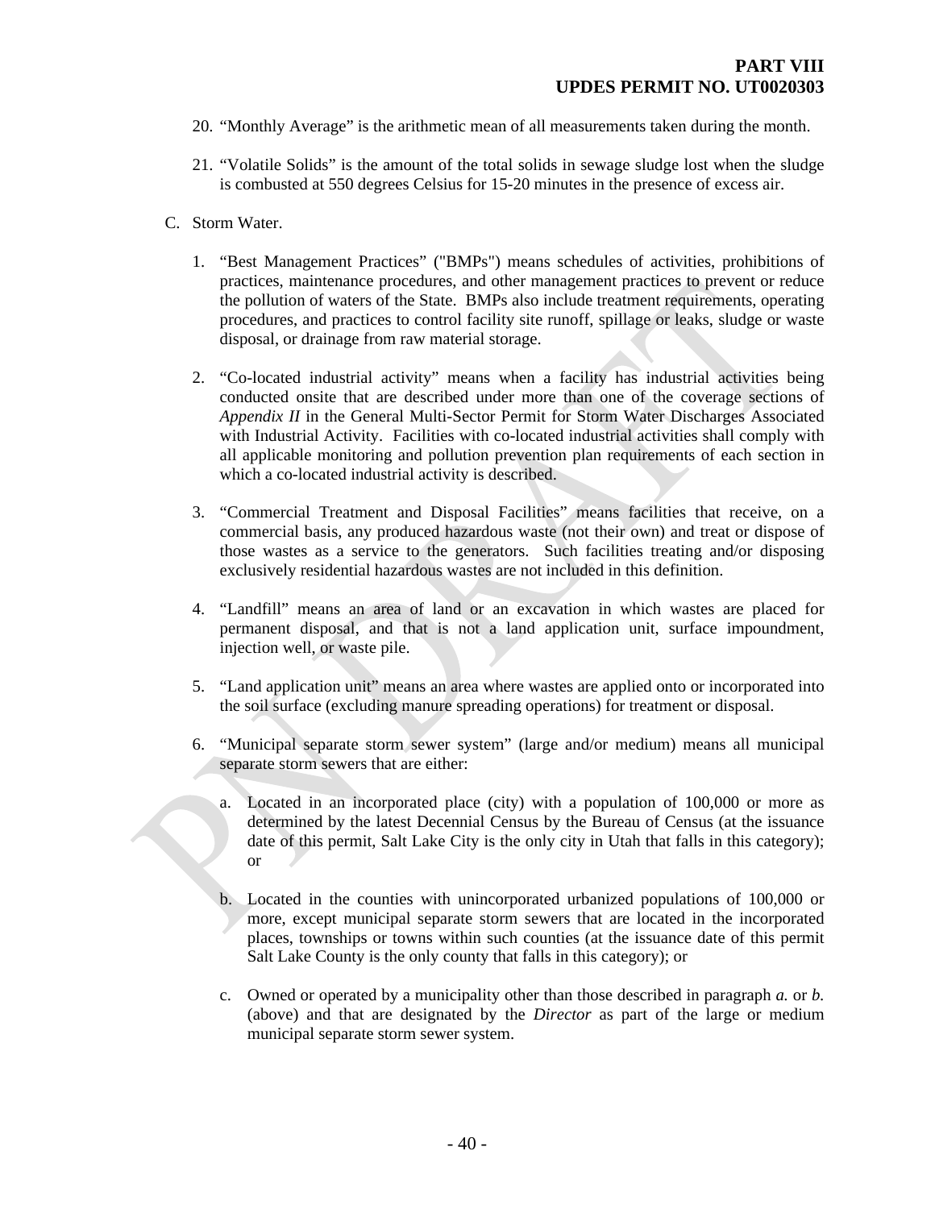20. "Monthly Average" is the arithmetic mean of all measurements taken during the month.

21. "Volatile Solids" is the amount of the total solids in sewage sludge lost when the sludge is combusted at 550 degrees Celsius for 15-20 minutes in the presence of excess air.

C. Storm Water.

1. "Best Management Practices" ("BMPs") means schedules of activities, prohibitions of practices, maintenance procedures, and other management practices to prevent or reduce the pollution of waters of the State. BMPs also include treatment requirements, operating procedures, and practices to control facility site runoff, spillage or leaks, sludge or waste disposal, or drainage from raw material storage.

2. "Co-located industrial activity" means when a facility has industrial activities being conducted onsite that are described under more than one of the coverage sections of *Appendix II* in the General Multi-Sector Permit for Storm Water Discharges Associated with Industrial Activity. Facilities with co-located industrial activities shall comply with all applicable monitoring and pollution prevention plan requirements of each section in which a co-located industrial activity is described.

3. "Commercial Treatment and Disposal Facilities" means facilities that receive, on a commercial basis, any produced hazardous waste (not their own) and treat or dispose of those wastes as a service to the generators. Such facilities treating and/or disposing exclusively residential hazardous wastes are not included in this definition.

4. "Landfill" means an area of land or an excavation in which wastes are placed for permanent disposal, and that is not a land application unit, surface impoundment, injection well, or waste pile.

5. "Land application unit" means an area where wastes are applied onto or incorporated into the soil surface (excluding manure spreading operations) for treatment or disposal.

6. "Municipal separate storm sewer system" (large and/or medium) means all municipal separate storm sewers that are either:

   a. Located in an incorporated place (city) with a population of 100,000 or more as determined by the latest Decennial Census by the Bureau of Census (at the issuance date of this permit, Salt Lake City is the only city in Utah that falls in this category); or

   b. Located in the counties with unincorporated urbanized populations of 100,000 or more, except municipal separate storm sewers that are located in the incorporated places, townships or towns within such counties (at the issuance date of this permit Salt Lake County is the only county that falls in this category); or

   c. Owned or operated by a municipality other than those described in paragraph *a.* or *b.* (above) and that are designated by the *Director* as part of the large or medium municipal separate storm sewer system.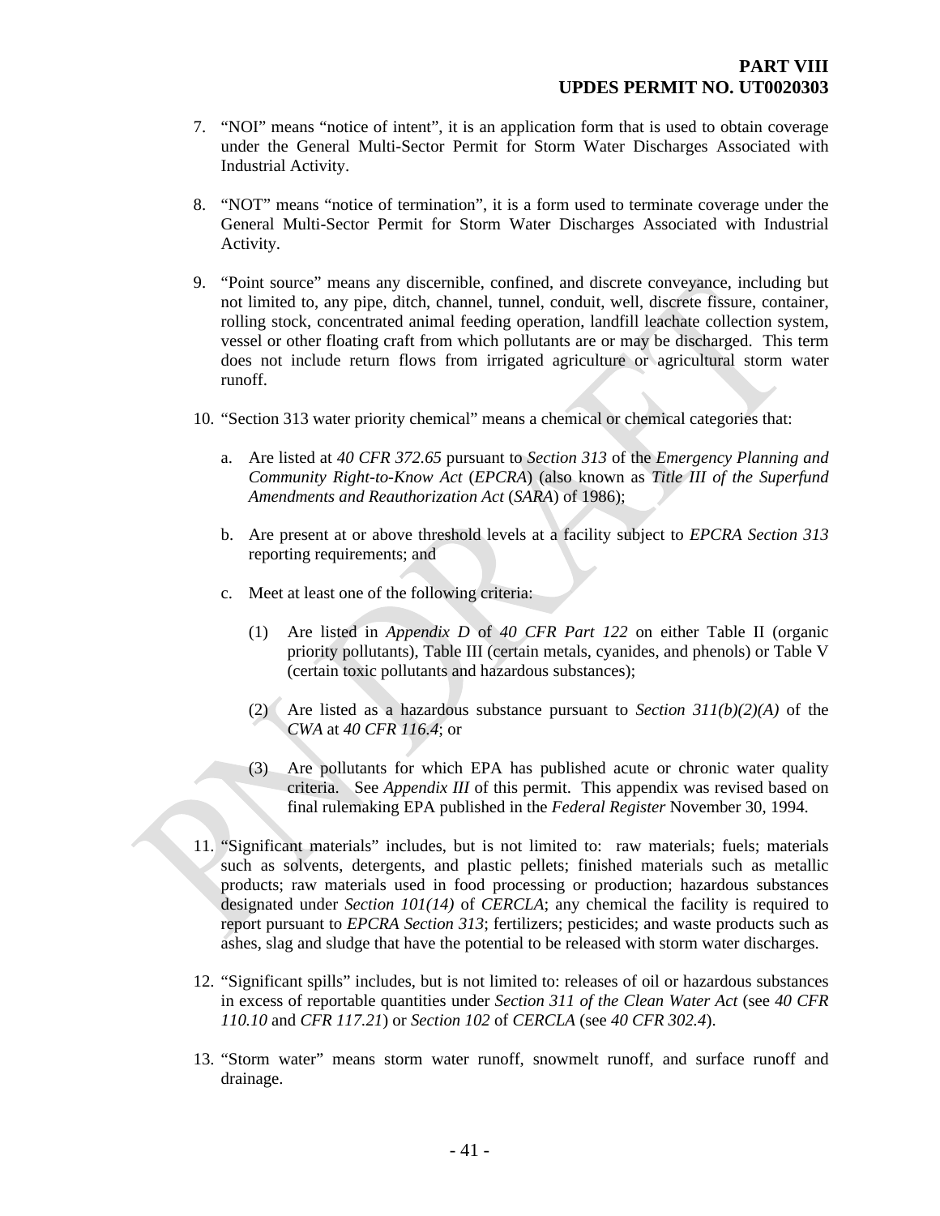7. "NOI" means "notice of intent", it is an application form that is used to obtain coverage under the General Multi-Sector Permit for Storm Water Discharges Associated with Industrial Activity.

8. "NOT" means "notice of termination", it is a form used to terminate coverage under the General Multi-Sector Permit for Storm Water Discharges Associated with Industrial Activity.

9. "Point source" means any discernible, confined, and discrete conveyance, including but not limited to, any pipe, ditch, channel, tunnel, conduit, well, discrete fissure, container, rolling stock, concentrated animal feeding operation, landfill leachate collection system, vessel or other floating craft from which pollutants are or may be discharged. This term does not include return flows from irrigated agriculture or agricultural storm water runoff.

10. "Section 313 water priority chemical" means a chemical or chemical categories that:

    a. Are listed at *40 CFR 372.65* pursuant to *Section 313* of the *Emergency Planning and Community Right-to-Know Act* (*EPCRA*) (also known as *Title III of the Superfund Amendments and Reauthorization Act* (*SARA*) of 1986);

    b. Are present at or above threshold levels at a facility subject to *EPCRA Section 313* reporting requirements; and

    c. Meet at least one of the following criteria:

        (1) Are listed in *Appendix D* of *40 CFR Part 122* on either Table II (organic priority pollutants), Table III (certain metals, cyanides, and phenols) or Table V (certain toxic pollutants and hazardous substances);

        (2) Are listed as a hazardous substance pursuant to *Section 311(b)(2)(A)* of the *CWA* at *40 CFR 116.4*; or

        (3) Are pollutants for which EPA has published acute or chronic water quality criteria. See *Appendix III* of this permit. This appendix was revised based on final rulemaking EPA published in the *Federal Register* November 30, 1994.

11. "Significant materials" includes, but is not limited to: raw materials; fuels; materials such as solvents, detergents, and plastic pellets; finished materials such as metallic products; raw materials used in food processing or production; hazardous substances designated under *Section 101(14)* of *CERCLA*; any chemical the facility is required to report pursuant to *EPCRA Section 313*; fertilizers; pesticides; and waste products such as ashes, slag and sludge that have the potential to be released with storm water discharges.

12. "Significant spills" includes, but is not limited to: releases of oil or hazardous substances in excess of reportable quantities under *Section 311 of the Clean Water Act* (see *40 CFR 110.10* and *CFR 117.21*) or *Section 102* of *CERCLA* (see *40 CFR 302.4*).

13. "Storm water" means storm water runoff, snowmelt runoff, and surface runoff and drainage.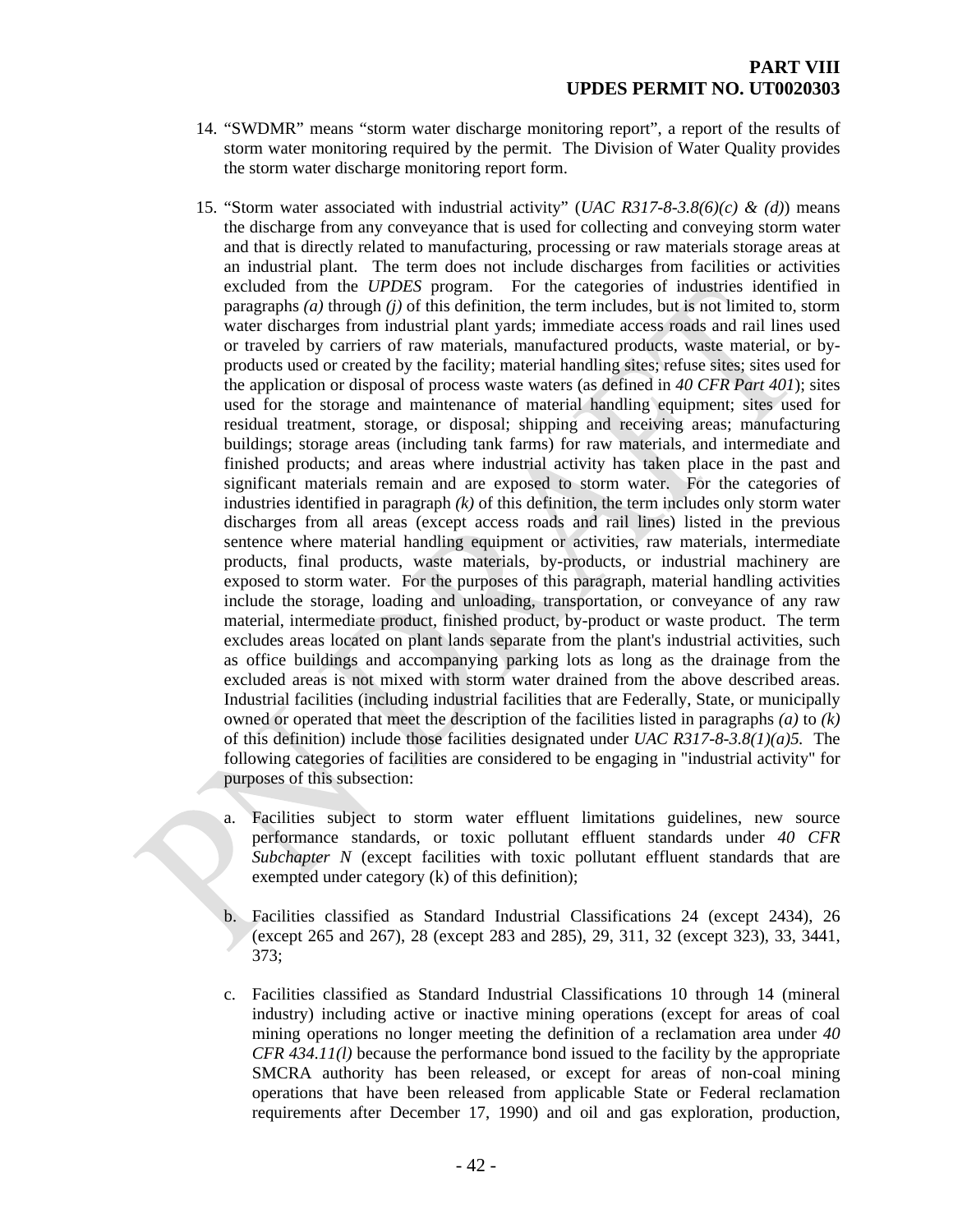14. "SWDMR" means "storm water discharge monitoring report", a report of the results of storm water monitoring required by the permit. The Division of Water Quality provides the storm water discharge monitoring report form.

15. "Storm water associated with industrial activity" (*UAC R317-8-3.8(6)(c) & (d)*) means the discharge from any conveyance that is used for collecting and conveying storm water and that is directly related to manufacturing, processing or raw materials storage areas at an industrial plant. The term does not include discharges from facilities or activities excluded from the *UPDES* program. For the categories of industries identified in paragraphs *(a)* through *(j)* of this definition, the term includes, but is not limited to, storm water discharges from industrial plant yards; immediate access roads and rail lines used or traveled by carriers of raw materials, manufactured products, waste material, or by-products used or created by the facility; material handling sites; refuse sites; sites used for the application or disposal of process waste waters (as defined in *40 CFR Part 401*); sites used for the storage and maintenance of material handling equipment; sites used for residual treatment, storage, or disposal; shipping and receiving areas; manufacturing buildings; storage areas (including tank farms) for raw materials, and intermediate and finished products; and areas where industrial activity has taken place in the past and significant materials remain and are exposed to storm water. For the categories of industries identified in paragraph *(k)* of this definition, the term includes only storm water discharges from all areas (except access roads and rail lines) listed in the previous sentence where material handling equipment or activities, raw materials, intermediate products, final products, waste materials, by-products, or industrial machinery are exposed to storm water. For the purposes of this paragraph, material handling activities include the storage, loading and unloading, transportation, or conveyance of any raw material, intermediate product, finished product, by-product or waste product. The term excludes areas located on plant lands separate from the plant's industrial activities, such as office buildings and accompanying parking lots as long as the drainage from the excluded areas is not mixed with storm water drained from the above described areas. Industrial facilities (including industrial facilities that are Federally, State, or municipally owned or operated that meet the description of the facilities listed in paragraphs *(a)* to *(k)* of this definition) include those facilities designated under *UAC R317-8-3.8(1)(a)5.* The following categories of facilities are considered to be engaging in "industrial activity" for purposes of this subsection:

    a. Facilities subject to storm water effluent limitations guidelines, new source performance standards, or toxic pollutant effluent standards under *40 CFR Subchapter N* (except facilities with toxic pollutant effluent standards that are exempted under category (k) of this definition);

    b. Facilities classified as Standard Industrial Classifications 24 (except 2434), 26 (except 265 and 267), 28 (except 283 and 285), 29, 311, 32 (except 323), 33, 3441, 373;

    c. Facilities classified as Standard Industrial Classifications 10 through 14 (mineral industry) including active or inactive mining operations (except for areas of coal mining operations no longer meeting the definition of a reclamation area under *40 CFR 434.11(l)* because the performance bond issued to the facility by the appropriate SMCRA authority has been released, or except for areas of non-coal mining operations that have been released from applicable State or Federal reclamation requirements after December 17, 1990) and oil and gas exploration, production,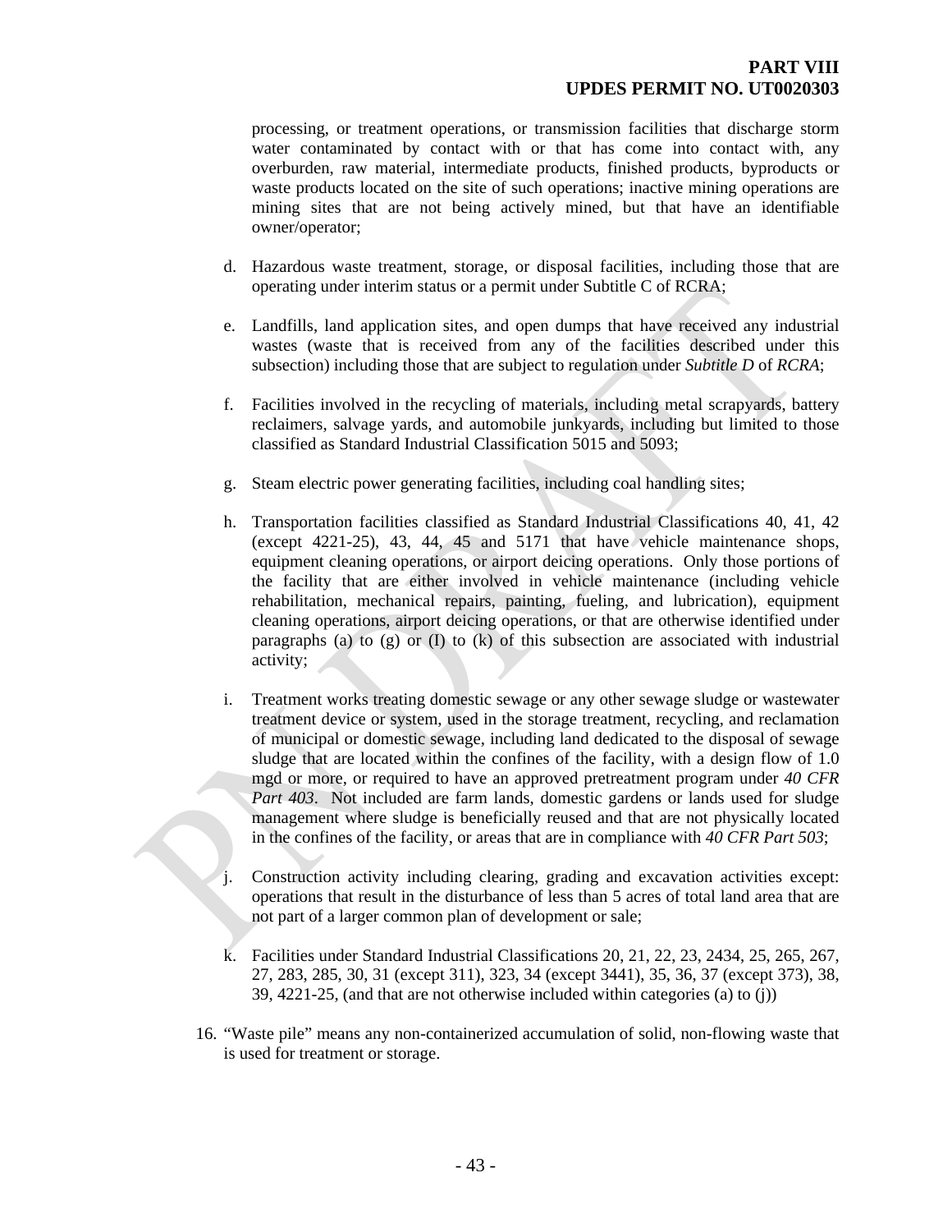processing, or treatment operations, or transmission facilities that discharge storm water contaminated by contact with or that has come into contact with, any overburden, raw material, intermediate products, finished products, byproducts or waste products located on the site of such operations; inactive mining operations are mining sites that are not being actively mined, but that have an identifiable owner/operator;

d. Hazardous waste treatment, storage, or disposal facilities, including those that are operating under interim status or a permit under Subtitle C of RCRA;

e. Landfills, land application sites, and open dumps that have received any industrial wastes (waste that is received from any of the facilities described under this subsection) including those that are subject to regulation under *Subtitle D* of *RCRA*;

f. Facilities involved in the recycling of materials, including metal scrapyards, battery reclaimers, salvage yards, and automobile junkyards, including but limited to those classified as Standard Industrial Classification 5015 and 5093;

g. Steam electric power generating facilities, including coal handling sites;

h. Transportation facilities classified as Standard Industrial Classifications 40, 41, 42 (except 4221-25), 43, 44, 45 and 5171 that have vehicle maintenance shops, equipment cleaning operations, or airport deicing operations. Only those portions of the facility that are either involved in vehicle maintenance (including vehicle rehabilitation, mechanical repairs, painting, fueling, and lubrication), equipment cleaning operations, airport deicing operations, or that are otherwise identified under paragraphs (a) to (g) or (I) to (k) of this subsection are associated with industrial activity;

i. Treatment works treating domestic sewage or any other sewage sludge or wastewater treatment device or system, used in the storage treatment, recycling, and reclamation of municipal or domestic sewage, including land dedicated to the disposal of sewage sludge that are located within the confines of the facility, with a design flow of 1.0 mgd or more, or required to have an approved pretreatment program under *40 CFR Part 403*. Not included are farm lands, domestic gardens or lands used for sludge management where sludge is beneficially reused and that are not physically located in the confines of the facility, or areas that are in compliance with *40 CFR Part 503*;

j. Construction activity including clearing, grading and excavation activities except: operations that result in the disturbance of less than 5 acres of total land area that are not part of a larger common plan of development or sale;

k. Facilities under Standard Industrial Classifications 20, 21, 22, 23, 2434, 25, 265, 267, 27, 283, 285, 30, 31 (except 311), 323, 34 (except 3441), 35, 36, 37 (except 373), 38, 39, 4221-25, (and that are not otherwise included within categories (a) to (j))

16. "Waste pile" means any non-containerized accumulation of solid, non-flowing waste that is used for treatment or storage.